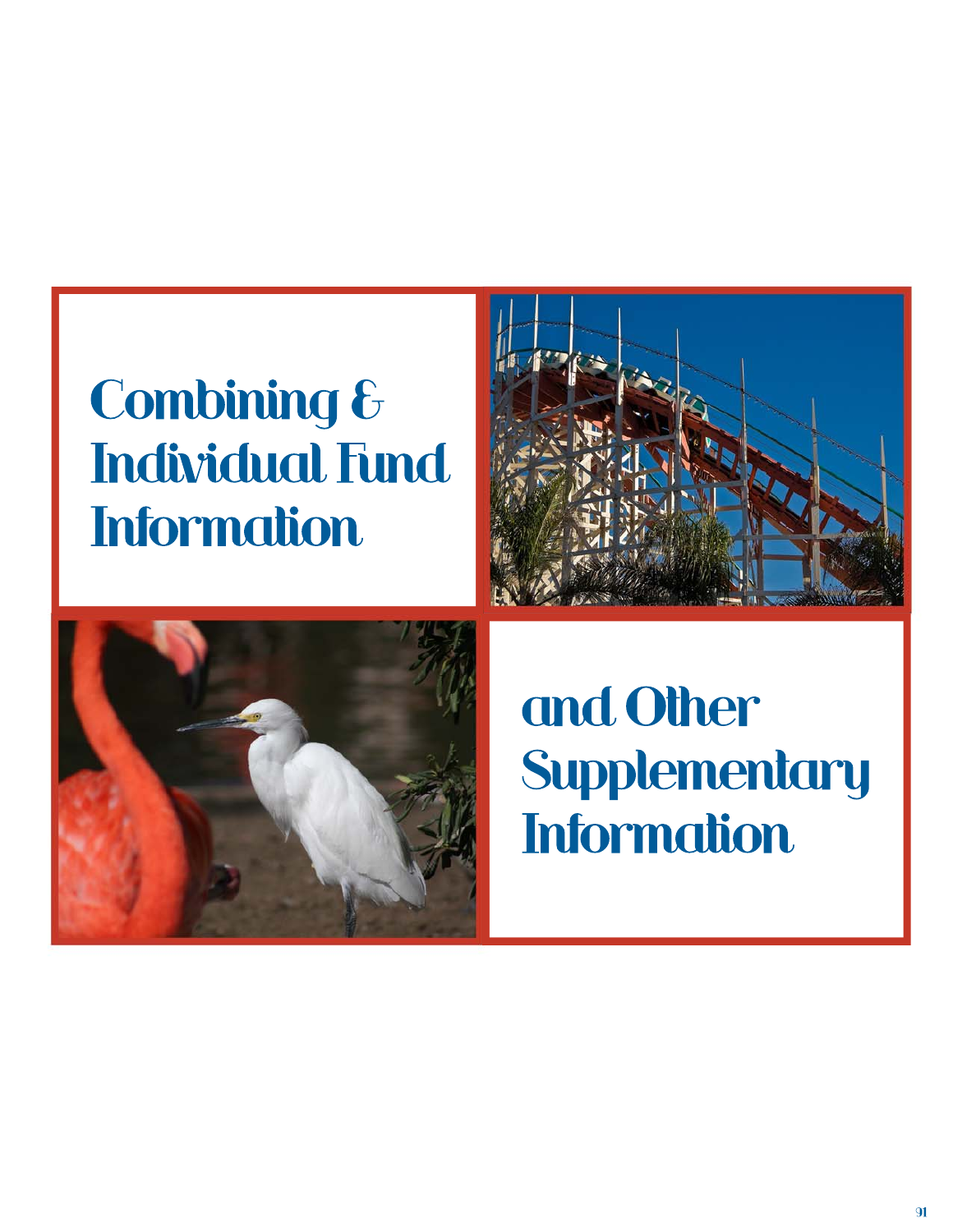# Combining & Individual Fund Information

# and Other Supplementary Information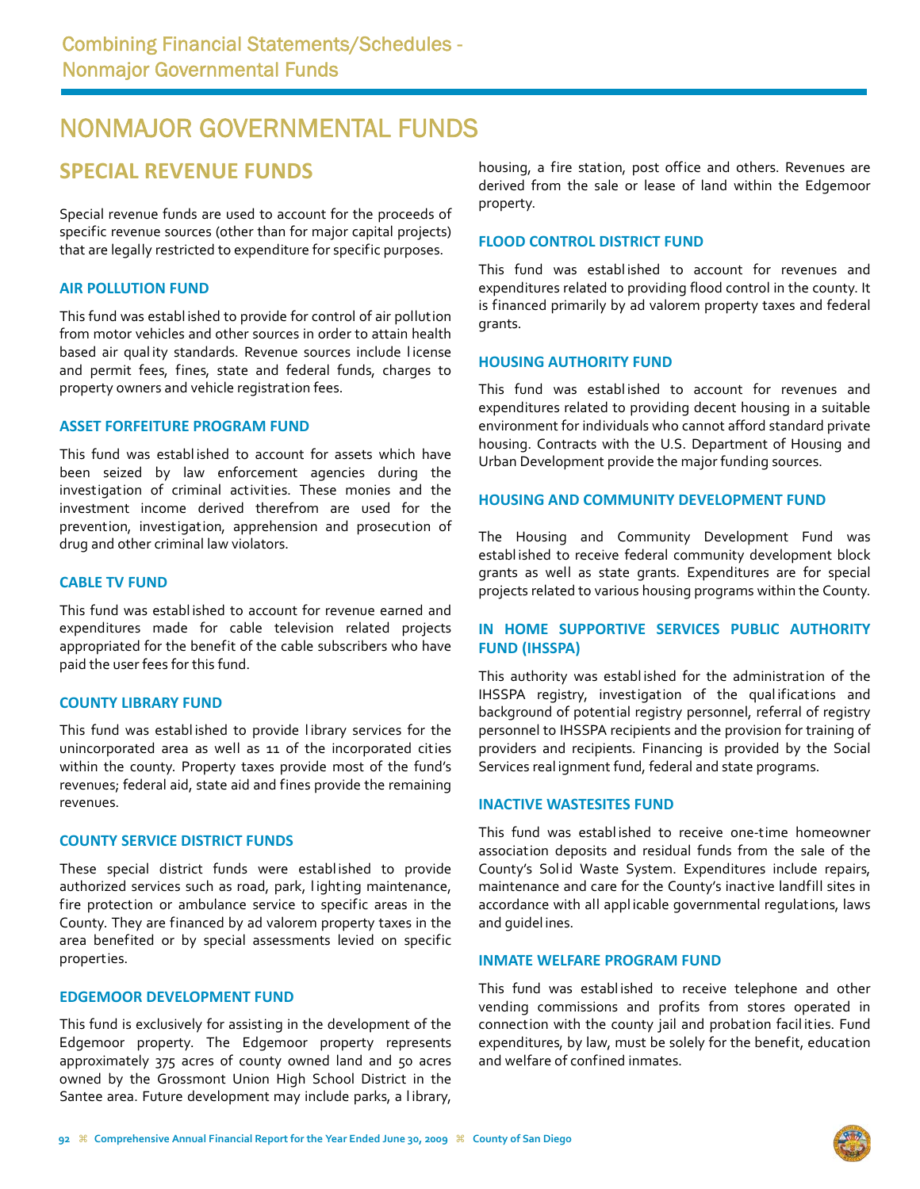# NONMAJOR GOVERNMENTAL FUNDS

## SPECIAL REVENUE FUNDS

Special revenue funds are used to account for the proceeds of specific revenue sources (other than for major capital projects) that are legally restricted to expenditure for specific purposes.

### AIR POLLUTION FUND

This fund was established to provide for control of air pollution from motor vehicles and other sources in order to attain health based air quality standards. Revenue sources include license and permit fees, fines, state and federal funds, charges to property owners and vehicle registration fees.

### ASSET FORFEITURE PROGRAM FUND

This fund was established to account for assets which have been seized by law enforcement agencies during the investigation of criminal activities. These monies and the investment income derived therefrom are used for the prevention, investigation, apprehension and prosecution of drug and other criminal law violators.

### CABLE TV FUND

This fund was established to account for revenue earned and expenditures made for cable television related projects appropriated for the benefit of the cable subscribers who have paid the user fees for this fund.

### COUNTY LIBRARY FUND

This fund was established to provide library services for the unincorporated area as well as 11 of the incorporated cities within the county. Property taxes provide most of the fund's revenues; federal aid, state aid and fines provide the remaining revenues.

### COUNTY SERVICE DISTRICT FUNDS

These special district funds were established to provide authorized services such as road, park, lighting maintenance, fire protection or ambulance service to specific areas in the County. They are financed by ad valorem property taxes in the area benefited or by special assessments levied on specific properties.

### EDGEMOOR DEVELOPMENT FUND

This fund is exclusively for assisting in the development of the Edgemoor property. The Edgemoor property represents approximately 375 acres of county owned land and 50 acres owned by the Grossmont Union High School District in the Santee area. Future development may include parks, a library, housing, a fire station, post office and others. Revenues are derived from the sale or lease of land within the Edgemoor property.

### FLOOD CONTROL DISTRICT FUND

This fund was established to account for revenues and expenditures related to providing flood control in the county. It is financed primarily by ad valorem property taxes and federal grants.

### HOUSING AUTHORITY FUND

This fund was established to account for revenues and expenditures related to providing decent housing in a suitable environment for individuals who cannot afford standard private housing. Contracts with the U.S. Department of Housing and Urban Development provide the major funding sources.

### HOUSING AND COMMUNITY DEVELOPMENT FUND

The Housing and Community Development Fund was established to receive federal community development block grants as well as state grants. Expenditures are for special projects related to various housing programs within the County.

### IN HOME SUPPORTIVE SERVICES PUBLIC AUTHORITY FUND (IHSSPA)

This authority was established for the administration of the IHSSPA registry, investigation of the qualifications and background of potential registry personnel, referral of registry personnel to IHSSPA recipients and the provision for training of providers and recipients. Financing is provided by the Social Services realignment fund, federal and state programs.

### INACTIVE WASTESITES FUND

This fund was established to receive one-time homeowner association deposits and residual funds from the sale of the County's Solid Waste System. Expenditures include repairs, maintenance and care for the County's inactive landfill sites in accordance with all applicable governmental regulations, laws and guidelines.

### INMATE WELFARE PROGRAM FUND

This fund was established to receive telephone and other vending commissions and profits from stores operated in connection with the county jail and probation facilities. Fund expenditures, by law, must be solely for the benefit, education and welfare of confined inmates.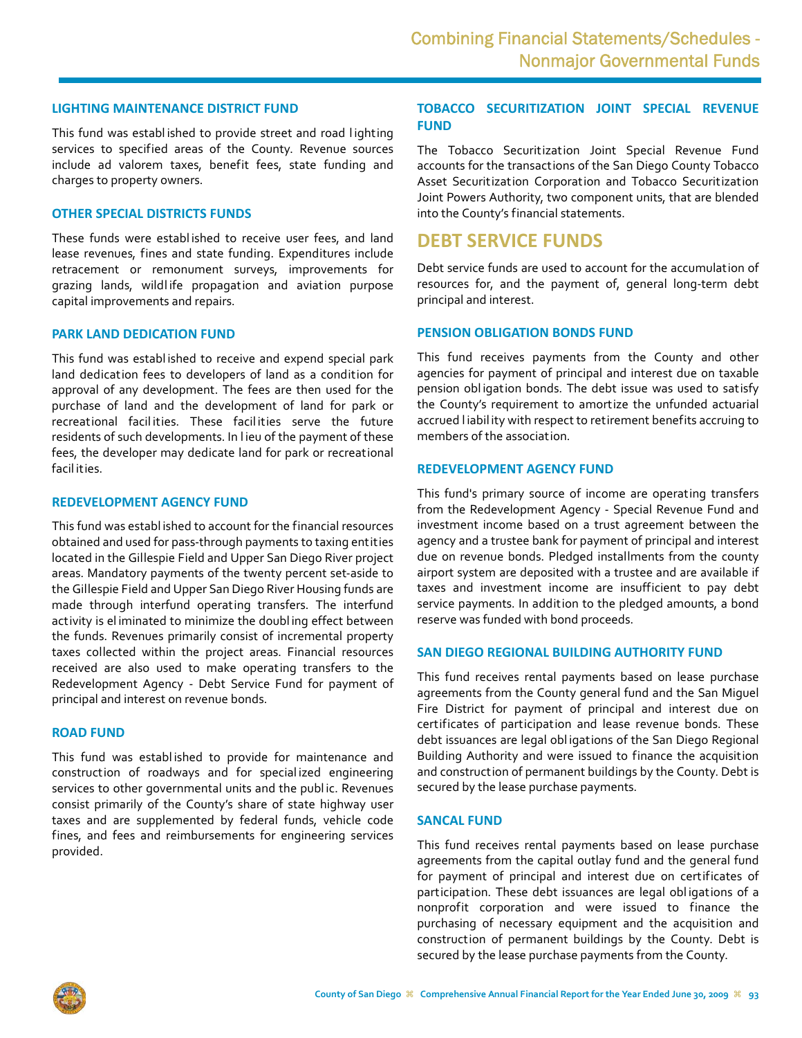### LIGHTING MAINTENANCE DISTRICT FUND

This fund was established to provide street and road lighting services to specified areas of the County. Revenue sources include ad valorem taxes, benefit fees, state funding and charges to property owners.

### OTHER SPECIAL DISTRICTS FUNDS

These funds were established to receive user fees, and land lease revenues, fines and state funding. Expenditures include retracement or remonument surveys, improvements for grazing lands, wildlife propagation and aviation purpose capital improvements and repairs.

### PARK LAND DEDICATION FUND

This fund was established to receive and expend special park land dedication fees to developers of land as a condition for approval of any development. The fees are then used for the purchase of land and the development of land for park or recreational facilities. These facilities serve the future residents of such developments. In lieu of the payment of these fees, the developer may dedicate land for park or recreational facilities.

### REDEVELOPMENT AGENCY FUND

This fund was established to account for the financial resources obtained and used for pass-through payments to taxing entities located in the Gillespie Field and Upper San Diego River project areas. Mandatory payments of the twenty percent set-aside to the Gillespie Field and Upper San Diego River Housing funds are made through interfund operating transfers. The interfund activity is eliminated to minimize the doubling effect between the funds. Revenues primarily consist of incremental property taxes collected within the project areas. Financial resources received are also used to make operating transfers to the Redevelopment Agency - Debt Service Fund for payment of principal and interest on revenue bonds.

### ROAD FUND

This fund was established to provide for maintenance and construction of roadways and for specialized engineering services to other governmental units and the public. Revenues consist primarily of the County's share of state highway user taxes and are supplemented by federal funds, vehicle code fines, and fees and reimbursements for engineering services provided.

### TOBACCO SECURITIZATION JOINT SPECIAL REVENUE FUND

The Tobacco Securitization Joint Special Revenue Fund accounts for the transactions of the San Diego County Tobacco Asset Securitization Corporation and Tobacco Securitization Joint Powers Authority, two component units, that are blended into the County's financial statements.

## DEBT SERVICE FUNDS

Debt service funds are used to account for the accumulation of resources for, and the payment of, general long-term debt principal and interest.

### PENSION OBLIGATION BONDS FUND

This fund receives payments from the County and other agencies for payment of principal and interest due on taxable pension obligation bonds. The debt issue was used to satisfy the County's requirement to amortize the unfunded actuarial accrued liability with respect to retirement benefits accruing to members of the association.

### REDEVELOPMENT AGENCY FUND

This fund's primary source of income are operating transfers from the Redevelopment Agency - Special Revenue Fund and investment income based on a trust agreement between the agency and a trustee bank for payment of principal and interest due on revenue bonds. Pledged installments from the county airport system are deposited with a trustee and are available if taxes and investment income are insufficient to pay debt service payments. In addition to the pledged amounts, a bond reserve was funded with bond proceeds.

### SAN DIEGO REGIONAL BUILDING AUTHORITY FUND

This fund receives rental payments based on lease purchase agreements from the County general fund and the San Miguel Fire District for payment of principal and interest due on certificates of participation and lease revenue bonds. These debt issuances are legal obligations of the San Diego Regional Building Authority and were issued to finance the acquisition and construction of permanent buildings by the County. Debt is secured by the lease purchase payments.

### SANCAL FUND

This fund receives rental payments based on lease purchase agreements from the capital outlay fund and the general fund for payment of principal and interest due on certificates of participation. These debt issuances are legal obligations of a nonprofit corporation and were issued to finance the purchasing of necessary equipment and the acquisition and construction of permanent buildings by the County. Debt is secured by the lease purchase payments from the County.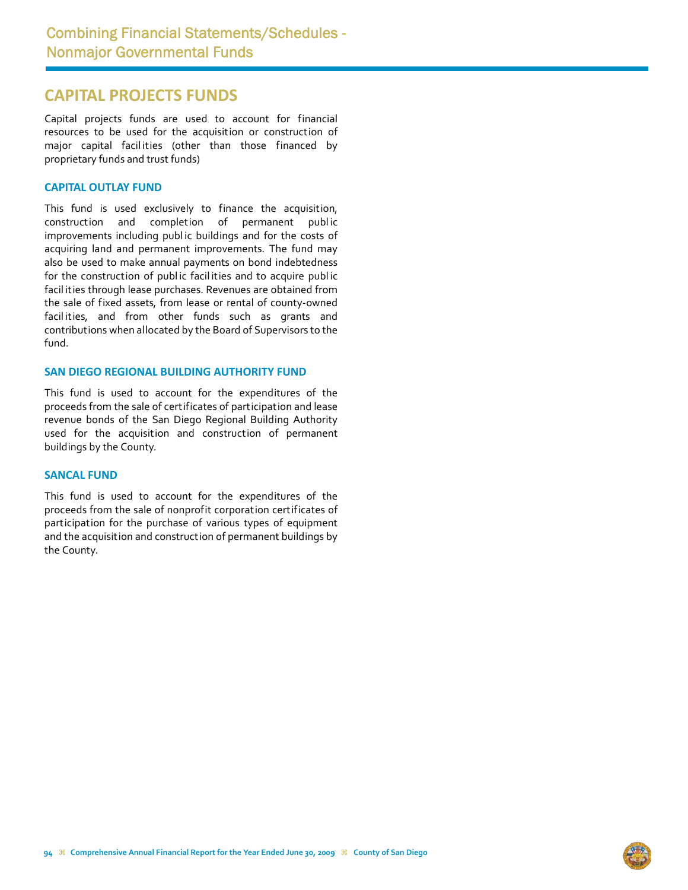# Combining Financial Statements/Schedules - Nonmajor Governmental Funds

## CAPITAL PROJECTS FUNDS

Capital projects funds are used to account for financial resources to be used for the acquisition or construction of major capital facilities (other than those financed by proprietary funds and trust funds)

### CAPITAL OUTLAY FUND

This fund is used exclusively to finance the acquisition, construction and completion of permanent public improvements including public buildings and for the costs of acquiring land and permanent improvements. The fund may also be used to make annual payments on bond indebtedness for the construction of public facilities and to acquire public facilities through lease purchases. Revenues are obtained from the sale of fixed assets, from lease or rental of county-owned facilities, and from other funds such as grants and contributions when allocated by the Board of Supervisors to the fund.

### SAN DIEGO REGIONAL BUILDING AUTHORITY FUND

This fund is used to account for the expenditures of the proceeds from the sale of certificates of participation and lease revenue bonds of the San Diego Regional Building Authority used for the acquisition and construction of permanent buildings by the County.

### SANCAL FUND

This fund is used to account for the expenditures of the proceeds from the sale of nonprofit corporation certificates of participation for the purchase of various types of equipment and the acquisition and construction of permanent buildings by the County.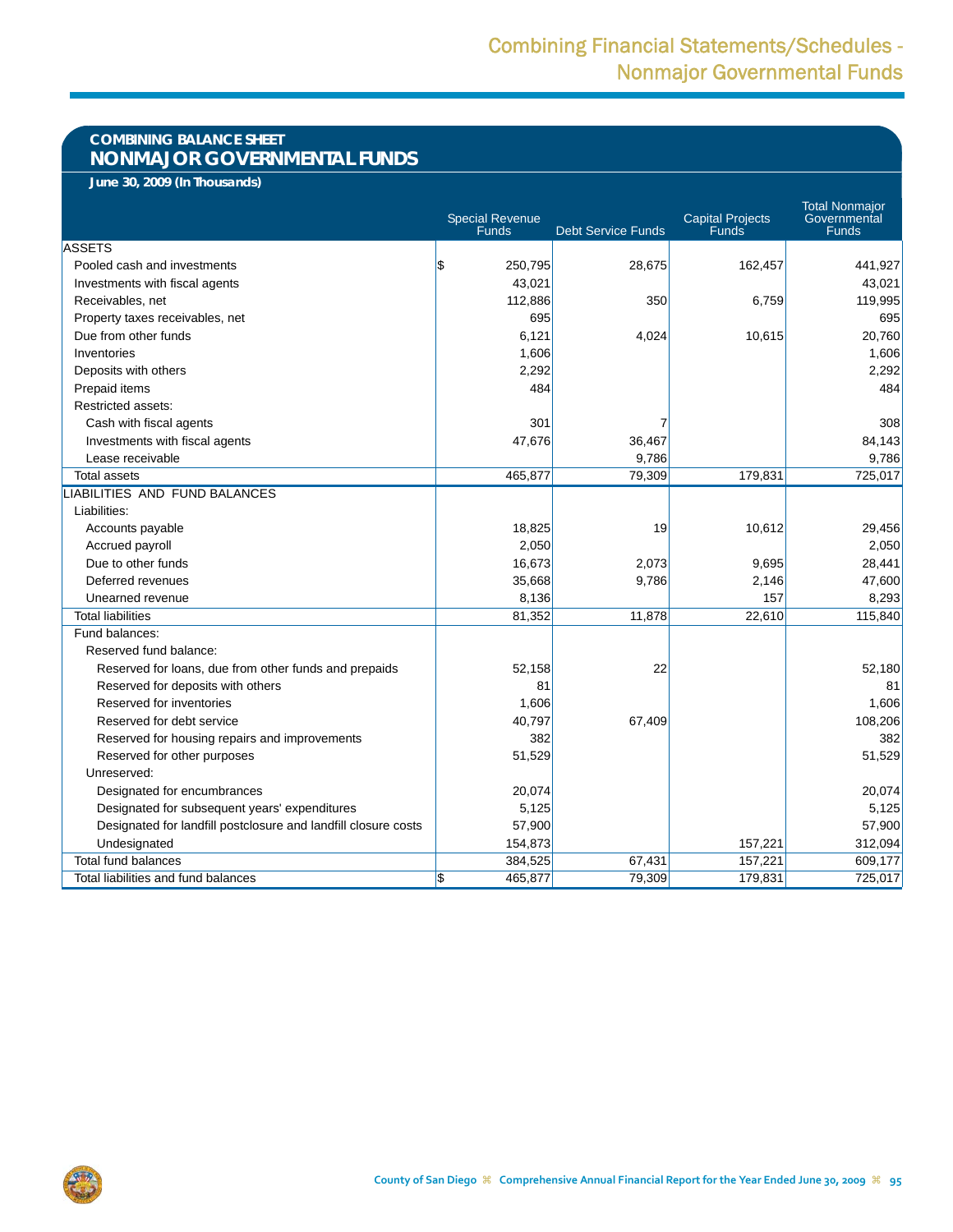# Combining Financial Statements/Schedules - Nonmajor Governmental Funds

## COMBINING BALANCE SHEET
## NONMAJOR GOVERNMENTAL FUNDS

**June 30, 2009 (In Thousands)**

| | Special Revenue Funds | Debt Service Funds | Capital Projects Funds | Total Nonmajor Governmental Funds |
|---|---|---|---|---|
| ASSETS | | | | |
| Pooled cash and investments | $ 250,795 | 28,675 | 162,457 | 441,927 |
| Investments with fiscal agents | 43,021 | | | 43,021 |
| Receivables, net | 112,886 | 350 | 6,759 | 119,995 |
| Property taxes receivables, net | 695 | | | 695 |
| Due from other funds | 6,121 | 4,024 | 10,615 | 20,760 |
| Inventories | 1,606 | | | 1,606 |
| Deposits with others | 2,292 | | | 2,292 |
| Prepaid items | 484 | | | 484 |
| Restricted assets: | | | | |
| Cash with fiscal agents | 301 | 7 | | 308 |
| Investments with fiscal agents | 47,676 | 36,467 | | 84,143 |
| Lease receivable | | 9,786 | | 9,786 |
| Total assets | 465,877 | 79,309 | 179,831 | 725,017 |
| LIABILITIES AND FUND BALANCES | | | | |
| Liabilities: | | | | |
| Accounts payable | 18,825 | 19 | 10,612 | 29,456 |
| Accrued payroll | 2,050 | | | 2,050 |
| Due to other funds | 16,673 | 2,073 | 9,695 | 28,441 |
| Deferred revenues | 35,668 | 9,786 | 2,146 | 47,600 |
| Unearned revenue | 8,136 | | 157 | 8,293 |
| Total liabilities | 81,352 | 11,878 | 22,610 | 115,840 |
| Fund balances: | | | | |
| Reserved fund balance: | | | | |
| Reserved for loans, due from other funds and prepaids | 52,158 | 22 | | 52,180 |
| Reserved for deposits with others | 81 | | | 81 |
| Reserved for inventories | 1,606 | | | 1,606 |
| Reserved for debt service | 40,797 | 67,409 | | 108,206 |
| Reserved for housing repairs and improvements | 382 | | | 382 |
| Reserved for other purposes | 51,529 | | | 51,529 |
| Unreserved: | | | | |
| Designated for encumbrances | 20,074 | | | 20,074 |
| Designated for subsequent years' expenditures | 5,125 | | | 5,125 |
| Designated for landfill postclosure and landfill closure costs | 57,900 | | | 57,900 |
| Undesignated | 154,873 | | 157,221 | 312,094 |
| Total fund balances | 384,525 | 67,431 | 157,221 | 609,177 |
| Total liabilities and fund balances | $ 465,877 | 79,309 | 179,831 | 725,017 |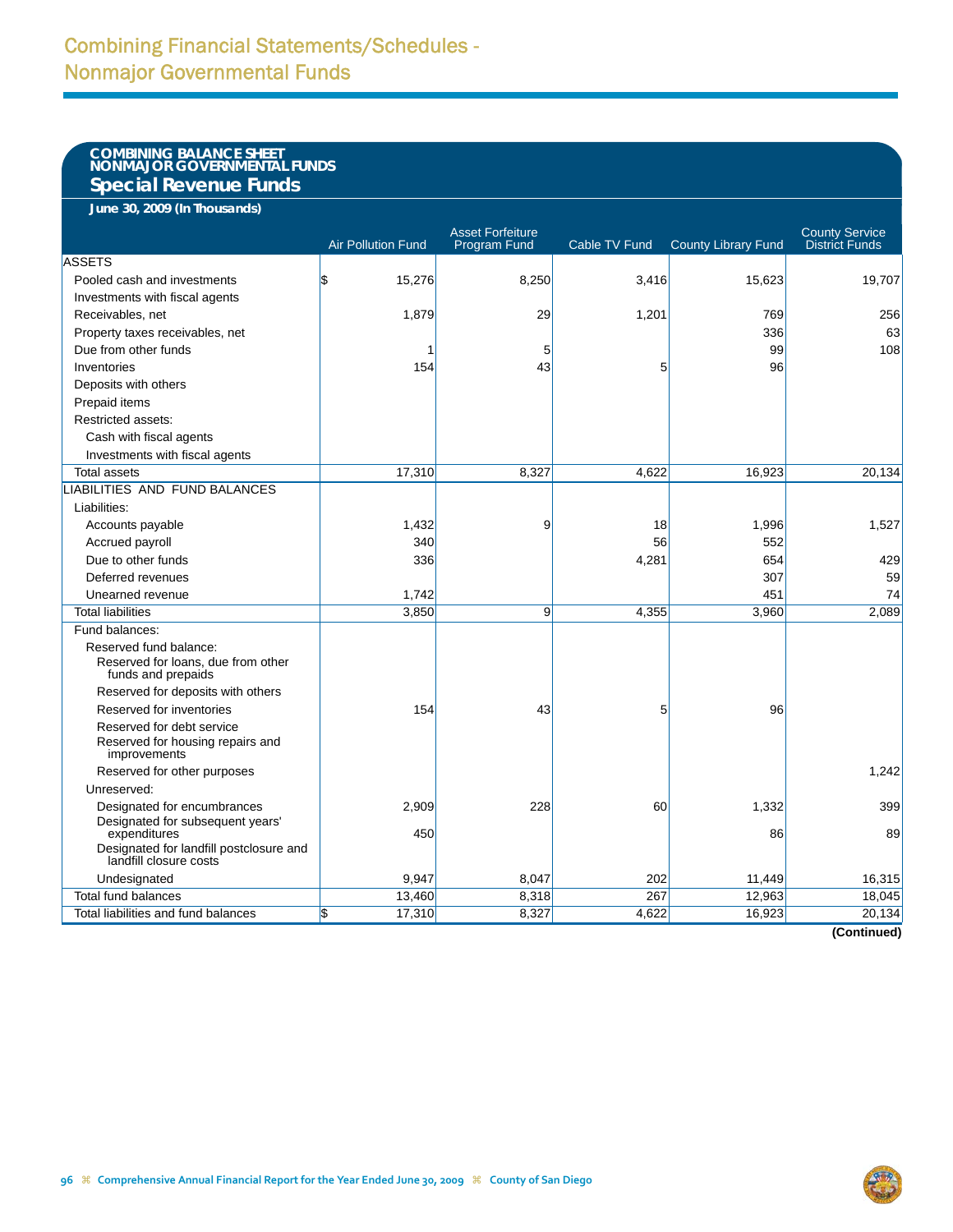# Combining Financial Statements/Schedules - Nonmajor Governmental Funds

## COMBINING BALANCE SHEET
## NONMAJOR GOVERNMENTAL FUNDS
## Special Revenue Funds

**June 30, 2009 (In Thousands)**

| | Air Pollution Fund | Asset Forfeiture Program Fund | Cable TV Fund | County Library Fund | County Service District Funds |
|---|---|---|---|---|---|
| ASSETS | | | | | |
| Pooled cash and investments | $ 15,276 | 8,250 | 3,416 | 15,623 | 19,707 |
| Investments with fiscal agents | | | | | |
| Receivables, net | 1,879 | 29 | 1,201 | 769 | 256 |
| Property taxes receivables, net | | | | 336 | 63 |
| Due from other funds | 1 | 5 | | 99 | 108 |
| Inventories | 154 | 43 | 5 | 96 | |
| Deposits with others | | | | | |
| Prepaid items | | | | | |
| Restricted assets: | | | | | |
| Cash with fiscal agents | | | | | |
| Investments with fiscal agents | | | | | |
| Total assets | 17,310 | 8,327 | 4,622 | 16,923 | 20,134 |
| LIABILITIES AND FUND BALANCES | | | | | |
| Liabilities: | | | | | |
| Accounts payable | 1,432 | 9 | 18 | 1,996 | 1,527 |
| Accrued payroll | 340 | | 56 | 552 | |
| Due to other funds | 336 | | 4,281 | 654 | 429 |
| Deferred revenues | | | | 307 | 59 |
| Unearned revenue | 1,742 | | | 451 | 74 |
| Total liabilities | 3,850 | 9 | 4,355 | 3,960 | 2,089 |
| Fund balances: | | | | | |
| Reserved fund balance: | | | | | |
| Reserved for loans, due from other funds and prepaids | | | | | |
| Reserved for deposits with others | | | | | |
| Reserved for inventories | 154 | 43 | 5 | 96 | |
| Reserved for debt service | | | | | |
| Reserved for housing repairs and improvements | | | | | |
| Reserved for other purposes | | | | | 1,242 |
| Unreserved: | | | | | |
| Designated for encumbrances | 2,909 | 228 | 60 | 1,332 | 399 |
| Designated for subsequent years' expenditures | 450 | | | 86 | 89 |
| Designated for landfill postclosure and landfill closure costs | | | | | |
| Undesignated | 9,947 | 8,047 | 202 | 11,449 | 16,315 |
| Total fund balances | 13,460 | 8,318 | 267 | 12,963 | 18,045 |
| Total liabilities and fund balances | $ 17,310 | 8,327 | 4,622 | 16,923 | 20,134 |

**(Continued)**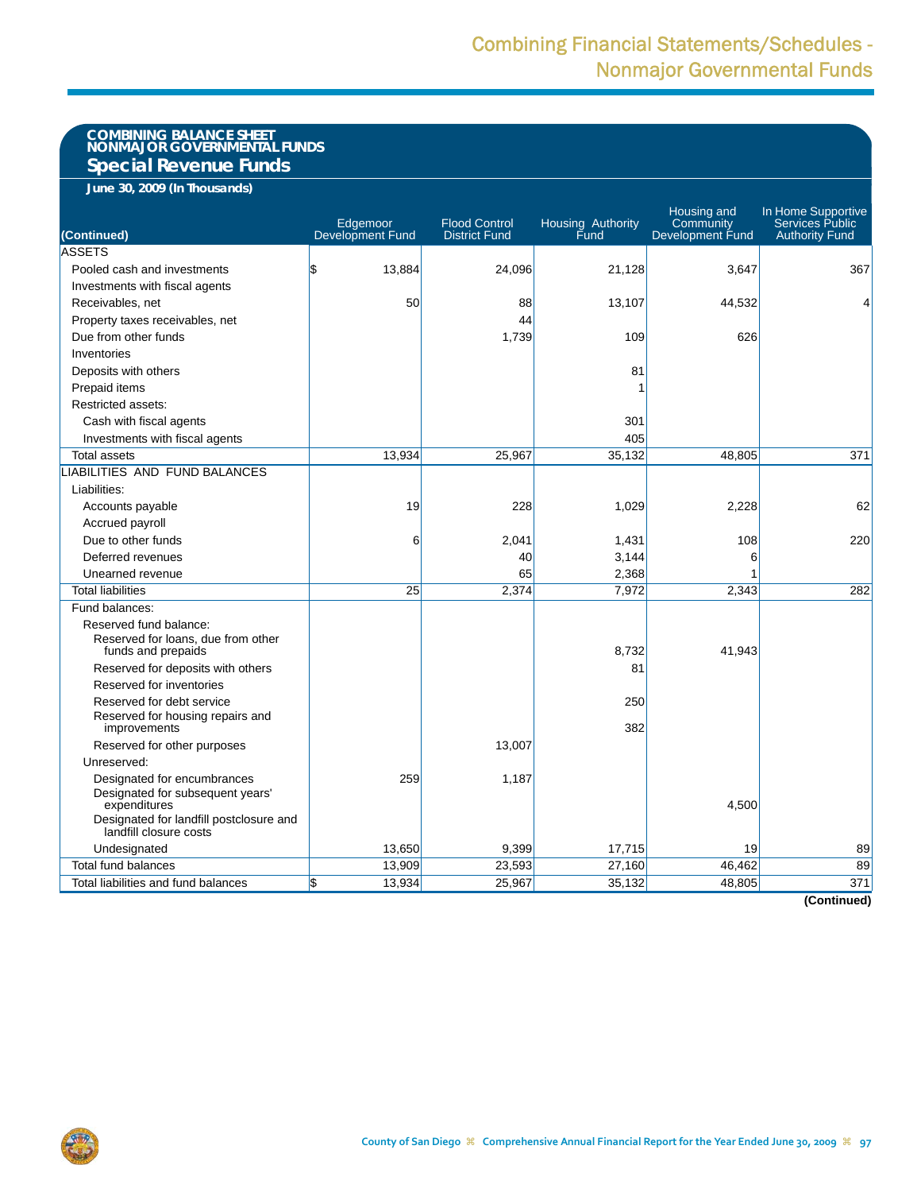## COMBINING BALANCE SHEET
## NONMAJOR GOVERNMENTAL FUNDS
# Special Revenue Funds

**June 30, 2009 (In Thousands)**

| (Continued) | Edgemoor Development Fund | Flood Control District Fund | Housing Authority Fund | Housing and Community Development Fund | In Home Supportive Services Public Authority Fund |
|---|---|---|---|---|---|
| ASSETS | | | | | |
| Pooled cash and investments | $ 13,884 | 24,096 | 21,128 | 3,647 | 367 |
| Investments with fiscal agents | | | | | |
| Receivables, net | 50 | 88 | 13,107 | 44,532 | 4 |
| Property taxes receivables, net | | 44 | | | |
| Due from other funds | | 1,739 | 109 | 626 | |
| Inventories | | | | | |
| Deposits with others | | | 81 | | |
| Prepaid items | | | 1 | | |
| Restricted assets: | | | | | |
| Cash with fiscal agents | | | 301 | | |
| Investments with fiscal agents | | | 405 | | |
| Total assets | 13,934 | 25,967 | 35,132 | 48,805 | 371 |
| LIABILITIES AND FUND BALANCES | | | | | |
| Liabilities: | | | | | |
| Accounts payable | 19 | 228 | 1,029 | 2,228 | 62 |
| Accrued payroll | | | | | |
| Due to other funds | 6 | 2,041 | 1,431 | 108 | 220 |
| Deferred revenues | | 40 | 3,144 | 6 | |
| Unearned revenue | | 65 | 2,368 | 1 | |
| Total liabilities | 25 | 2,374 | 7,972 | 2,343 | 282 |
| Fund balances: | | | | | |
| Reserved fund balance: | | | | | |
| Reserved for loans, due from other funds and prepaids | | | 8,732 | 41,943 | |
| Reserved for deposits with others | | | 81 | | |
| Reserved for inventories | | | | | |
| Reserved for debt service | | | 250 | | |
| Reserved for housing repairs and improvements | | | 382 | | |
| Reserved for other purposes | | 13,007 | | | |
| Unreserved: | | | | | |
| Designated for encumbrances | 259 | 1,187 | | | |
| Designated for subsequent years' expenditures | | | | 4,500 | |
| Designated for landfill postclosure and landfill closure costs | | | | | |
| Undesignated | 13,650 | 9,399 | 17,715 | 19 | 89 |
| Total fund balances | 13,909 | 23,593 | 27,160 | 46,462 | 89 |
| Total liabilities and fund balances | $ 13,934 | 25,967 | 35,132 | 48,805 | 371 |

**(Continued)**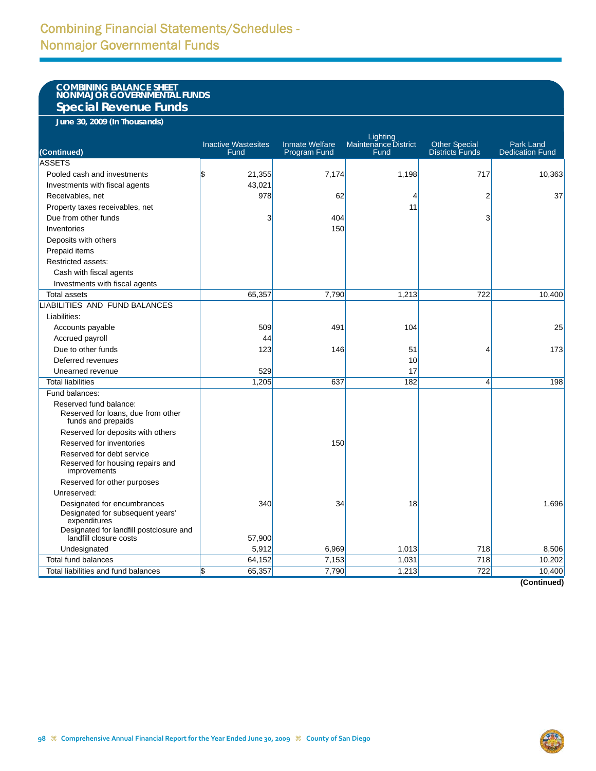# Combining Financial Statements/Schedules - Nonmajor Governmental Funds

## COMBINING BALANCE SHEET
## NONMAJOR GOVERNMENTAL FUNDS
## Special Revenue Funds

**June 30, 2009 (In Thousands)**

| (Continued) | Inactive Wastesites Fund | Inmate Welfare Program Fund | Lighting Maintenance District Fund | Other Special Districts Funds | Park Land Dedication Fund |
|---|---|---|---|---|---|
| ASSETS | | | | | |
| Pooled cash and investments | $ 21,355 | 7,174 | 1,198 | 717 | 10,363 |
| Investments with fiscal agents | 43,021 | | | | |
| Receivables, net | 978 | 62 | 4 | 2 | 37 |
| Property taxes receivables, net | | | 11 | | |
| Due from other funds | 3 | 404 | | 3 | |
| Inventories | | 150 | | | |
| Deposits with others | | | | | |
| Prepaid items | | | | | |
| Restricted assets: | | | | | |
| Cash with fiscal agents | | | | | |
| Investments with fiscal agents | | | | | |
| Total assets | 65,357 | 7,790 | 1,213 | 722 | 10,400 |
| LIABILITIES AND FUND BALANCES | | | | | |
| Liabilities: | | | | | |
| Accounts payable | 509 | 491 | 104 | | 25 |
| Accrued payroll | 44 | | | | |
| Due to other funds | 123 | 146 | 51 | 4 | 173 |
| Deferred revenues | | | 10 | | |
| Unearned revenue | 529 | | 17 | | |
| Total liabilities | 1,205 | 637 | 182 | 4 | 198 |
| Fund balances: | | | | | |
| Reserved fund balance: | | | | | |
| Reserved for loans, due from other funds and prepaids | | | | | |
| Reserved for deposits with others | | | | | |
| Reserved for inventories | | 150 | | | |
| Reserved for debt service | | | | | |
| Reserved for housing repairs and improvements | | | | | |
| Reserved for other purposes | | | | | |
| Unreserved: | | | | | |
| Designated for encumbrances | 340 | 34 | 18 | | 1,696 |
| Designated for subsequent years' expenditures | | | | | |
| Designated for landfill postclosure and landfill closure costs | 57,900 | | | | |
| Undesignated | 5,912 | 6,969 | 1,013 | 718 | 8,506 |
| Total fund balances | 64,152 | 7,153 | 1,031 | 718 | 10,202 |
| Total liabilities and fund balances | $ 65,357 | 7,790 | 1,213 | 722 | 10,400 |

**(Continued)**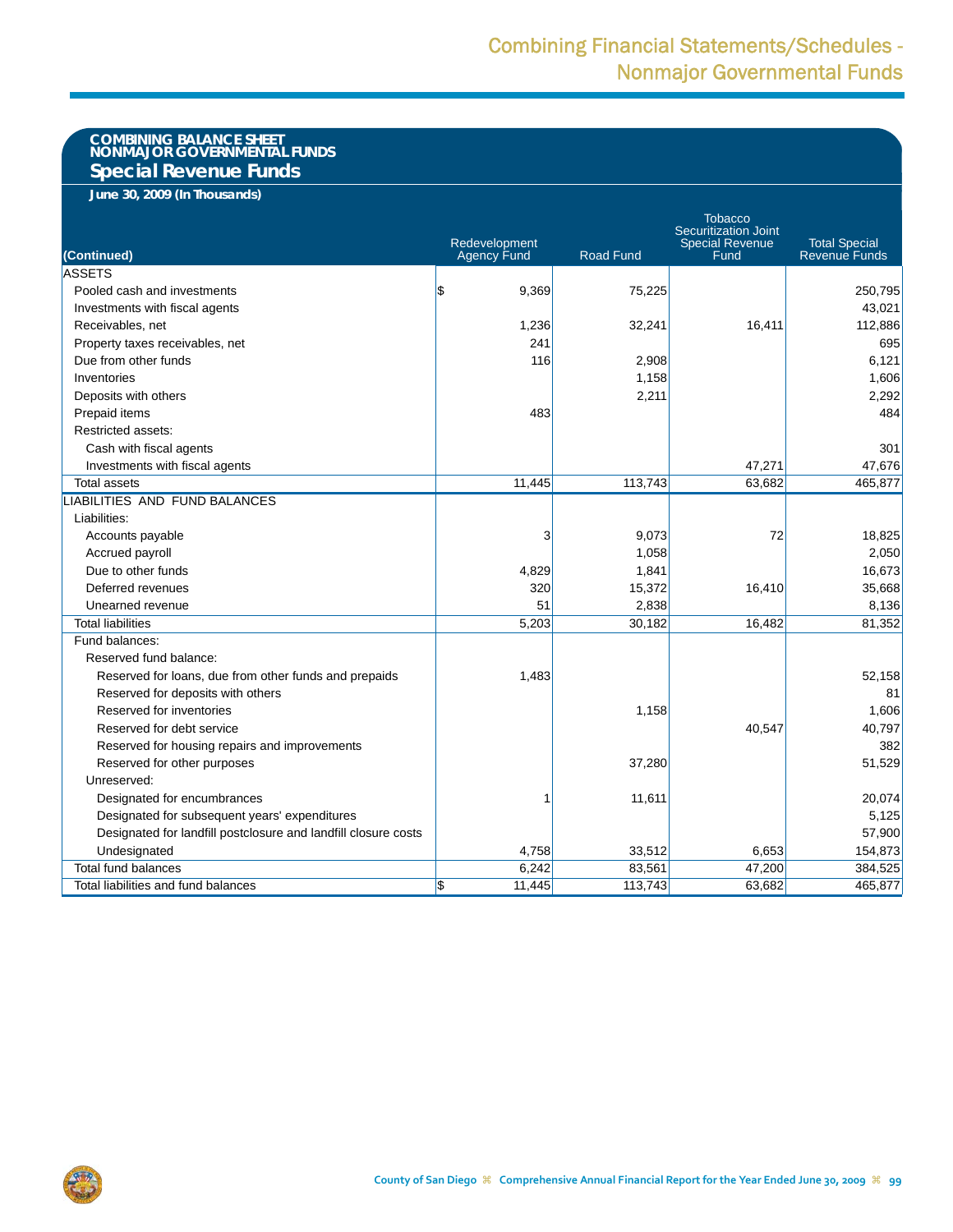# COMBINING BALANCE SHEET
## NONMAJOR GOVERNMENTAL FUNDS
## Special Revenue Funds

**June 30, 2009 (In Thousands)**

| (Continued) | Redevelopment Agency Fund | Road Fund | Tobacco Securitization Joint Special Revenue Fund | Total Special Revenue Funds |
|---|---|---|---|---|
| ASSETS | | | | |
| Pooled cash and investments | $ 9,369 | 75,225 | | 250,795 |
| Investments with fiscal agents | | | | 43,021 |
| Receivables, net | 1,236 | 32,241 | 16,411 | 112,886 |
| Property taxes receivables, net | 241 | | | 695 |
| Due from other funds | 116 | 2,908 | | 6,121 |
| Inventories | | 1,158 | | 1,606 |
| Deposits with others | | 2,211 | | 2,292 |
| Prepaid items | 483 | | | 484 |
| Restricted assets: | | | | |
| Cash with fiscal agents | | | | 301 |
| Investments with fiscal agents | | | 47,271 | 47,676 |
| Total assets | 11,445 | 113,743 | 63,682 | 465,877 |
| LIABILITIES AND FUND BALANCES | | | | |
| Liabilities: | | | | |
| Accounts payable | 3 | 9,073 | 72 | 18,825 |
| Accrued payroll | | 1,058 | | 2,050 |
| Due to other funds | 4,829 | 1,841 | | 16,673 |
| Deferred revenues | 320 | 15,372 | 16,410 | 35,668 |
| Unearned revenue | 51 | 2,838 | | 8,136 |
| Total liabilities | 5,203 | 30,182 | 16,482 | 81,352 |
| Fund balances: | | | | |
| Reserved fund balance: | | | | |
| Reserved for loans, due from other funds and prepaids | 1,483 | | | 52,158 |
| Reserved for deposits with others | | | | 81 |
| Reserved for inventories | | 1,158 | | 1,606 |
| Reserved for debt service | | | 40,547 | 40,797 |
| Reserved for housing repairs and improvements | | | | 382 |
| Reserved for other purposes | | 37,280 | | 51,529 |
| Unreserved: | | | | |
| Designated for encumbrances | 1 | 11,611 | | 20,074 |
| Designated for subsequent years' expenditures | | | | 5,125 |
| Designated for landfill postclosure and landfill closure costs | | | | 57,900 |
| Undesignated | 4,758 | 33,512 | 6,653 | 154,873 |
| Total fund balances | 6,242 | 83,561 | 47,200 | 384,525 |
| Total liabilities and fund balances | $ 11,445 | 113,743 | 63,682 | 465,877 |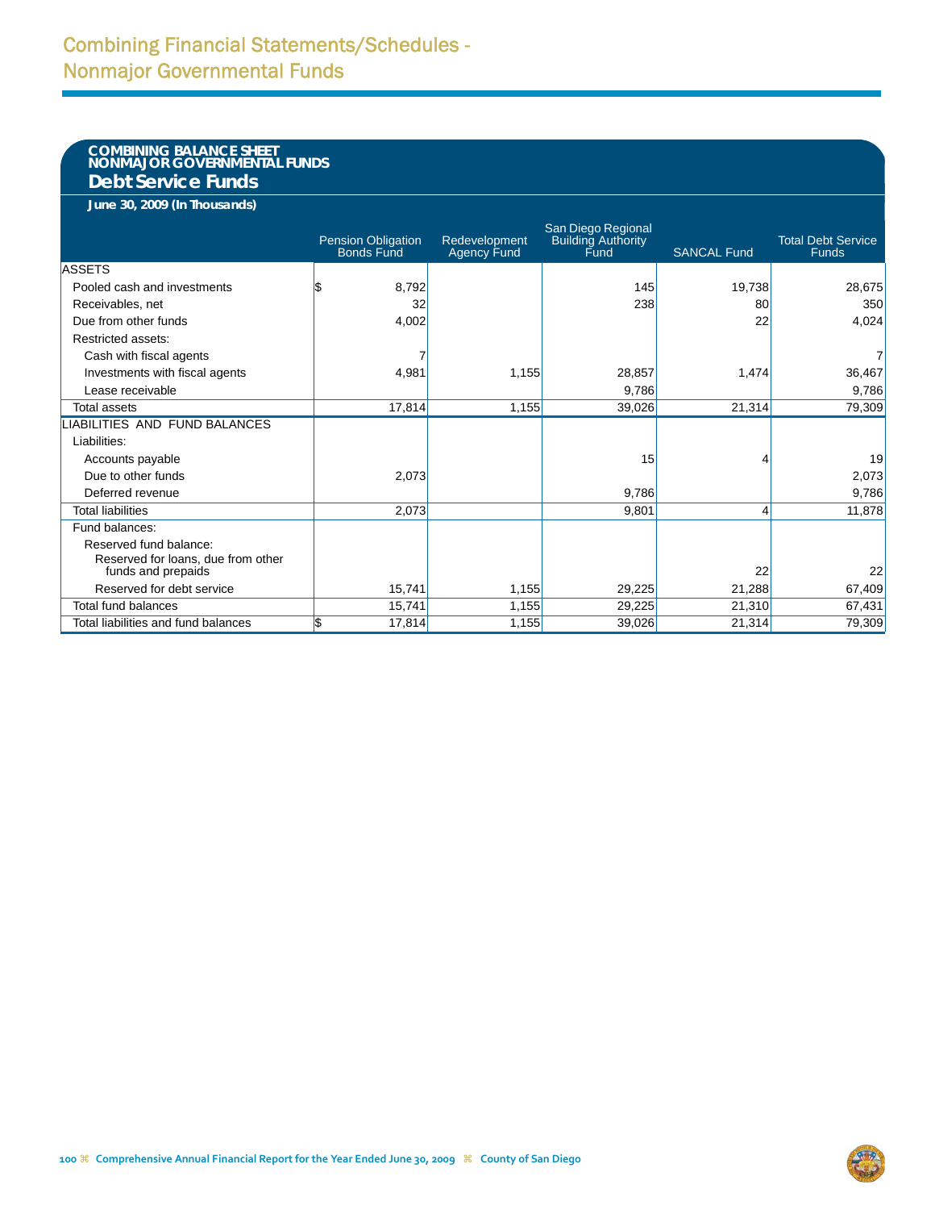# Combining Financial Statements/Schedules - Nonmajor Governmental Funds

## COMBINING BALANCE SHEET
## NONMAJOR GOVERNMENTAL FUNDS
## Debt Service Funds

**June 30, 2009 (In Thousands)**

| | Pension Obligation Bonds Fund | Redevelopment Agency Fund | San Diego Regional Building Authority Fund | SANCAL Fund | Total Debt Service Funds |
|---|---|---|---|---|---|
| ASSETS | | | | | |
| Pooled cash and investments | $ 8,792 | | 145 | 19,738 | 28,675 |
| Receivables, net | 32 | | 238 | 80 | 350 |
| Due from other funds | 4,002 | | | 22 | 4,024 |
| Restricted assets: | | | | | |
| Cash with fiscal agents | 7 | | | | 7 |
| Investments with fiscal agents | 4,981 | 1,155 | 28,857 | 1,474 | 36,467 |
| Lease receivable | | | 9,786 | | 9,786 |
| Total assets | 17,814 | 1,155 | 39,026 | 21,314 | 79,309 |
| LIABILITIES AND FUND BALANCES | | | | | |
| Liabilities: | | | | | |
| Accounts payable | | | 15 | 4 | 19 |
| Due to other funds | 2,073 | | | | 2,073 |
| Deferred revenue | | | 9,786 | | 9,786 |
| Total liabilities | 2,073 | | 9,801 | 4 | 11,878 |
| Fund balances: | | | | | |
| Reserved fund balance: | | | | | |
| Reserved for loans, due from other funds and prepaids | | | | 22 | 22 |
| Reserved for debt service | 15,741 | 1,155 | 29,225 | 21,288 | 67,409 |
| Total fund balances | 15,741 | 1,155 | 29,225 | 21,310 | 67,431 |
| Total liabilities and fund balances | $ 17,814 | 1,155 | 39,026 | 21,314 | 79,309 |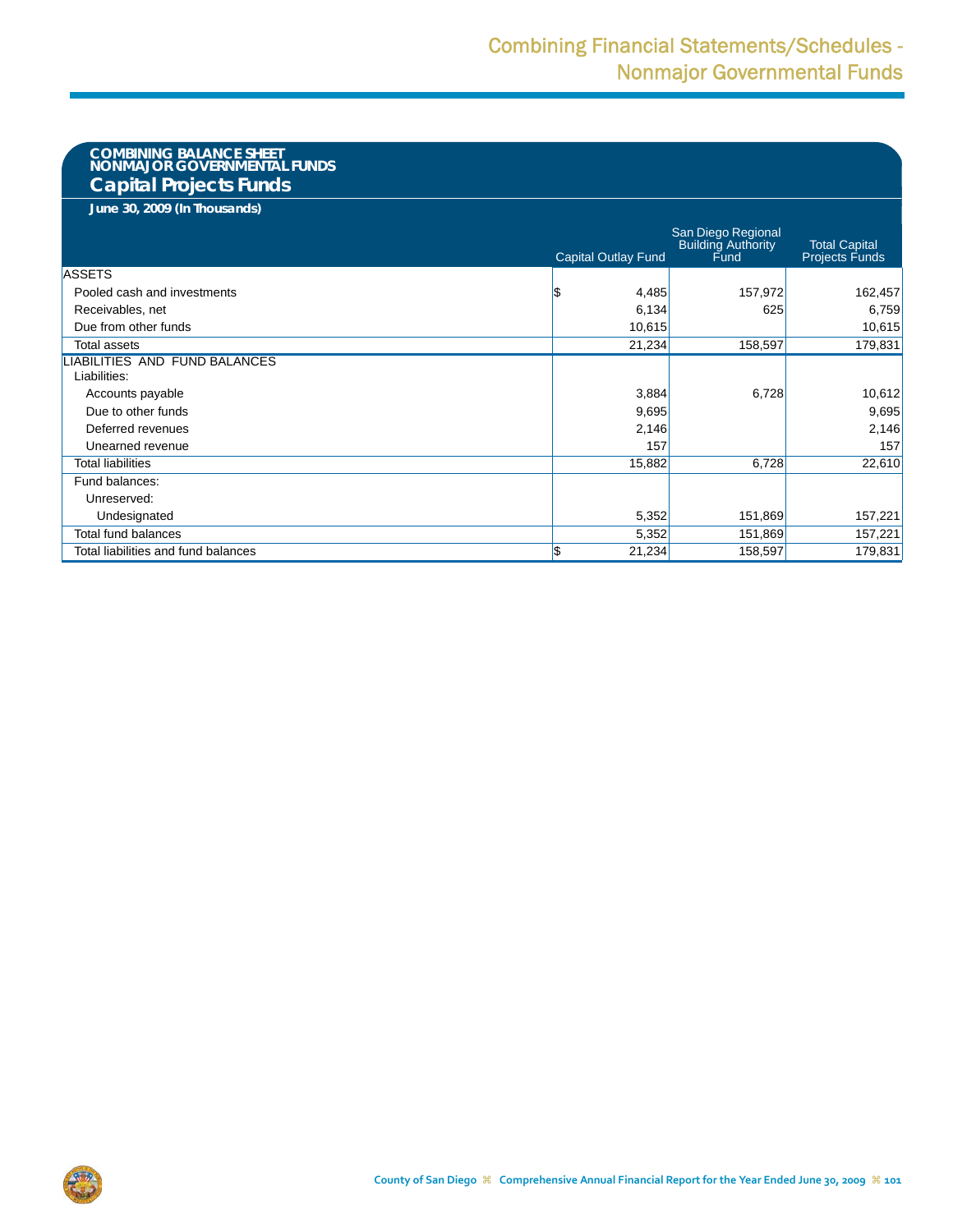# COMBINING BALANCE SHEET
# NONMAJOR GOVERNMENTAL FUNDS
## Capital Projects Funds

**June 30, 2009 (In Thousands)**

| | Capital Outlay Fund | San Diego Regional Building Authority Fund | Total Capital Projects Funds |
|---|---|---|---|
| ASSETS | | | |
| Pooled cash and investments | $ 4,485 | 157,972 | 162,457 |
| Receivables, net | 6,134 | 625 | 6,759 |
| Due from other funds | 10,615 | | 10,615 |
| Total assets | 21,234 | 158,597 | 179,831 |
| LIABILITIES AND FUND BALANCES | | | |
| Liabilities: | | | |
| Accounts payable | 3,884 | 6,728 | 10,612 |
| Due to other funds | 9,695 | | 9,695 |
| Deferred revenues | 2,146 | | 2,146 |
| Unearned revenue | 157 | | 157 |
| Total liabilities | 15,882 | 6,728 | 22,610 |
| Fund balances: | | | |
| Unreserved: | | | |
| Undesignated | 5,352 | 151,869 | 157,221 |
| Total fund balances | 5,352 | 151,869 | 157,221 |
| Total liabilities and fund balances | $ 21,234 | 158,597 | 179,831 |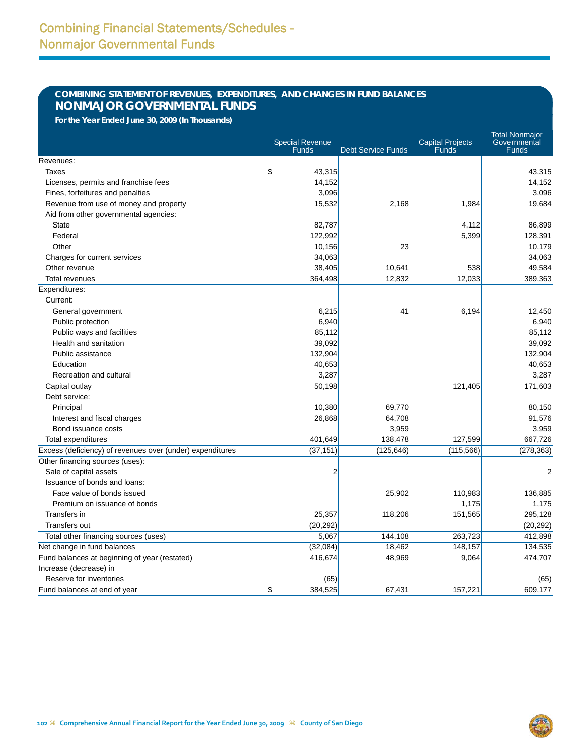# Combining Financial Statements/Schedules - Nonmajor Governmental Funds

## COMBINING STATEMENT OF REVENUES, EXPENDITURES, AND CHANGES IN FUND BALANCES
## NONMAJOR GOVERNMENTAL FUNDS

**For the Year Ended June 30, 2009 (In Thousands)**

| | Special Revenue Funds | Debt Service Funds | Capital Projects Funds | Total Nonmajor Governmental Funds |
|---|---|---|---|---|
| Revenues: | | | | |
| Taxes | $ 43,315 | | | 43,315 |
| Licenses, permits and franchise fees | 14,152 | | | 14,152 |
| Fines, forfeitures and penalties | 3,096 | | | 3,096 |
| Revenue from use of money and property | 15,532 | 2,168 | 1,984 | 19,684 |
| Aid from other governmental agencies: | | | | |
| State | 82,787 | | 4,112 | 86,899 |
| Federal | 122,992 | | 5,399 | 128,391 |
| Other | 10,156 | 23 | | 10,179 |
| Charges for current services | 34,063 | | | 34,063 |
| Other revenue | 38,405 | 10,641 | 538 | 49,584 |
| Total revenues | 364,498 | 12,832 | 12,033 | 389,363 |
| Expenditures: | | | | |
| Current: | | | | |
| General government | 6,215 | 41 | 6,194 | 12,450 |
| Public protection | 6,940 | | | 6,940 |
| Public ways and facilities | 85,112 | | | 85,112 |
| Health and sanitation | 39,092 | | | 39,092 |
| Public assistance | 132,904 | | | 132,904 |
| Education | 40,653 | | | 40,653 |
| Recreation and cultural | 3,287 | | | 3,287 |
| Capital outlay | 50,198 | | 121,405 | 171,603 |
| Debt service: | | | | |
| Principal | 10,380 | 69,770 | | 80,150 |
| Interest and fiscal charges | 26,868 | 64,708 | | 91,576 |
| Bond issuance costs | | 3,959 | | 3,959 |
| Total expenditures | 401,649 | 138,478 | 127,599 | 667,726 |
| Excess (deficiency) of revenues over (under) expenditures | (37,151) | (125,646) | (115,566) | (278,363) |
| Other financing sources (uses): | | | | |
| Sale of capital assets | 2 | | | 2 |
| Issuance of bonds and loans: | | | | |
| Face value of bonds issued | | 25,902 | 110,983 | 136,885 |
| Premium on issuance of bonds | | | 1,175 | 1,175 |
| Transfers in | 25,357 | 118,206 | 151,565 | 295,128 |
| Transfers out | (20,292) | | | (20,292) |
| Total other financing sources (uses) | 5,067 | 144,108 | 263,723 | 412,898 |
| Net change in fund balances | (32,084) | 18,462 | 148,157 | 134,535 |
| Fund balances at beginning of year (restated) | 416,674 | 48,969 | 9,064 | 474,707 |
| Increase (decrease) in | | | | |
| Reserve for inventories | (65) | | | (65) |
| Fund balances at end of year | $ 384,525 | 67,431 | 157,221 | 609,177 |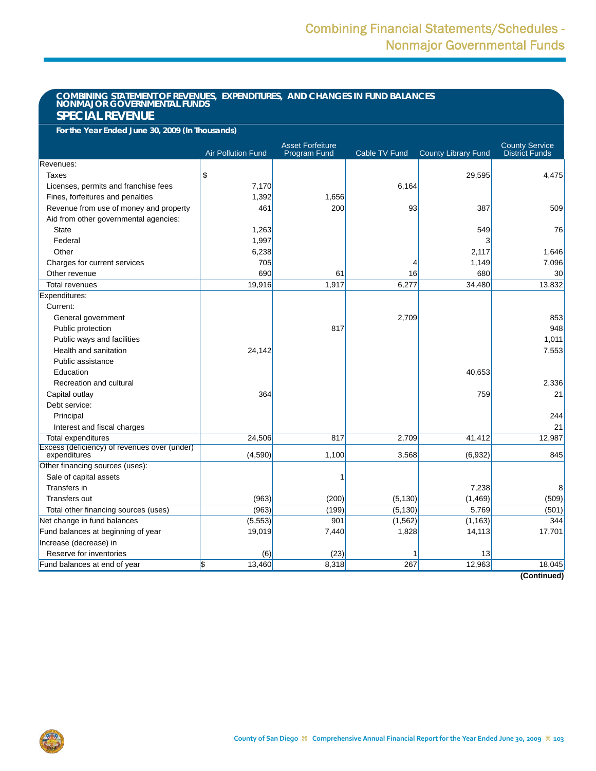# Combining Financial Statements/Schedules - Nonmajor Governmental Funds

## COMBINING STATEMENT OF REVENUES, EXPENDITURES, AND CHANGES IN FUND BALANCES NONMAJOR GOVERNMENTAL FUNDS

## SPECIAL REVENUE

**For the Year Ended June 30, 2009 (In Thousands)**

| | Air Pollution Fund | Asset Forfeiture Program Fund | Cable TV Fund | County Library Fund | County Service District Funds |
|---|---|---|---|---|---|
| Revenues: | | | | | |
| Taxes | $ | | | 29,595 | 4,475 |
| Licenses, permits and franchise fees | 7,170 | | 6,164 | | |
| Fines, forfeitures and penalties | 1,392 | 1,656 | | | |
| Revenue from use of money and property | 461 | 200 | 93 | 387 | 509 |
| Aid from other governmental agencies: | | | | | |
| State | 1,263 | | | 549 | 76 |
| Federal | 1,997 | | | 3 | |
| Other | 6,238 | | | 2,117 | 1,646 |
| Charges for current services | 705 | | 4 | 1,149 | 7,096 |
| Other revenue | 690 | 61 | 16 | 680 | 30 |
| Total revenues | 19,916 | 1,917 | 6,277 | 34,480 | 13,832 |
| Expenditures: | | | | | |
| Current: | | | | | |
| General government | | | 2,709 | | 853 |
| Public protection | | 817 | | | 948 |
| Public ways and facilities | | | | | 1,011 |
| Health and sanitation | 24,142 | | | | 7,553 |
| Public assistance | | | | | |
| Education | | | | 40,653 | |
| Recreation and cultural | | | | | 2,336 |
| Capital outlay | 364 | | | 759 | 21 |
| Debt service: | | | | | |
| Principal | | | | | 244 |
| Interest and fiscal charges | | | | | 21 |
| Total expenditures | 24,506 | 817 | 2,709 | 41,412 | 12,987 |
| Excess (deficiency) of revenues over (under) expenditures | (4,590) | 1,100 | 3,568 | (6,932) | 845 |
| Other financing sources (uses): | | | | | |
| Sale of capital assets | | 1 | | | |
| Transfers in | | | | 7,238 | 8 |
| Transfers out | (963) | (200) | (5,130) | (1,469) | (509) |
| Total other financing sources (uses) | (963) | (199) | (5,130) | 5,769 | (501) |
| Net change in fund balances | (5,553) | 901 | (1,562) | (1,163) | 344 |
| Fund balances at beginning of year | 19,019 | 7,440 | 1,828 | 14,113 | 17,701 |
| Increase (decrease) in | | | | | |
| Reserve for inventories | (6) | (23) | 1 | 13 | |
| Fund balances at end of year | $ 13,460 | 8,318 | 267 | 12,963 | 18,045 |

**(Continued)**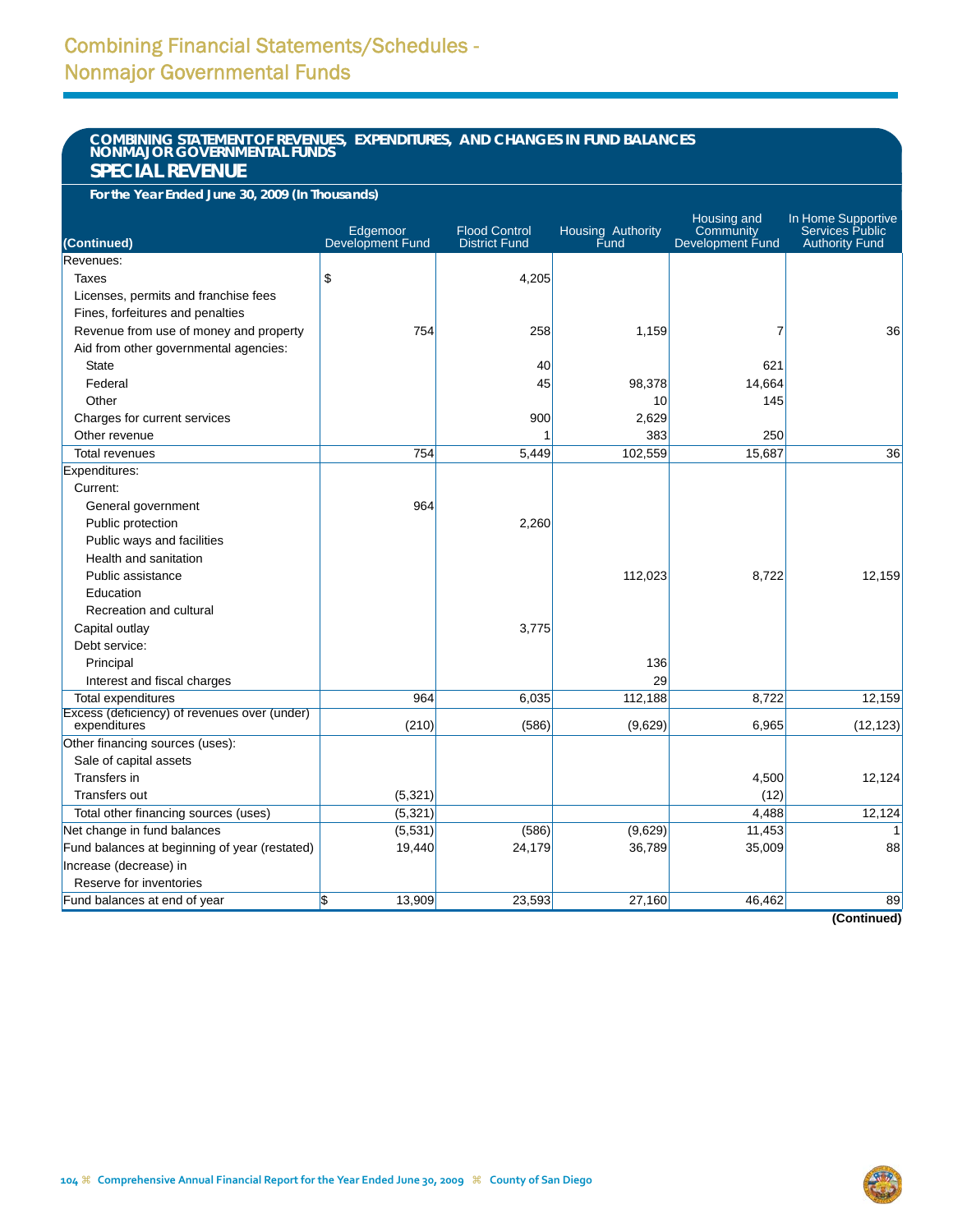# Combining Financial Statements/Schedules - Nonmajor Governmental Funds

## COMBINING STATEMENT OF REVENUES, EXPENDITURES, AND CHANGES IN FUND BALANCES NONMAJOR GOVERNMENTAL FUNDS

### SPECIAL REVENUE

**For the Year Ended June 30, 2009 (In Thousands)**

| (Continued) | Edgemoor Development Fund | Flood Control District Fund | Housing Authority Fund | Housing and Community Development Fund | In Home Supportive Services Public Authority Fund |
|---|---|---|---|---|---|
| Revenues: | | | | | |
| Taxes | $ | 4,205 | | | |
| Licenses, permits and franchise fees | | | | | |
| Fines, forfeitures and penalties | | | | | |
| Revenue from use of money and property | 754 | 258 | 1,159 | 7 | 36 |
| Aid from other governmental agencies: | | | | | |
| State | | 40 | | 621 | |
| Federal | | 45 | 98,378 | 14,664 | |
| Other | | | 10 | 145 | |
| Charges for current services | | 900 | 2,629 | | |
| Other revenue | | 1 | 383 | 250 | |
| Total revenues | 754 | 5,449 | 102,559 | 15,687 | 36 |
| Expenditures: | | | | | |
| Current: | | | | | |
| General government | 964 | | | | |
| Public protection | | 2,260 | | | |
| Public ways and facilities | | | | | |
| Health and sanitation | | | | | |
| Public assistance | | | 112,023 | 8,722 | 12,159 |
| Education | | | | | |
| Recreation and cultural | | | | | |
| Capital outlay | | 3,775 | | | |
| Debt service: | | | | | |
| Principal | | | 136 | | |
| Interest and fiscal charges | | | 29 | | |
| Total expenditures | 964 | 6,035 | 112,188 | 8,722 | 12,159 |
| Excess (deficiency) of revenues over (under) expenditures | (210) | (586) | (9,629) | 6,965 | (12,123) |
| Other financing sources (uses): | | | | | |
| Sale of capital assets | | | | | |
| Transfers in | | | | 4,500 | 12,124 |
| Transfers out | (5,321) | | | (12) | |
| Total other financing sources (uses) | (5,321) | | | 4,488 | 12,124 |
| Net change in fund balances | (5,531) | (586) | (9,629) | 11,453 | 1 |
| Fund balances at beginning of year (restated) | 19,440 | 24,179 | 36,789 | 35,009 | 88 |
| Increase (decrease) in | | | | | |
| Reserve for inventories | | | | | |
| Fund balances at end of year | $ 13,909 | 23,593 | 27,160 | 46,462 | 89 |

**(Continued)**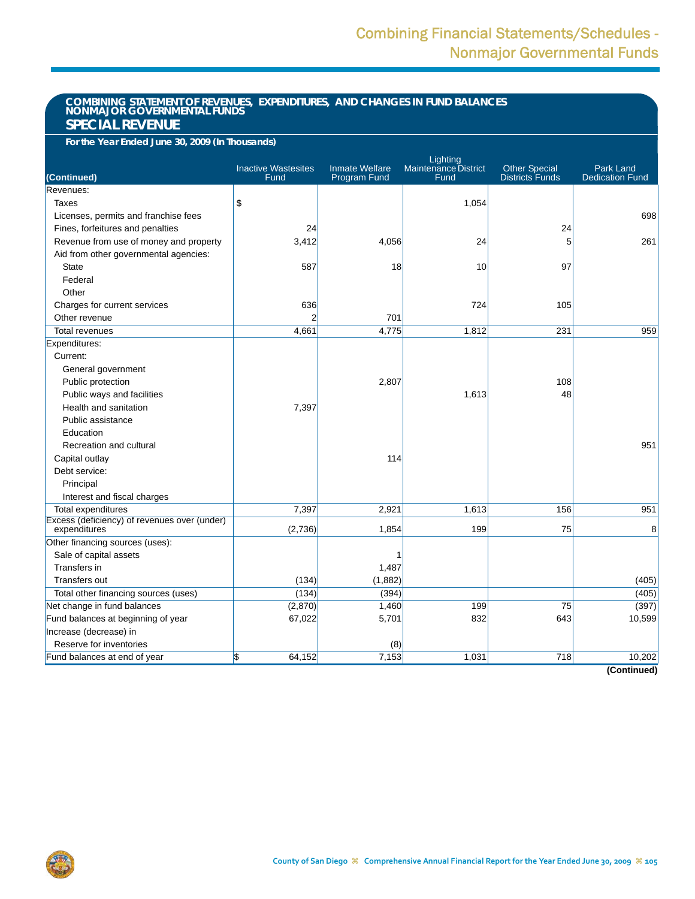## COMBINING STATEMENT OF REVENUES, EXPENDITURES, AND CHANGES IN FUND BALANCES NONMAJOR GOVERNMENTAL FUNDS

## SPECIAL REVENUE

**For the Year Ended June 30, 2009 (In Thousands)**

| (Continued) | Inactive Wastesites Fund | Inmate Welfare Program Fund | Lighting Maintenance District Fund | Other Special Districts Funds | Park Land Dedication Fund |
|---|---|---|---|---|---|
| Revenues: | | | | | |
| Taxes | $ | | 1,054 | | |
| Licenses, permits and franchise fees | | | | | 698 |
| Fines, forfeitures and penalties | 24 | | | 24 | |
| Revenue from use of money and property | 3,412 | 4,056 | 24 | 5 | 261 |
| Aid from other governmental agencies: | | | | | |
| State | 587 | 18 | 10 | 97 | |
| Federal | | | | | |
| Other | | | | | |
| Charges for current services | 636 | | 724 | 105 | |
| Other revenue | 2 | 701 | | | |
| Total revenues | 4,661 | 4,775 | 1,812 | 231 | 959 |
| Expenditures: | | | | | |
| Current: | | | | | |
| General government | | | | | |
| Public protection | | 2,807 | | 108 | |
| Public ways and facilities | | | 1,613 | 48 | |
| Health and sanitation | 7,397 | | | | |
| Public assistance | | | | | |
| Education | | | | | |
| Recreation and cultural | | | | | 951 |
| Capital outlay | | 114 | | | |
| Debt service: | | | | | |
| Principal | | | | | |
| Interest and fiscal charges | | | | | |
| Total expenditures | 7,397 | 2,921 | 1,613 | 156 | 951 |
| Excess (deficiency) of revenues over (under) expenditures | (2,736) | 1,854 | 199 | 75 | 8 |
| Other financing sources (uses): | | | | | |
| Sale of capital assets | | 1 | | | |
| Transfers in | | 1,487 | | | |
| Transfers out | (134) | (1,882) | | | (405) |
| Total other financing sources (uses) | (134) | (394) | | | (405) |
| Net change in fund balances | (2,870) | 1,460 | 199 | 75 | (397) |
| Fund balances at beginning of year | 67,022 | 5,701 | 832 | 643 | 10,599 |
| Increase (decrease) in | | | | | |
| Reserve for inventories | | (8) | | | |
| Fund balances at end of year | $ 64,152 | 7,153 | 1,031 | 718 | 10,202 |

**(Continued)**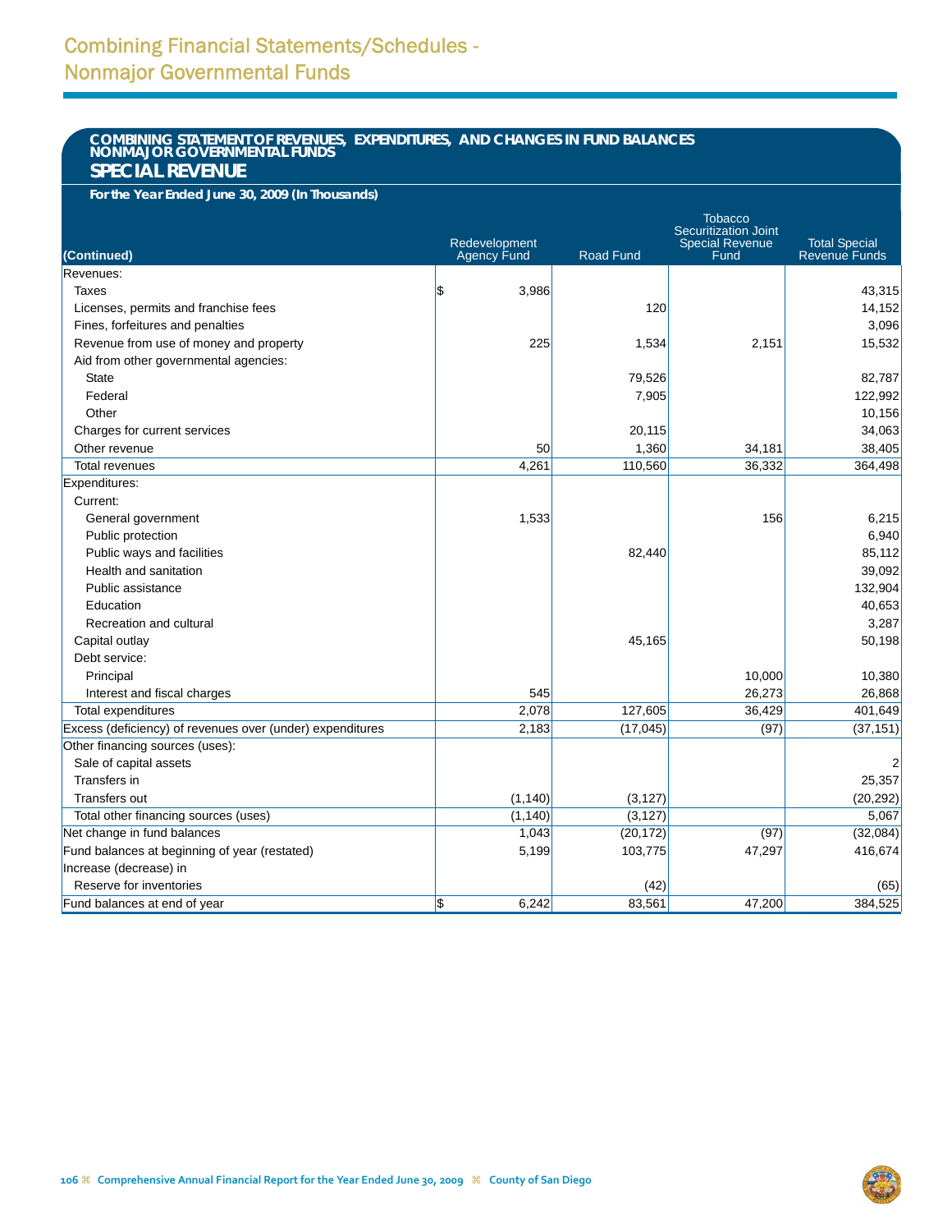# Combining Financial Statements/Schedules - Nonmajor Governmental Funds

## COMBINING STATEMENT OF REVENUES, EXPENDITURES, AND CHANGES IN FUND BALANCES NONMAJOR GOVERNMENTAL FUNDS

### SPECIAL REVENUE

**For the Year Ended June 30, 2009 (In Thousands)**

| (Continued) | Redevelopment Agency Fund | Road Fund | Tobacco Securitization Joint Special Revenue Fund | Total Special Revenue Funds |
|---|---|---|---|---|
| Revenues: | | | | |
| Taxes | $ 3,986 | | | 43,315 |
| Licenses, permits and franchise fees | | 120 | | 14,152 |
| Fines, forfeitures and penalties | | | | 3,096 |
| Revenue from use of money and property | 225 | 1,534 | 2,151 | 15,532 |
| Aid from other governmental agencies: | | | | |
| State | | 79,526 | | 82,787 |
| Federal | | 7,905 | | 122,992 |
| Other | | | | 10,156 |
| Charges for current services | | 20,115 | | 34,063 |
| Other revenue | 50 | 1,360 | 34,181 | 38,405 |
| Total revenues | 4,261 | 110,560 | 36,332 | 364,498 |
| Expenditures: | | | | |
| Current: | | | | |
| General government | 1,533 | | 156 | 6,215 |
| Public protection | | | | 6,940 |
| Public ways and facilities | | 82,440 | | 85,112 |
| Health and sanitation | | | | 39,092 |
| Public assistance | | | | 132,904 |
| Education | | | | 40,653 |
| Recreation and cultural | | | | 3,287 |
| Capital outlay | | 45,165 | | 50,198 |
| Debt service: | | | | |
| Principal | | | 10,000 | 10,380 |
| Interest and fiscal charges | 545 | | 26,273 | 26,868 |
| Total expenditures | 2,078 | 127,605 | 36,429 | 401,649 |
| Excess (deficiency) of revenues over (under) expenditures | 2,183 | (17,045) | (97) | (37,151) |
| Other financing sources (uses): | | | | |
| Sale of capital assets | | | | 2 |
| Transfers in | | | | 25,357 |
| Transfers out | (1,140) | (3,127) | | (20,292) |
| Total other financing sources (uses) | (1,140) | (3,127) | | 5,067 |
| Net change in fund balances | 1,043 | (20,172) | (97) | (32,084) |
| Fund balances at beginning of year (restated) | 5,199 | 103,775 | 47,297 | 416,674 |
| Increase (decrease) in | | | | |
| Reserve for inventories | | (42) | | (65) |
| Fund balances at end of year | $ 6,242 | 83,561 | 47,200 | 384,525 |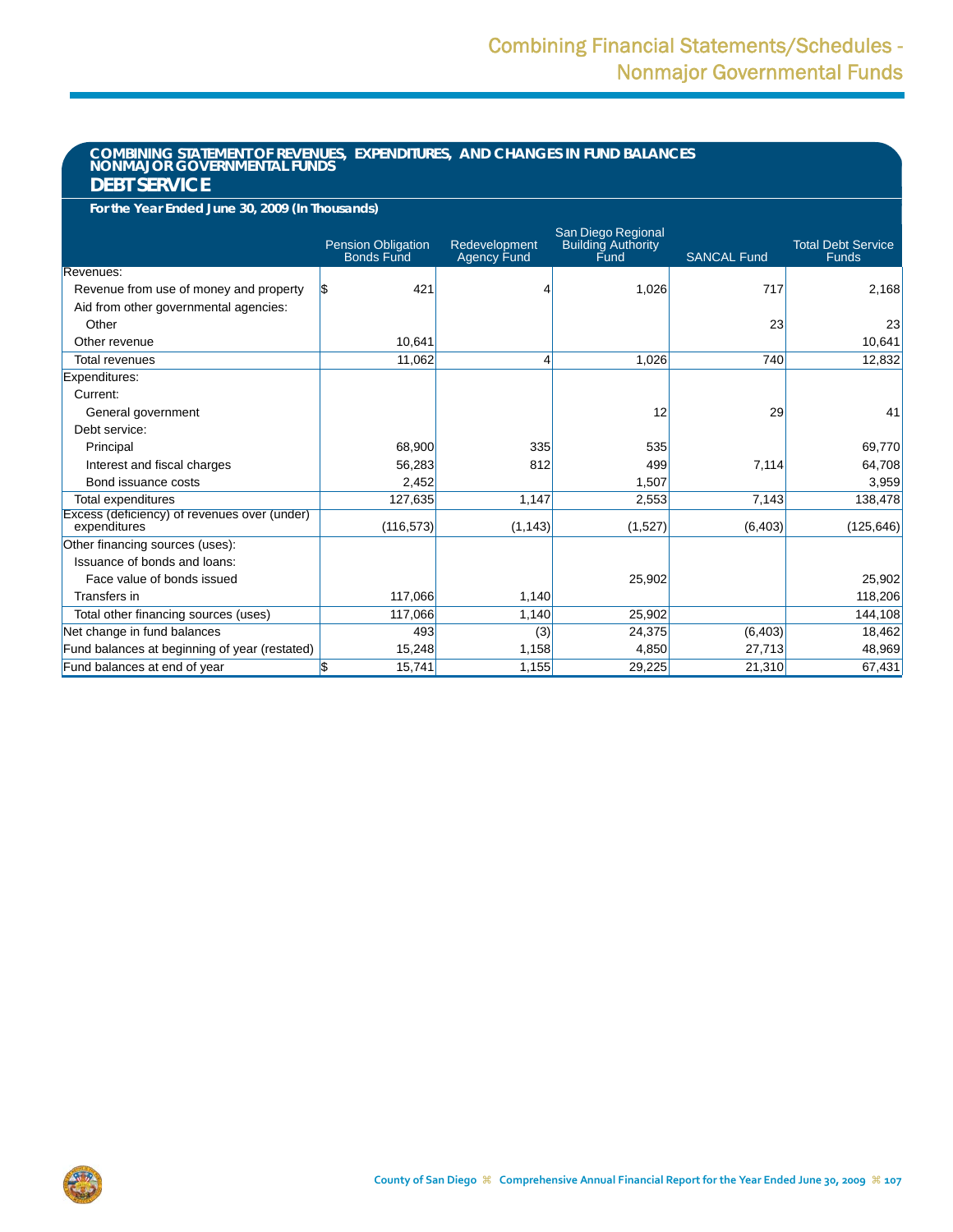## COMBINING STATEMENT OF REVENUES, EXPENDITURES, AND CHANGES IN FUND BALANCES NONMAJOR GOVERNMENTAL FUNDS

## DEBT SERVICE

**For the Year Ended June 30, 2009 (In Thousands)**

| | Pension Obligation Bonds Fund | Redevelopment Agency Fund | San Diego Regional Building Authority Fund | SANCAL Fund | Total Debt Service Funds |
|---|---|---|---|---|---|
| Revenues: | | | | | |
| Revenue from use of money and property | $ 421 | 4 | 1,026 | 717 | 2,168 |
| Aid from other governmental agencies: | | | | | |
| Other | | | | 23 | 23 |
| Other revenue | 10,641 | | | | 10,641 |
| Total revenues | 11,062 | 4 | 1,026 | 740 | 12,832 |
| Expenditures: | | | | | |
| Current: | | | | | |
| General government | | | 12 | 29 | 41 |
| Debt service: | | | | | |
| Principal | 68,900 | 335 | 535 | | 69,770 |
| Interest and fiscal charges | 56,283 | 812 | 499 | 7,114 | 64,708 |
| Bond issuance costs | 2,452 | | 1,507 | | 3,959 |
| Total expenditures | 127,635 | 1,147 | 2,553 | 7,143 | 138,478 |
| Excess (deficiency) of revenues over (under) expenditures | (116,573) | (1,143) | (1,527) | (6,403) | (125,646) |
| Other financing sources (uses): | | | | | |
| Issuance of bonds and loans: | | | | | |
| Face value of bonds issued | | | 25,902 | | 25,902 |
| Transfers in | 117,066 | 1,140 | | | 118,206 |
| Total other financing sources (uses) | 117,066 | 1,140 | 25,902 | | 144,108 |
| Net change in fund balances | 493 | (3) | 24,375 | (6,403) | 18,462 |
| Fund balances at beginning of year (restated) | 15,248 | 1,158 | 4,850 | 27,713 | 48,969 |
| Fund balances at end of year | $ 15,741 | 1,155 | 29,225 | 21,310 | 67,431 |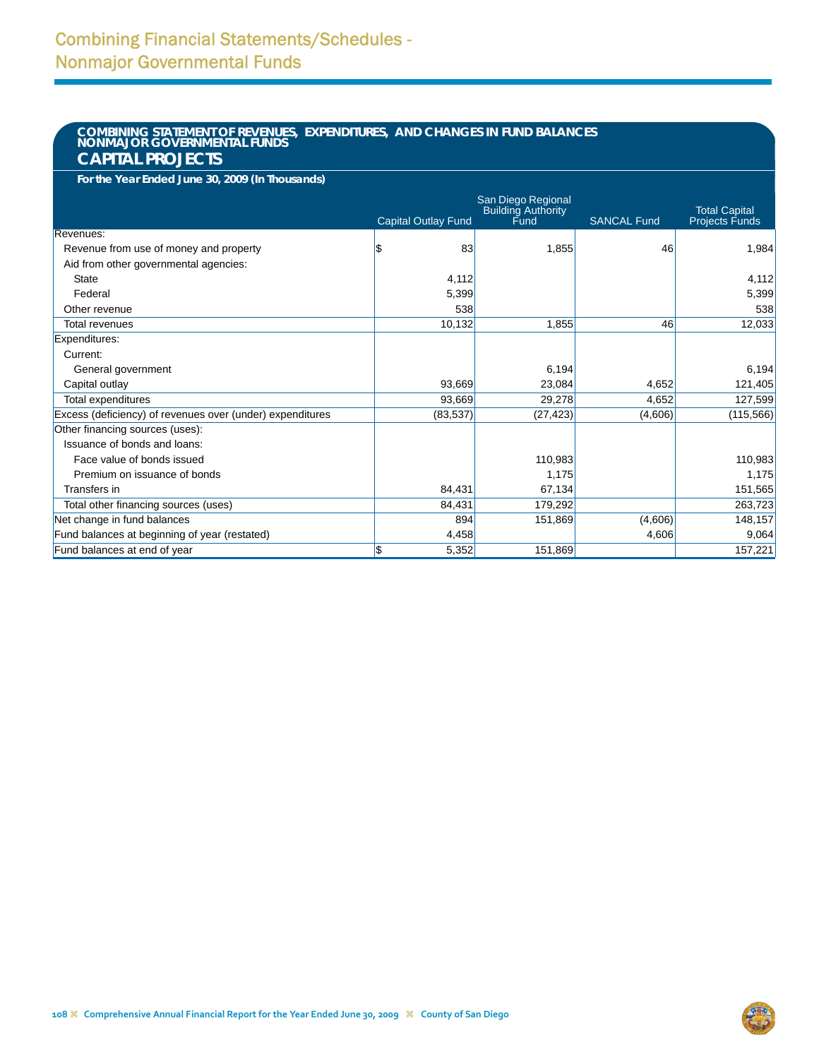# Combining Financial Statements/Schedules - Nonmajor Governmental Funds

## COMBINING STATEMENT OF REVENUES, EXPENDITURES, AND CHANGES IN FUND BALANCES NONMAJOR GOVERNMENTAL FUNDS

## CAPITAL PROJECTS

**For the Year Ended June 30, 2009 (In Thousands)**

| | Capital Outlay Fund | San Diego Regional Building Authority Fund | SANCAL Fund | Total Capital Projects Funds |
|---|---|---|---|---|
| Revenues: | | | | |
| Revenue from use of money and property | $ 83 | 1,855 | 46 | 1,984 |
| Aid from other governmental agencies: | | | | |
| State | 4,112 | | | 4,112 |
| Federal | 5,399 | | | 5,399 |
| Other revenue | 538 | | | 538 |
| Total revenues | 10,132 | 1,855 | 46 | 12,033 |
| Expenditures: | | | | |
| Current: | | | | |
| General government | | 6,194 | | 6,194 |
| Capital outlay | 93,669 | 23,084 | 4,652 | 121,405 |
| Total expenditures | 93,669 | 29,278 | 4,652 | 127,599 |
| Excess (deficiency) of revenues over (under) expenditures | (83,537) | (27,423) | (4,606) | (115,566) |
| Other financing sources (uses): | | | | |
| Issuance of bonds and loans: | | | | |
| Face value of bonds issued | | 110,983 | | 110,983 |
| Premium on issuance of bonds | | 1,175 | | 1,175 |
| Transfers in | 84,431 | 67,134 | | 151,565 |
| Total other financing sources (uses) | 84,431 | 179,292 | | 263,723 |
| Net change in fund balances | 894 | 151,869 | (4,606) | 148,157 |
| Fund balances at beginning of year (restated) | 4,458 | | 4,606 | 9,064 |
| Fund balances at end of year | $ 5,352 | 151,869 | | 157,221 |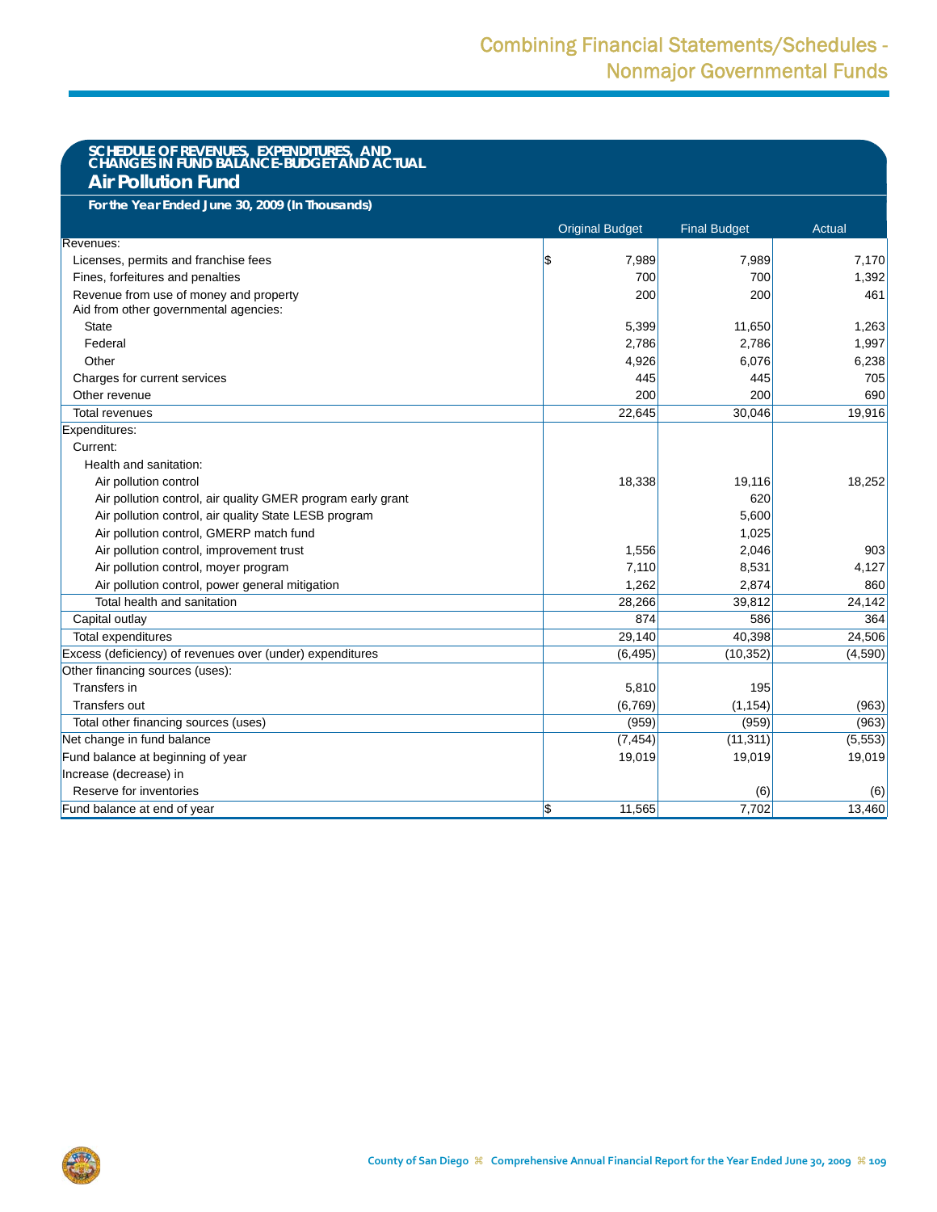# Combining Financial Statements/Schedules - Nonmajor Governmental Funds

## SCHEDULE OF REVENUES, EXPENDITURES, AND CHANGES IN FUND BALANCE-BUDGET AND ACTUAL

## Air Pollution Fund

**For the Year Ended June 30, 2009 (In Thousands)**

| | Original Budget | Final Budget | Actual |
|---|---|---|---|
| Revenues: | | | |
| Licenses, permits and franchise fees | $ 7,989 | 7,989 | 7,170 |
| Fines, forfeitures and penalties | 700 | 700 | 1,392 |
| Revenue from use of money and property | 200 | 200 | 461 |
| Aid from other governmental agencies: | | | |
| State | 5,399 | 11,650 | 1,263 |
| Federal | 2,786 | 2,786 | 1,997 |
| Other | 4,926 | 6,076 | 6,238 |
| Charges for current services | 445 | 445 | 705 |
| Other revenue | 200 | 200 | 690 |
| Total revenues | 22,645 | 30,046 | 19,916 |
| Expenditures: | | | |
| Current: | | | |
| Health and sanitation: | | | |
| Air pollution control | 18,338 | 19,116 | 18,252 |
| Air pollution control, air quality GMER program early grant | | 620 | |
| Air pollution control, air quality State LESB program | | 5,600 | |
| Air pollution control, GMERP match fund | | 1,025 | |
| Air pollution control, improvement trust | 1,556 | 2,046 | 903 |
| Air pollution control, moyer program | 7,110 | 8,531 | 4,127 |
| Air pollution control, power general mitigation | 1,262 | 2,874 | 860 |
| Total health and sanitation | 28,266 | 39,812 | 24,142 |
| Capital outlay | 874 | 586 | 364 |
| Total expenditures | 29,140 | 40,398 | 24,506 |
| Excess (deficiency) of revenues over (under) expenditures | (6,495) | (10,352) | (4,590) |
| Other financing sources (uses): | | | |
| Transfers in | 5,810 | 195 | |
| Transfers out | (6,769) | (1,154) | (963) |
| Total other financing sources (uses) | (959) | (959) | (963) |
| Net change in fund balance | (7,454) | (11,311) | (5,553) |
| Fund balance at beginning of year | 19,019 | 19,019 | 19,019 |
| Increase (decrease) in | | | |
| Reserve for inventories | | (6) | (6) |
| Fund balance at end of year | $ 11,565 | 7,702 | 13,460 |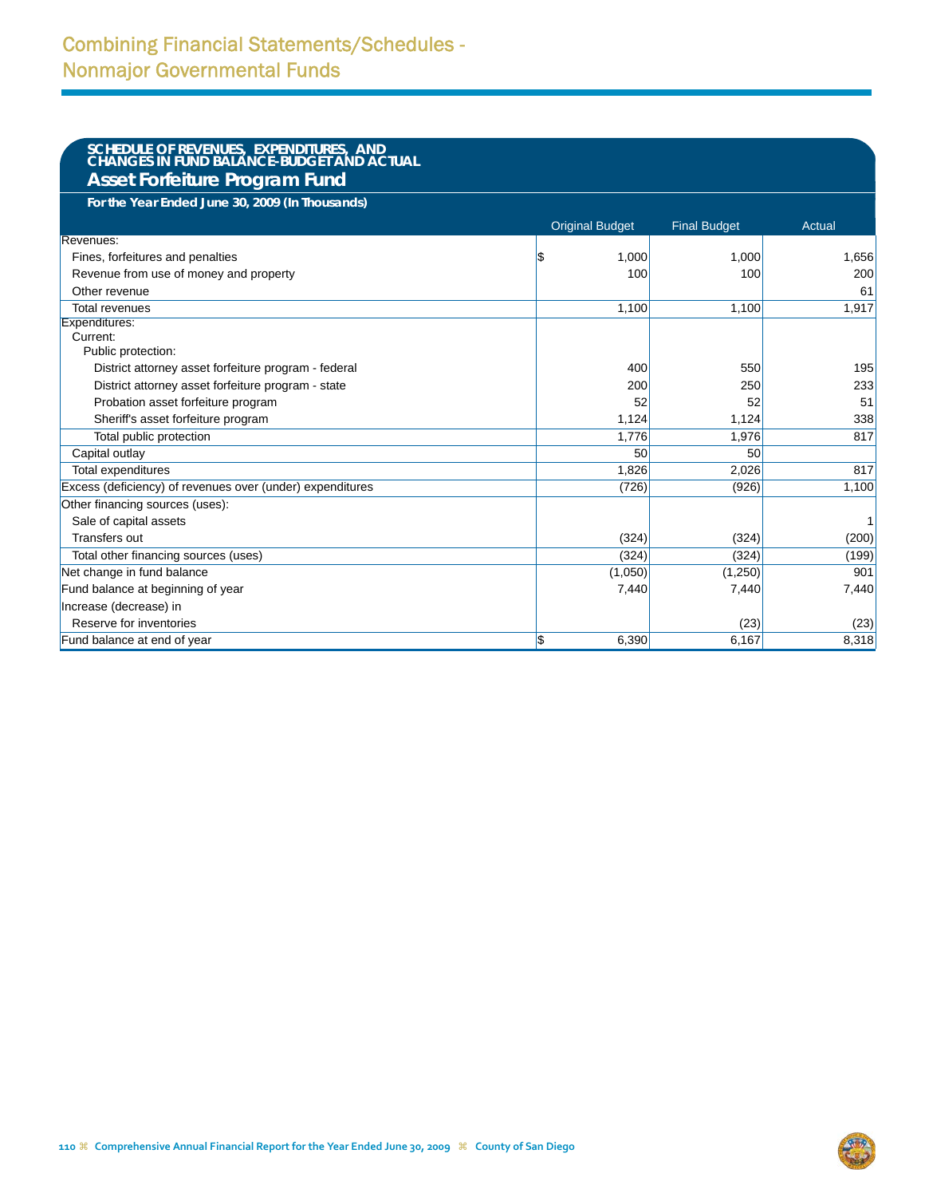# Combining Financial Statements/Schedules - Nonmajor Governmental Funds

## SCHEDULE OF REVENUES, EXPENDITURES, AND CHANGES IN FUND BALANCE-BUDGET AND ACTUAL

### Asset Forfeiture Program Fund

**For the Year Ended June 30, 2009 (In Thousands)**

| | Original Budget | Final Budget | Actual |
|---|---|---|---|
| Revenues: | | | |
| Fines, forfeitures and penalties | $ 1,000 | 1,000 | 1,656 |
| Revenue from use of money and property | 100 | 100 | 200 |
| Other revenue | | | 61 |
| Total revenues | 1,100 | 1,100 | 1,917 |
| Expenditures: | | | |
| Current: | | | |
| Public protection: | | | |
| District attorney asset forfeiture program - federal | 400 | 550 | 195 |
| District attorney asset forfeiture program - state | 200 | 250 | 233 |
| Probation asset forfeiture program | 52 | 52 | 51 |
| Sheriff's asset forfeiture program | 1,124 | 1,124 | 338 |
| Total public protection | 1,776 | 1,976 | 817 |
| Capital outlay | 50 | 50 | |
| Total expenditures | 1,826 | 2,026 | 817 |
| Excess (deficiency) of revenues over (under) expenditures | (726) | (926) | 1,100 |
| Other financing sources (uses): | | | |
| Sale of capital assets | | | 1 |
| Transfers out | (324) | (324) | (200) |
| Total other financing sources (uses) | (324) | (324) | (199) |
| Net change in fund balance | (1,050) | (1,250) | 901 |
| Fund balance at beginning of year | 7,440 | 7,440 | 7,440 |
| Increase (decrease) in | | | |
| Reserve for inventories | | (23) | (23) |
| Fund balance at end of year | $ 6,390 | 6,167 | 8,318 |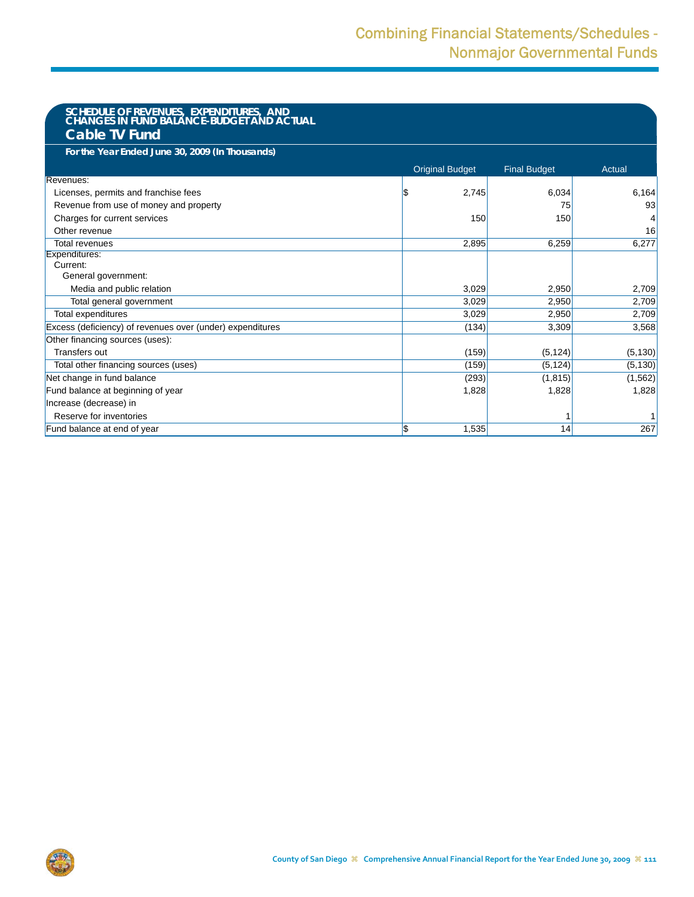## SCHEDULE OF REVENUES, EXPENDITURES, AND CHANGES IN FUND BALANCE-BUDGET AND ACTUAL

### Cable TV Fund

**For the Year Ended June 30, 2009 (In Thousands)**

| | Original Budget | Final Budget | Actual |
|---|---|---|---|
| Revenues: | | | |
| Licenses, permits and franchise fees | $ 2,745 | 6,034 | 6,164 |
| Revenue from use of money and property | | 75 | 93 |
| Charges for current services | 150 | 150 | 4 |
| Other revenue | | | 16 |
| Total revenues | 2,895 | 6,259 | 6,277 |
| Expenditures: | | | |
| Current: | | | |
| General government: | | | |
| Media and public relation | 3,029 | 2,950 | 2,709 |
| Total general government | 3,029 | 2,950 | 2,709 |
| Total expenditures | 3,029 | 2,950 | 2,709 |
| Excess (deficiency) of revenues over (under) expenditures | (134) | 3,309 | 3,568 |
| Other financing sources (uses): | | | |
| Transfers out | (159) | (5,124) | (5,130) |
| Total other financing sources (uses) | (159) | (5,124) | (5,130) |
| Net change in fund balance | (293) | (1,815) | (1,562) |
| Fund balance at beginning of year | 1,828 | 1,828 | 1,828 |
| Increase (decrease) in | | | |
| Reserve for inventories | | 1 | 1 |
| Fund balance at end of year | $ 1,535 | 14 | 267 |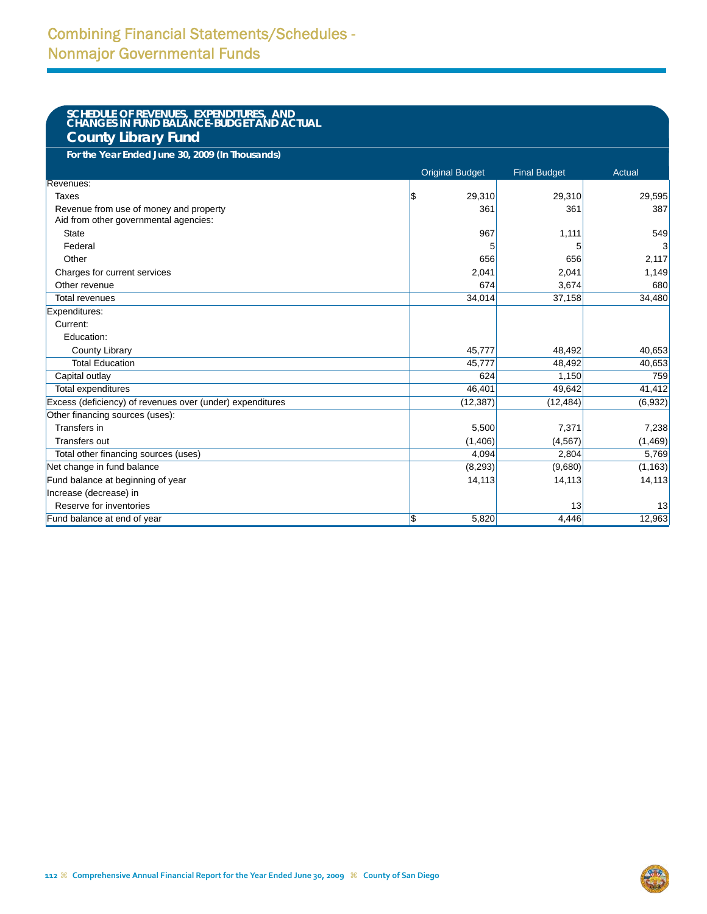# Combining Financial Statements/Schedules - Nonmajor Governmental Funds

## SCHEDULE OF REVENUES, EXPENDITURES, AND CHANGES IN FUND BALANCE-BUDGET AND ACTUAL

## County Library Fund

**For the Year Ended June 30, 2009 (In Thousands)**

| | Original Budget | Final Budget | Actual |
|---|---|---|---|
| Revenues: | | | |
| Taxes | $ 29,310 | 29,310 | 29,595 |
| Revenue from use of money and property | 361 | 361 | 387 |
| Aid from other governmental agencies: | | | |
| State | 967 | 1,111 | 549 |
| Federal | 5 | 5 | 3 |
| Other | 656 | 656 | 2,117 |
| Charges for current services | 2,041 | 2,041 | 1,149 |
| Other revenue | 674 | 3,674 | 680 |
| Total revenues | 34,014 | 37,158 | 34,480 |
| Expenditures: | | | |
| Current: | | | |
| Education: | | | |
| County Library | 45,777 | 48,492 | 40,653 |
| Total Education | 45,777 | 48,492 | 40,653 |
| Capital outlay | 624 | 1,150 | 759 |
| Total expenditures | 46,401 | 49,642 | 41,412 |
| Excess (deficiency) of revenues over (under) expenditures | (12,387) | (12,484) | (6,932) |
| Other financing sources (uses): | | | |
| Transfers in | 5,500 | 7,371 | 7,238 |
| Transfers out | (1,406) | (4,567) | (1,469) |
| Total other financing sources (uses) | 4,094 | 2,804 | 5,769 |
| Net change in fund balance | (8,293) | (9,680) | (1,163) |
| Fund balance at beginning of year | 14,113 | 14,113 | 14,113 |
| Increase (decrease) in | | | |
| Reserve for inventories | | 13 | 13 |
| Fund balance at end of year | $ 5,820 | 4,446 | 12,963 |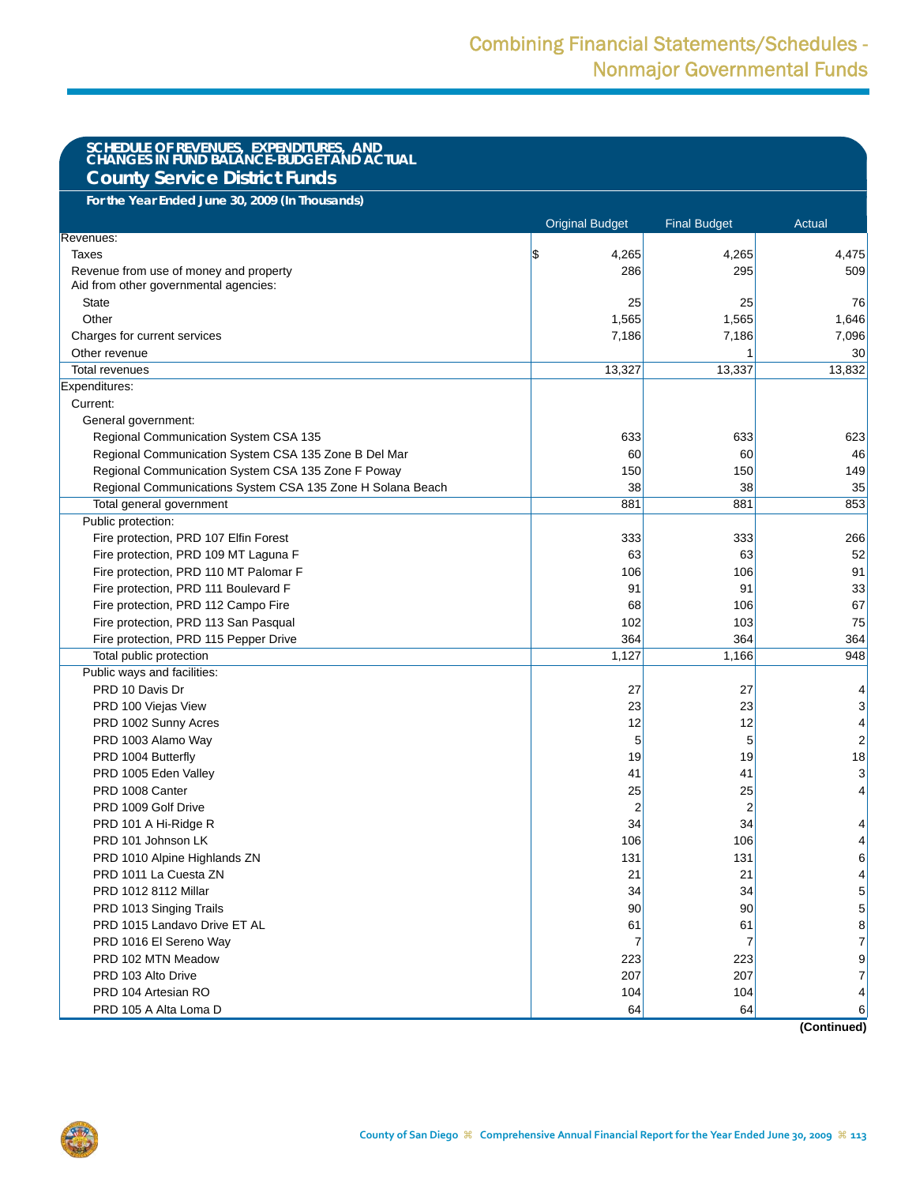# Combining Financial Statements/Schedules - Nonmajor Governmental Funds

## SCHEDULE OF REVENUES, EXPENDITURES, AND CHANGES IN FUND BALANCE-BUDGET AND ACTUAL
## County Service District Funds

**For the Year Ended June 30, 2009 (In Thousands)**

| | Original Budget | Final Budget | Actual |
|---|---|---|---|
| Revenues: | | | |
| Taxes | $ 4,265 | 4,265 | 4,475 |
| Revenue from use of money and property | 286 | 295 | 509 |
| Aid from other governmental agencies: | | | |
| State | 25 | 25 | 76 |
| Other | 1,565 | 1,565 | 1,646 |
| Charges for current services | 7,186 | 7,186 | 7,096 |
| Other revenue | | 1 | 30 |
| Total revenues | 13,327 | 13,337 | 13,832 |
| Expenditures: | | | |
| Current: | | | |
| General government: | | | |
| Regional Communication System CSA 135 | 633 | 633 | 623 |
| Regional Communication System CSA 135 Zone B Del Mar | 60 | 60 | 46 |
| Regional Communication System CSA 135 Zone F Poway | 150 | 150 | 149 |
| Regional Communications System CSA 135 Zone H Solana Beach | 38 | 38 | 35 |
| Total general government | 881 | 881 | 853 |
| Public protection: | | | |
| Fire protection, PRD 107 Elfin Forest | 333 | 333 | 266 |
| Fire protection, PRD 109 MT Laguna F | 63 | 63 | 52 |
| Fire protection, PRD 110 MT Palomar F | 106 | 106 | 91 |
| Fire protection, PRD 111 Boulevard F | 91 | 91 | 33 |
| Fire protection, PRD 112 Campo Fire | 68 | 106 | 67 |
| Fire protection, PRD 113 San Pasqual | 102 | 103 | 75 |
| Fire protection, PRD 115 Pepper Drive | 364 | 364 | 364 |
| Total public protection | 1,127 | 1,166 | 948 |
| Public ways and facilities: | | | |
| PRD 10 Davis Dr | 27 | 27 | 4 |
| PRD 100 Viejas View | 23 | 23 | 3 |
| PRD 1002 Sunny Acres | 12 | 12 | 4 |
| PRD 1003 Alamo Way | 5 | 5 | 2 |
| PRD 1004 Butterfly | 19 | 19 | 18 |
| PRD 1005 Eden Valley | 41 | 41 | 3 |
| PRD 1008 Canter | 25 | 25 | 4 |
| PRD 1009 Golf Drive | 2 | 2 | |
| PRD 101 A Hi-Ridge R | 34 | 34 | 4 |
| PRD 101 Johnson LK | 106 | 106 | 4 |
| PRD 1010 Alpine Highlands ZN | 131 | 131 | 6 |
| PRD 1011 La Cuesta ZN | 21 | 21 | 4 |
| PRD 1012 8112 Millar | 34 | 34 | 5 |
| PRD 1013 Singing Trails | 90 | 90 | 5 |
| PRD 1015 Landavo Drive ET AL | 61 | 61 | 8 |
| PRD 1016 El Sereno Way | 7 | 7 | 7 |
| PRD 102 MTN Meadow | 223 | 223 | 9 |
| PRD 103 Alto Drive | 207 | 207 | 7 |
| PRD 104 Artesian RO | 104 | 104 | 4 |
| PRD 105 A Alta Loma D | 64 | 64 | 6 |

**(Continued)**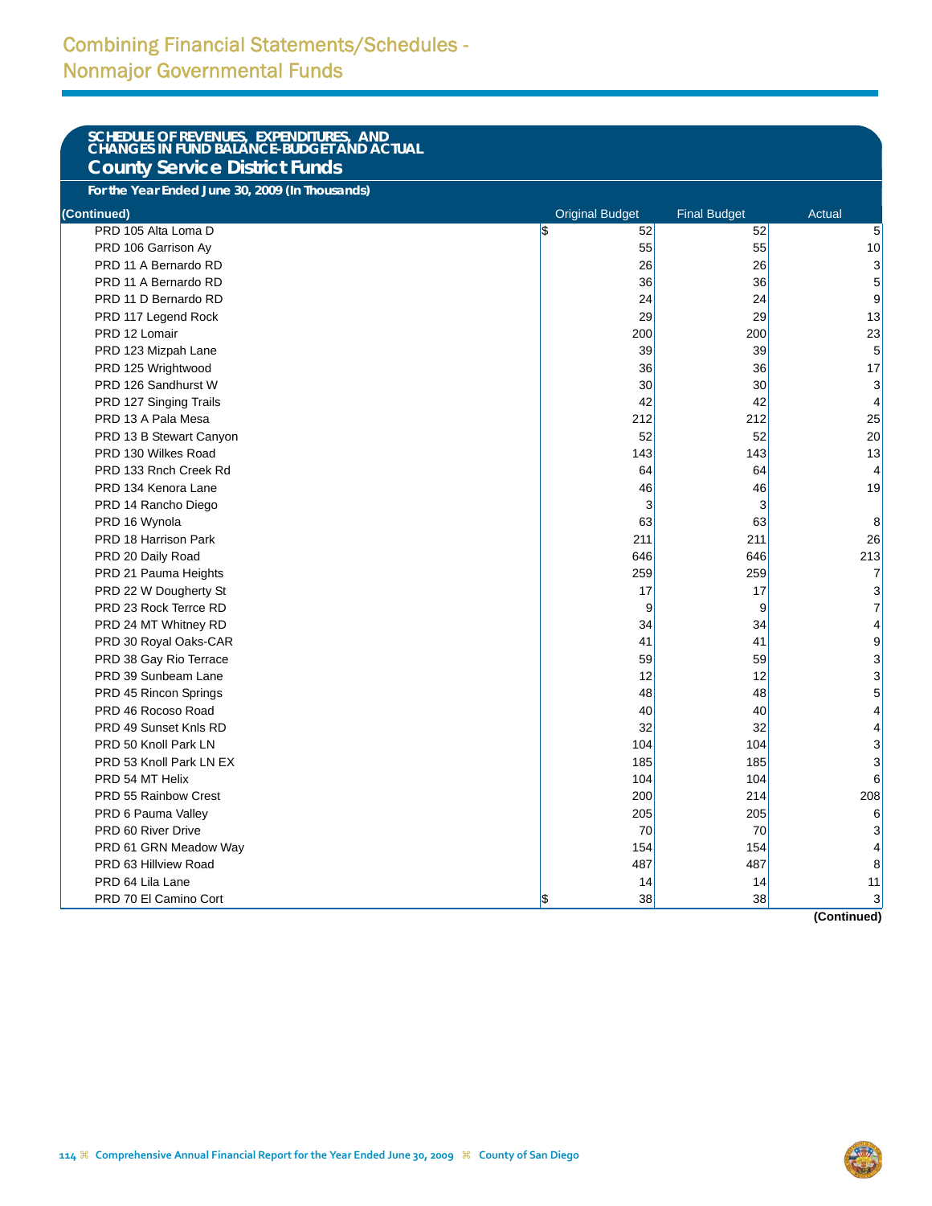# Combining Financial Statements/Schedules - Nonmajor Governmental Funds

## SCHEDULE OF REVENUES, EXPENDITURES, AND CHANGES IN FUND BALANCE-BUDGET AND ACTUAL

## County Service District Funds

**For the Year Ended June 30, 2009 (In Thousands)**

| (Continued) | Original Budget | Final Budget | Actual |
|---|---|---|---|
| PRD 105 Alta Loma D | $ 52 | 52 | 5 |
| PRD 106 Garrison Ay | 55 | 55 | 10 |
| PRD 11 A Bernardo RD | 26 | 26 | 3 |
| PRD 11 A Bernardo RD | 36 | 36 | 5 |
| PRD 11 D Bernardo RD | 24 | 24 | 9 |
| PRD 117 Legend Rock | 29 | 29 | 13 |
| PRD 12 Lomair | 200 | 200 | 23 |
| PRD 123 Mizpah Lane | 39 | 39 | 5 |
| PRD 125 Wrightwood | 36 | 36 | 17 |
| PRD 126 Sandhurst W | 30 | 30 | 3 |
| PRD 127 Singing Trails | 42 | 42 | 4 |
| PRD 13 A Pala Mesa | 212 | 212 | 25 |
| PRD 13 B Stewart Canyon | 52 | 52 | 20 |
| PRD 130 Wilkes Road | 143 | 143 | 13 |
| PRD 133 Rnch Creek Rd | 64 | 64 | 4 |
| PRD 134 Kenora Lane | 46 | 46 | 19 |
| PRD 14 Rancho Diego | 3 | 3 | |
| PRD 16 Wynola | 63 | 63 | 8 |
| PRD 18 Harrison Park | 211 | 211 | 26 |
| PRD 20 Daily Road | 646 | 646 | 213 |
| PRD 21 Pauma Heights | 259 | 259 | 7 |
| PRD 22 W Dougherty St | 17 | 17 | 3 |
| PRD 23 Rock Terrce RD | 9 | 9 | 7 |
| PRD 24 MT Whitney RD | 34 | 34 | 4 |
| PRD 30 Royal Oaks-CAR | 41 | 41 | 9 |
| PRD 38 Gay Rio Terrace | 59 | 59 | 3 |
| PRD 39 Sunbeam Lane | 12 | 12 | 3 |
| PRD 45 Rincon Springs | 48 | 48 | 5 |
| PRD 46 Rocoso Road | 40 | 40 | 4 |
| PRD 49 Sunset Knls RD | 32 | 32 | 4 |
| PRD 50 Knoll Park LN | 104 | 104 | 3 |
| PRD 53 Knoll Park LN EX | 185 | 185 | 3 |
| PRD 54 MT Helix | 104 | 104 | 6 |
| PRD 55 Rainbow Crest | 200 | 214 | 208 |
| PRD 6 Pauma Valley | 205 | 205 | 6 |
| PRD 60 River Drive | 70 | 70 | 3 |
| PRD 61 GRN Meadow Way | 154 | 154 | 4 |
| PRD 63 Hillview Road | 487 | 487 | 8 |
| PRD 64 Lila Lane | 14 | 14 | 11 |
| PRD 70 El Camino Cort | $ 38 | 38 | 3 |

**(Continued)**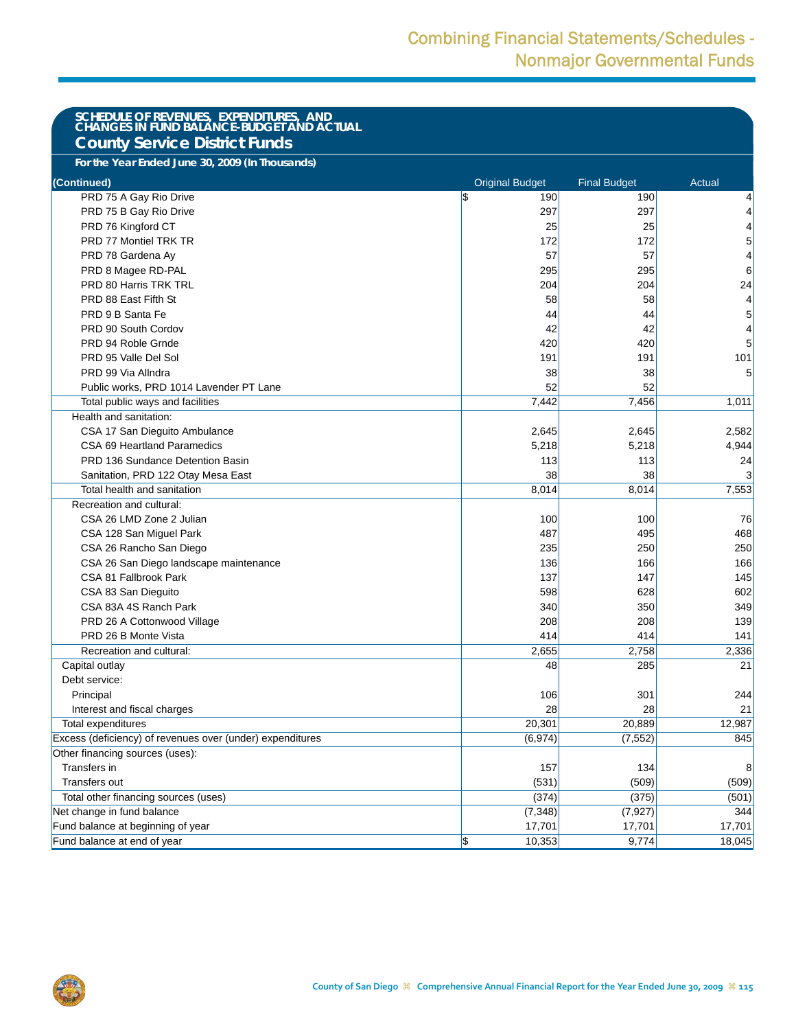## SCHEDULE OF REVENUES, EXPENDITURES, AND CHANGES IN FUND BALANCE-BUDGET AND ACTUAL

### County Service District Funds

**For the Year Ended June 30, 2009 (In Thousands)**

| (Continued) | Original Budget | Final Budget | Actual |
|---|---|---|---|
| PRD 75 A Gay Rio Drive | $ 190 | 190 | 4 |
| PRD 75 B Gay Rio Drive | 297 | 297 | 4 |
| PRD 76 Kingford CT | 25 | 25 | 4 |
| PRD 77 Montiel TRK TR | 172 | 172 | 5 |
| PRD 78 Gardena Ay | 57 | 57 | 4 |
| PRD 8 Magee RD-PAL | 295 | 295 | 6 |
| PRD 80 Harris TRK TRL | 204 | 204 | 24 |
| PRD 88 East Fifth St | 58 | 58 | 4 |
| PRD 9 B Santa Fe | 44 | 44 | 5 |
| PRD 90 South Cordov | 42 | 42 | 4 |
| PRD 94 Roble Grnde | 420 | 420 | 5 |
| PRD 95 Valle Del Sol | 191 | 191 | 101 |
| PRD 99 Via Allndra | 38 | 38 | 5 |
| Public works, PRD 1014 Lavender PT Lane | 52 | 52 | |
| Total public ways and facilities | 7,442 | 7,456 | 1,011 |
| Health and sanitation: | | | |
| CSA 17 San Dieguito Ambulance | 2,645 | 2,645 | 2,582 |
| CSA 69 Heartland Paramedics | 5,218 | 5,218 | 4,944 |
| PRD 136 Sundance Detention Basin | 113 | 113 | 24 |
| Sanitation, PRD 122 Otay Mesa East | 38 | 38 | 3 |
| Total health and sanitation | 8,014 | 8,014 | 7,553 |
| Recreation and cultural: | | | |
| CSA 26 LMD Zone 2 Julian | 100 | 100 | 76 |
| CSA 128 San Miguel Park | 487 | 495 | 468 |
| CSA 26 Rancho San Diego | 235 | 250 | 250 |
| CSA 26 San Diego landscape maintenance | 136 | 166 | 166 |
| CSA 81 Fallbrook Park | 137 | 147 | 145 |
| CSA 83 San Dieguito | 598 | 628 | 602 |
| CSA 83A 4S Ranch Park | 340 | 350 | 349 |
| PRD 26 A Cottonwood Village | 208 | 208 | 139 |
| PRD 26 B Monte Vista | 414 | 414 | 141 |
| Recreation and cultural: | 2,655 | 2,758 | 2,336 |
| Capital outlay | 48 | 285 | 21 |
| Debt service: | | | |
| Principal | 106 | 301 | 244 |
| Interest and fiscal charges | 28 | 28 | 21 |
| Total expenditures | 20,301 | 20,889 | 12,987 |
| Excess (deficiency) of revenues over (under) expenditures | (6,974) | (7,552) | 845 |
| Other financing sources (uses): | | | |
| Transfers in | 157 | 134 | 8 |
| Transfers out | (531) | (509) | (509) |
| Total other financing sources (uses) | (374) | (375) | (501) |
| Net change in fund balance | (7,348) | (7,927) | 344 |
| Fund balance at beginning of year | 17,701 | 17,701 | 17,701 |
| Fund balance at end of year | $ 10,353 | 9,774 | 18,045 |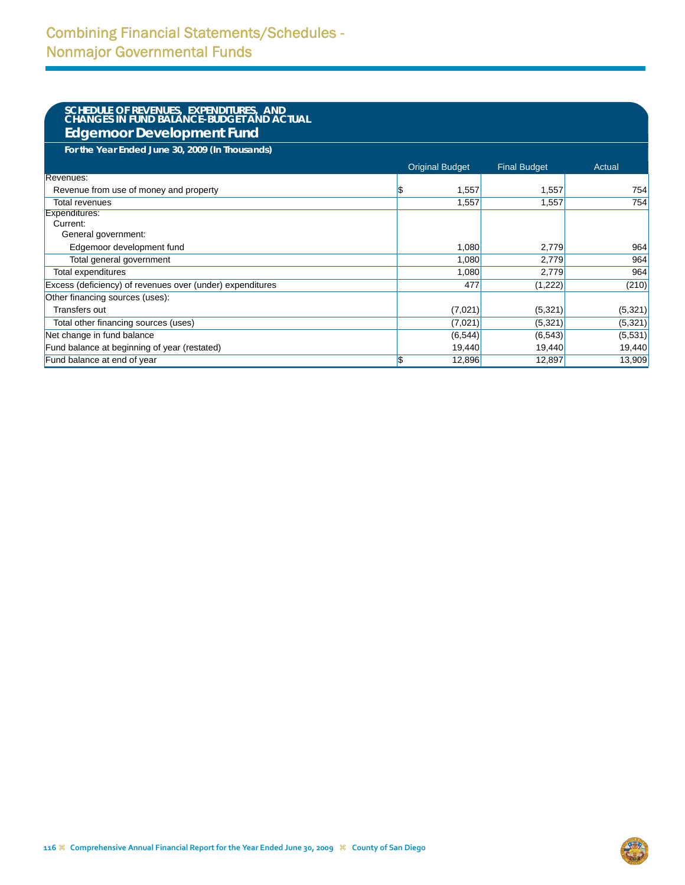# Combining Financial Statements/Schedules - Nonmajor Governmental Funds

## SCHEDULE OF REVENUES, EXPENDITURES, AND CHANGES IN FUND BALANCE-BUDGET AND ACTUAL

## Edgemoor Development Fund

**For the Year Ended June 30, 2009 (In Thousands)**

| | Original Budget | Final Budget | Actual |
|---|---|---|---|
| Revenues: | | | |
| Revenue from use of money and property | $ 1,557 | 1,557 | 754 |
| Total revenues | 1,557 | 1,557 | 754 |
| Expenditures: | | | |
| Current: | | | |
| General government: | | | |
| Edgemoor development fund | 1,080 | 2,779 | 964 |
| Total general government | 1,080 | 2,779 | 964 |
| Total expenditures | 1,080 | 2,779 | 964 |
| Excess (deficiency) of revenues over (under) expenditures | 477 | (1,222) | (210) |
| Other financing sources (uses): | | | |
| Transfers out | (7,021) | (5,321) | (5,321) |
| Total other financing sources (uses) | (7,021) | (5,321) | (5,321) |
| Net change in fund balance | (6,544) | (6,543) | (5,531) |
| Fund balance at beginning of year (restated) | 19,440 | 19,440 | 19,440 |
| Fund balance at end of year | $ 12,896 | 12,897 | 13,909 |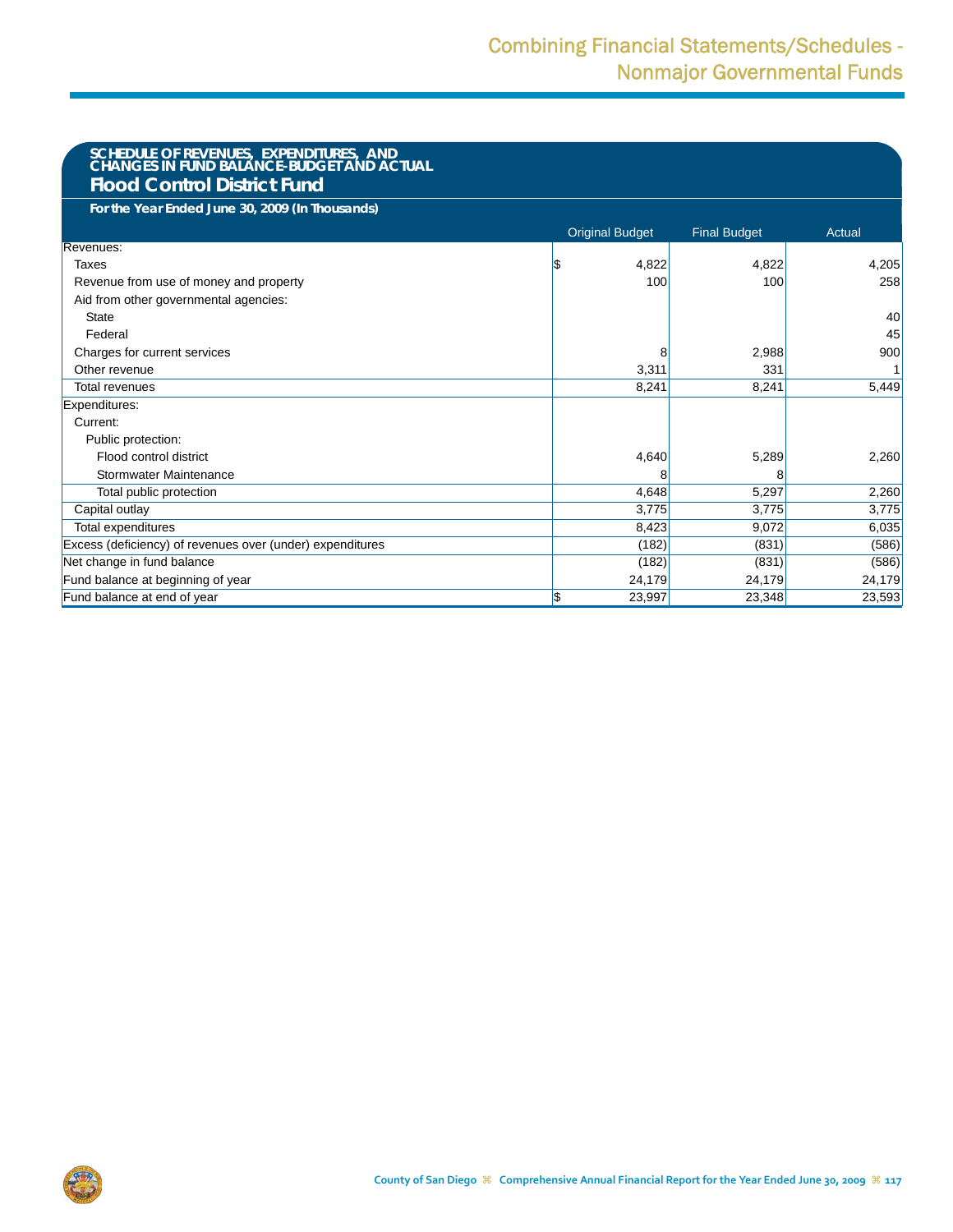# Combining Financial Statements/Schedules - Nonmajor Governmental Funds

## SCHEDULE OF REVENUES, EXPENDITURES, AND CHANGES IN FUND BALANCE-BUDGET AND ACTUAL

## Flood Control District Fund

**For the Year Ended June 30, 2009 (In Thousands)**

| | Original Budget | Final Budget | Actual |
|---|---|---|---|
| Revenues: | | | |
| Taxes | $ 4,822 | 4,822 | 4,205 |
| Revenue from use of money and property | 100 | 100 | 258 |
| Aid from other governmental agencies: | | | |
| State | | | 40 |
| Federal | | | 45 |
| Charges for current services | 8 | 2,988 | 900 |
| Other revenue | 3,311 | 331 | 1 |
| Total revenues | 8,241 | 8,241 | 5,449 |
| Expenditures: | | | |
| Current: | | | |
| Public protection: | | | |
| Flood control district | 4,640 | 5,289 | 2,260 |
| Stormwater Maintenance | 8 | 8 | |
| Total public protection | 4,648 | 5,297 | 2,260 |
| Capital outlay | 3,775 | 3,775 | 3,775 |
| Total expenditures | 8,423 | 9,072 | 6,035 |
| Excess (deficiency) of revenues over (under) expenditures | (182) | (831) | (586) |
| Net change in fund balance | (182) | (831) | (586) |
| Fund balance at beginning of year | 24,179 | 24,179 | 24,179 |
| Fund balance at end of year | $ 23,997 | 23,348 | 23,593 |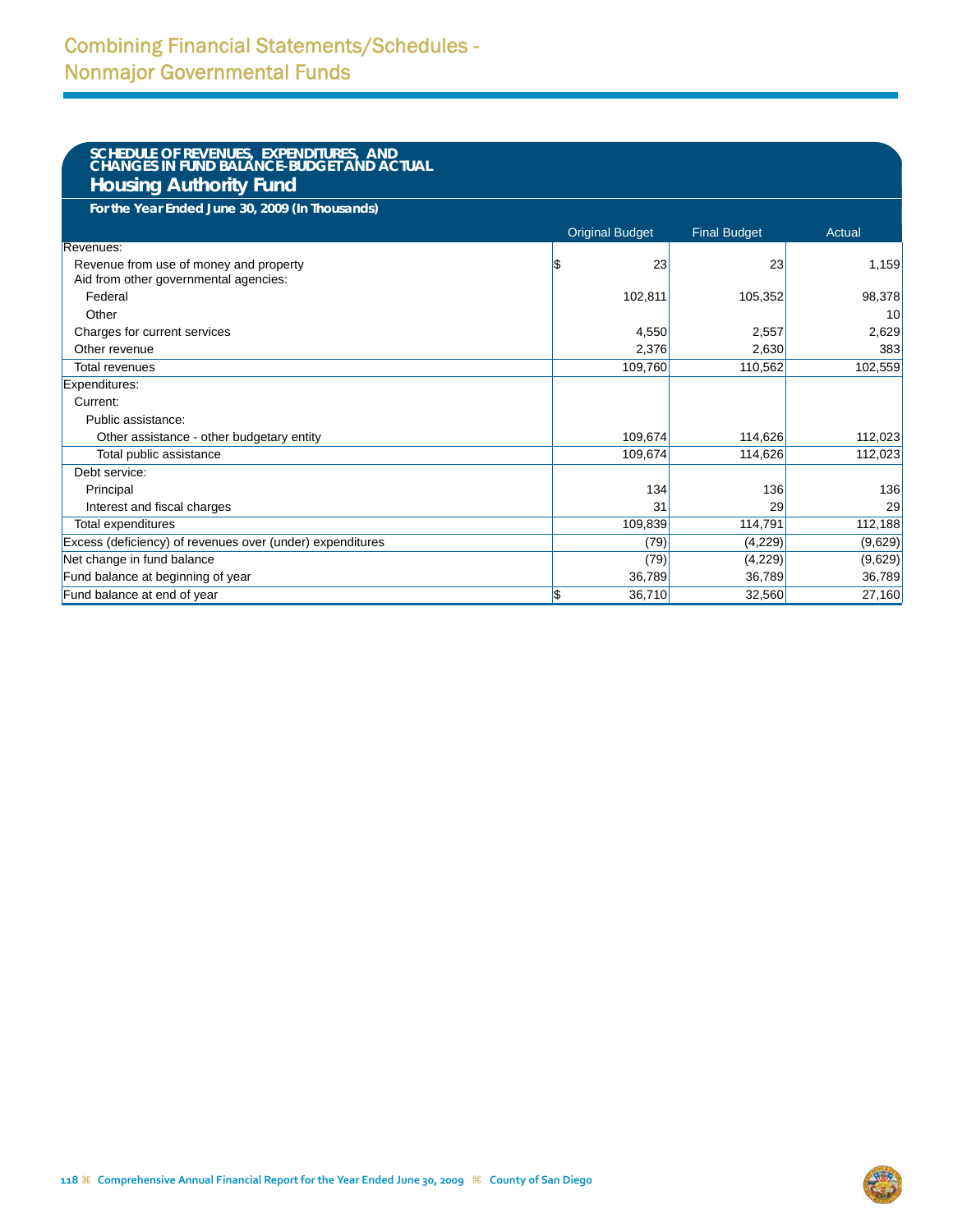# Combining Financial Statements/Schedules - Nonmajor Governmental Funds

## SCHEDULE OF REVENUES, EXPENDITURES, AND CHANGES IN FUND BALANCE-BUDGET AND ACTUAL

### Housing Authority Fund

***For the Year Ended June 30, 2009 (In Thousands)***

| | Original Budget | Final Budget | Actual |
|---|---|---|---|
| Revenues: | | | |
| Revenue from use of money and property | $ 23 | 23 | 1,159 |
| Aid from other governmental agencies: | | | |
| Federal | 102,811 | 105,352 | 98,378 |
| Other | | | 10 |
| Charges for current services | 4,550 | 2,557 | 2,629 |
| Other revenue | 2,376 | 2,630 | 383 |
| Total revenues | 109,760 | 110,562 | 102,559 |
| Expenditures: | | | |
| Current: | | | |
| Public assistance: | | | |
| Other assistance - other budgetary entity | 109,674 | 114,626 | 112,023 |
| Total public assistance | 109,674 | 114,626 | 112,023 |
| Debt service: | | | |
| Principal | 134 | 136 | 136 |
| Interest and fiscal charges | 31 | 29 | 29 |
| Total expenditures | 109,839 | 114,791 | 112,188 |
| Excess (deficiency) of revenues over (under) expenditures | (79) | (4,229) | (9,629) |
| Net change in fund balance | (79) | (4,229) | (9,629) |
| Fund balance at beginning of year | 36,789 | 36,789 | 36,789 |
| Fund balance at end of year | $ 36,710 | 32,560 | 27,160 |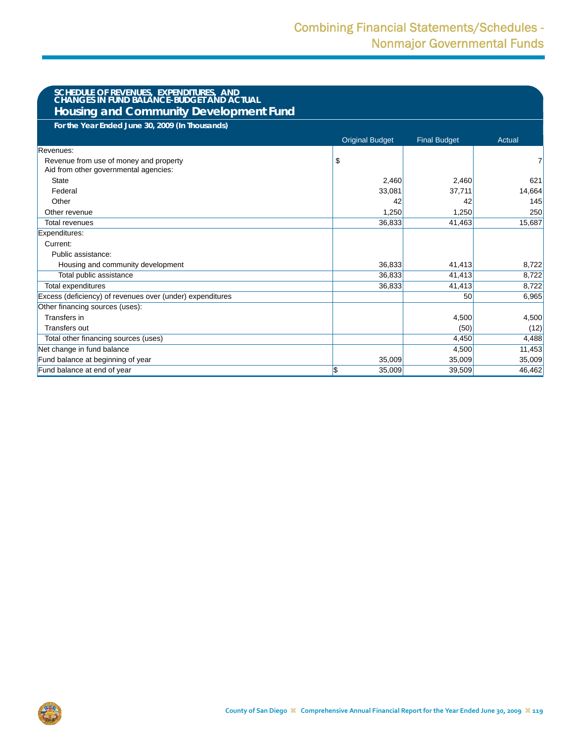## SCHEDULE OF REVENUES, EXPENDITURES, AND CHANGES IN FUND BALANCE-BUDGET AND ACTUAL

# Housing and Community Development Fund

**For the Year Ended June 30, 2009 (In Thousands)**

| | Original Budget | Final Budget | Actual |
|---|---|---|---|
| Revenues: | | | |
| Revenue from use of money and property | $ | | 7 |
| Aid from other governmental agencies: | | | |
| State | 2,460 | 2,460 | 621 |
| Federal | 33,081 | 37,711 | 14,664 |
| Other | 42 | 42 | 145 |
| Other revenue | 1,250 | 1,250 | 250 |
| Total revenues | 36,833 | 41,463 | 15,687 |
| Expenditures: | | | |
| Current: | | | |
| Public assistance: | | | |
| Housing and community development | 36,833 | 41,413 | 8,722 |
| Total public assistance | 36,833 | 41,413 | 8,722 |
| Total expenditures | 36,833 | 41,413 | 8,722 |
| Excess (deficiency) of revenues over (under) expenditures | | 50 | 6,965 |
| Other financing sources (uses): | | | |
| Transfers in | | 4,500 | 4,500 |
| Transfers out | | (50) | (12) |
| Total other financing sources (uses) | | 4,450 | 4,488 |
| Net change in fund balance | | 4,500 | 11,453 |
| Fund balance at beginning of year | 35,009 | 35,009 | 35,009 |
| Fund balance at end of year | $ 35,009 | 39,509 | 46,462 |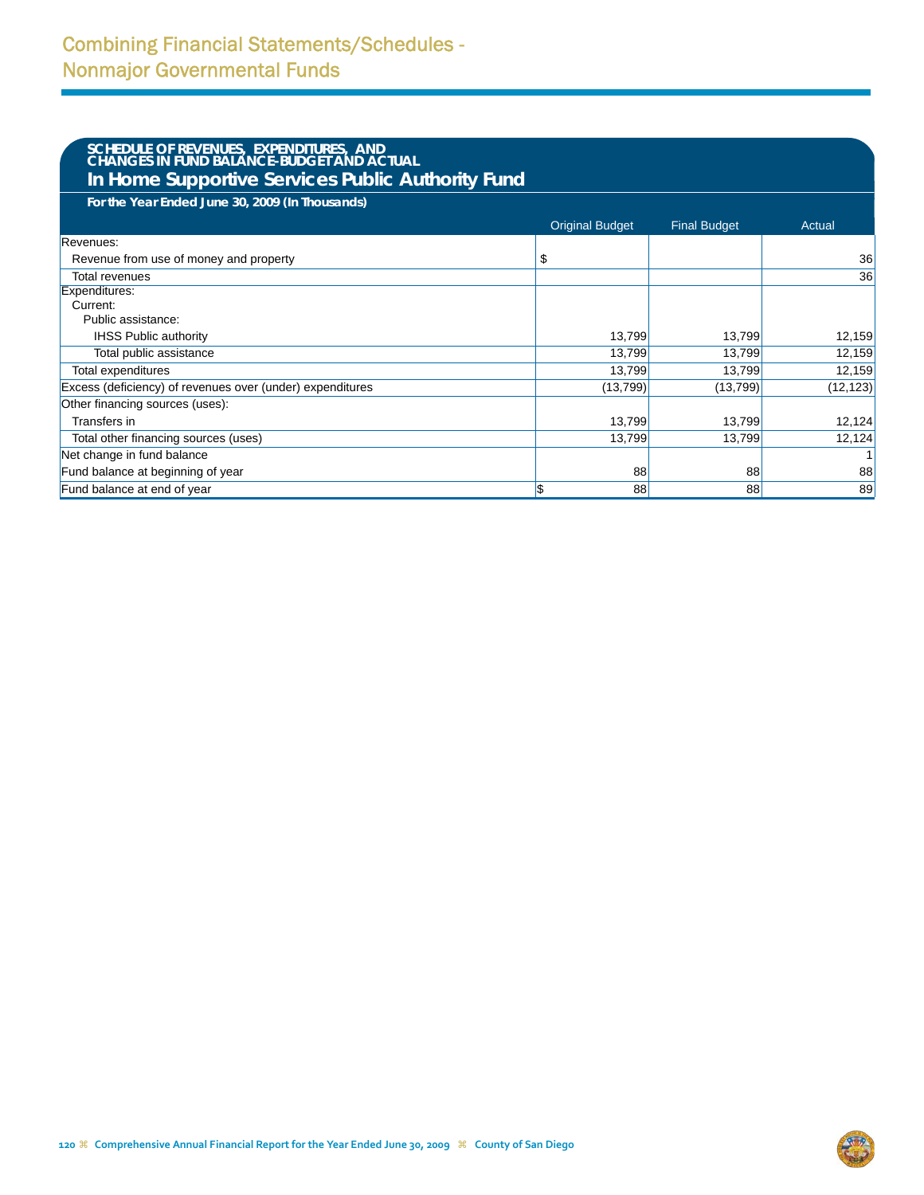# Combining Financial Statements/Schedules - Nonmajor Governmental Funds

## SCHEDULE OF REVENUES, EXPENDITURES, AND CHANGES IN FUND BALANCE-BUDGET AND ACTUAL

## In Home Supportive Services Public Authority Fund

**For the Year Ended June 30, 2009 (In Thousands)**

| | Original Budget | Final Budget | Actual |
|---|---|---|---|
| Revenues: | | | |
| Revenue from use of money and property | $ | | 36 |
| Total revenues | | | 36 |
| Expenditures: | | | |
| Current: | | | |
| Public assistance: | | | |
| IHSS Public authority | 13,799 | 13,799 | 12,159 |
| Total public assistance | 13,799 | 13,799 | 12,159 |
| Total expenditures | 13,799 | 13,799 | 12,159 |
| Excess (deficiency) of revenues over (under) expenditures | (13,799) | (13,799) | (12,123) |
| Other financing sources (uses): | | | |
| Transfers in | 13,799 | 13,799 | 12,124 |
| Total other financing sources (uses) | 13,799 | 13,799 | 12,124 |
| Net change in fund balance | | | 1 |
| Fund balance at beginning of year | 88 | 88 | 88 |
| Fund balance at end of year | $ 88 | 88 | 89 |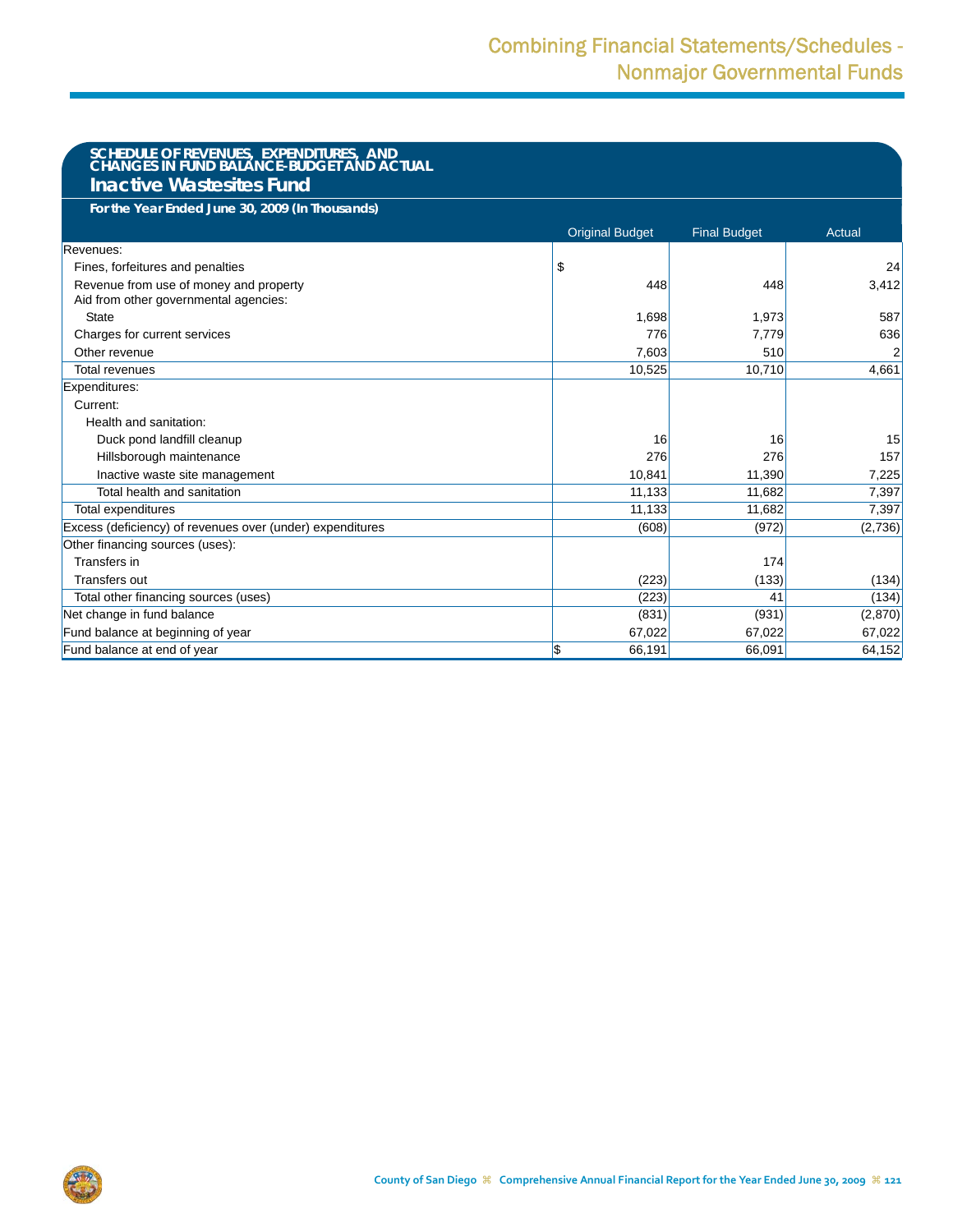## SCHEDULE OF REVENUES, EXPENDITURES, AND CHANGES IN FUND BALANCE-BUDGET AND ACTUAL

## Inactive Wastesites Fund

**For the Year Ended June 30, 2009 (In Thousands)**

| | Original Budget | Final Budget | Actual |
|---|---|---|---|
| Revenues: | | | |
| Fines, forfeitures and penalties | $ | | 24 |
| Revenue from use of money and property | 448 | 448 | 3,412 |
| Aid from other governmental agencies: | | | |
| State | 1,698 | 1,973 | 587 |
| Charges for current services | 776 | 7,779 | 636 |
| Other revenue | 7,603 | 510 | 2 |
| Total revenues | 10,525 | 10,710 | 4,661 |
| Expenditures: | | | |
| Current: | | | |
| Health and sanitation: | | | |
| Duck pond landfill cleanup | 16 | 16 | 15 |
| Hillsborough maintenance | 276 | 276 | 157 |
| Inactive waste site management | 10,841 | 11,390 | 7,225 |
| Total health and sanitation | 11,133 | 11,682 | 7,397 |
| Total expenditures | 11,133 | 11,682 | 7,397 |
| Excess (deficiency) of revenues over (under) expenditures | (608) | (972) | (2,736) |
| Other financing sources (uses): | | | |
| Transfers in | | 174 | |
| Transfers out | (223) | (133) | (134) |
| Total other financing sources (uses) | (223) | 41 | (134) |
| Net change in fund balance | (831) | (931) | (2,870) |
| Fund balance at beginning of year | 67,022 | 67,022 | 67,022 |
| Fund balance at end of year | $ 66,191 | 66,091 | 64,152 |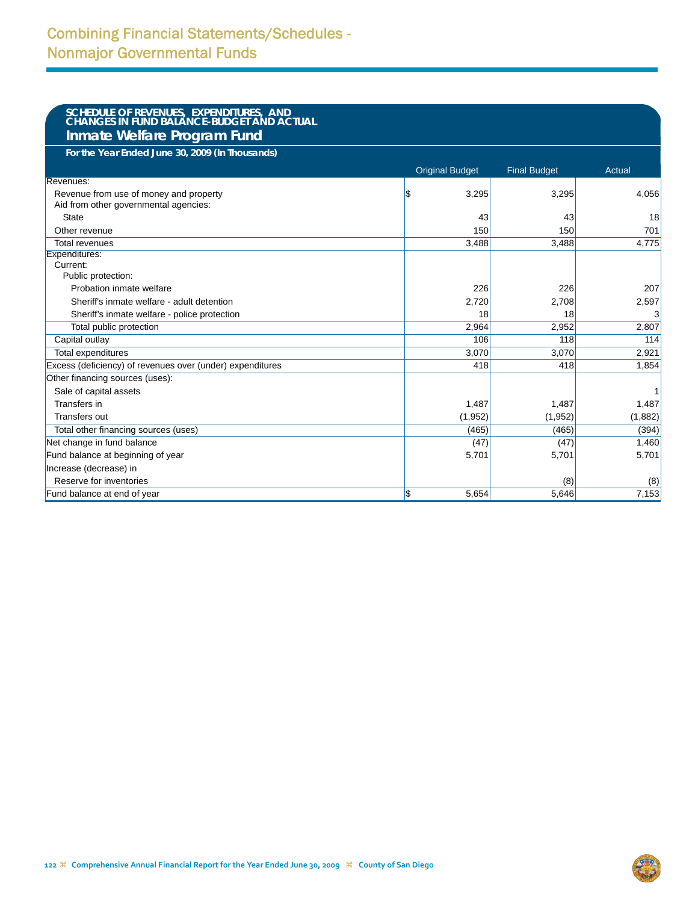# Combining Financial Statements/Schedules - Nonmajor Governmental Funds

## SCHEDULE OF REVENUES, EXPENDITURES, AND CHANGES IN FUND BALANCE-BUDGET AND ACTUAL

## Inmate Welfare Program Fund

**For the Year Ended June 30, 2009 (In Thousands)**

| | Original Budget | Final Budget | Actual |
|---|---|---|---|
| Revenues: | | | |
| Revenue from use of money and property | $ 3,295 | 3,295 | 4,056 |
| Aid from other governmental agencies: | | | |
| State | 43 | 43 | 18 |
| Other revenue | 150 | 150 | 701 |
| Total revenues | 3,488 | 3,488 | 4,775 |
| Expenditures: | | | |
| Current: | | | |
| Public protection: | | | |
| Probation inmate welfare | 226 | 226 | 207 |
| Sheriff's inmate welfare - adult detention | 2,720 | 2,708 | 2,597 |
| Sheriff's inmate welfare - police protection | 18 | 18 | 3 |
| Total public protection | 2,964 | 2,952 | 2,807 |
| Capital outlay | 106 | 118 | 114 |
| Total expenditures | 3,070 | 3,070 | 2,921 |
| Excess (deficiency) of revenues over (under) expenditures | 418 | 418 | 1,854 |
| Other financing sources (uses): | | | |
| Sale of capital assets | | | 1 |
| Transfers in | 1,487 | 1,487 | 1,487 |
| Transfers out | (1,952) | (1,952) | (1,882) |
| Total other financing sources (uses) | (465) | (465) | (394) |
| Net change in fund balance | (47) | (47) | 1,460 |
| Fund balance at beginning of year | 5,701 | 5,701 | 5,701 |
| Increase (decrease) in | | | |
| Reserve for inventories | | (8) | (8) |
| Fund balance at end of year | $ 5,654 | 5,646 | 7,153 |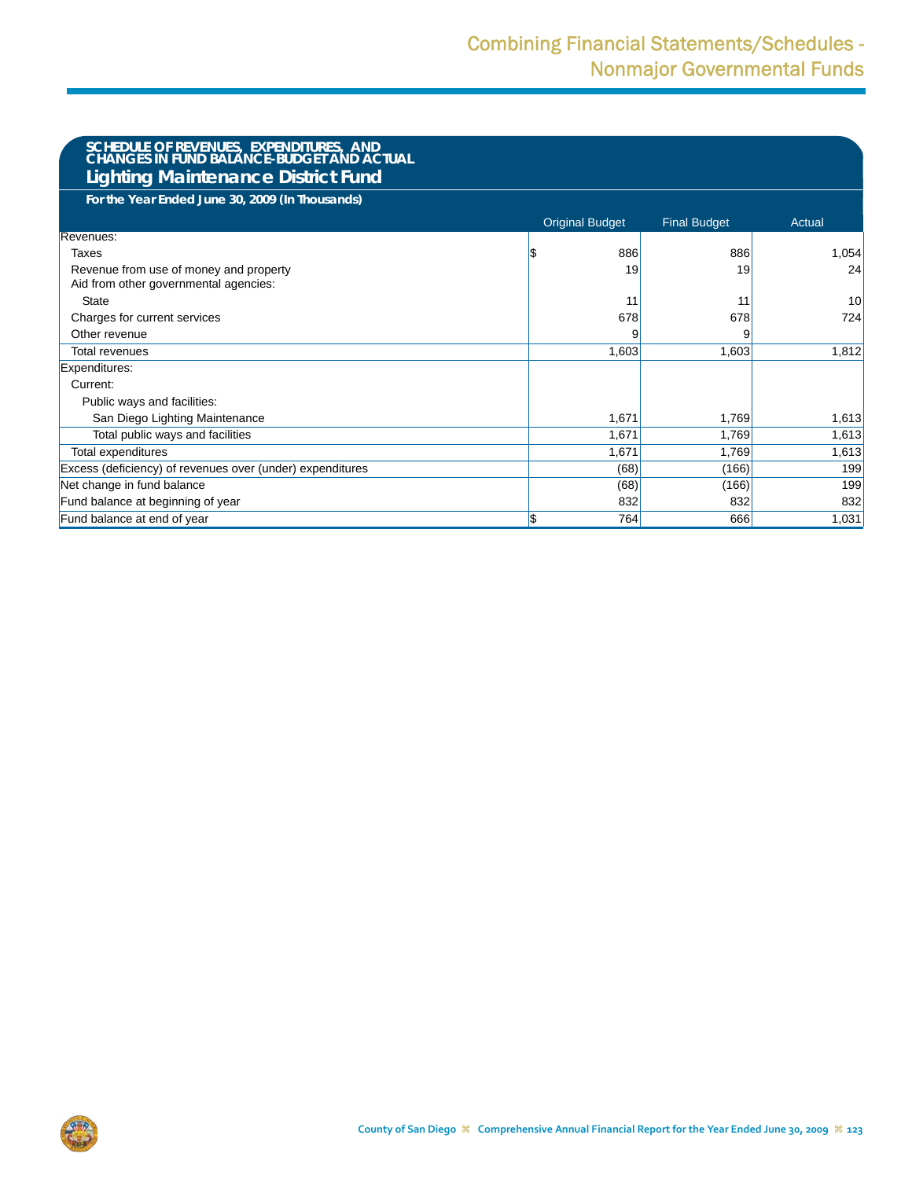# Combining Financial Statements/Schedules - Nonmajor Governmental Funds

## SCHEDULE OF REVENUES, EXPENDITURES, AND CHANGES IN FUND BALANCE-BUDGET AND ACTUAL

### Lighting Maintenance District Fund

**For the Year Ended June 30, 2009 (In Thousands)**

| | Original Budget | Final Budget | Actual |
|---|---|---|---|
| Revenues: | | | |
| Taxes | $ 886 | 886 | 1,054 |
| Revenue from use of money and property | 19 | 19 | 24 |
| Aid from other governmental agencies: | | | |
| State | 11 | 11 | 10 |
| Charges for current services | 678 | 678 | 724 |
| Other revenue | 9 | 9 | |
| Total revenues | 1,603 | 1,603 | 1,812 |
| Expenditures: | | | |
| Current: | | | |
| Public ways and facilities: | | | |
| San Diego Lighting Maintenance | 1,671 | 1,769 | 1,613 |
| Total public ways and facilities | 1,671 | 1,769 | 1,613 |
| Total expenditures | 1,671 | 1,769 | 1,613 |
| Excess (deficiency) of revenues over (under) expenditures | (68) | (166) | 199 |
| Net change in fund balance | (68) | (166) | 199 |
| Fund balance at beginning of year | 832 | 832 | 832 |
| Fund balance at end of year | $ 764 | 666 | 1,031 |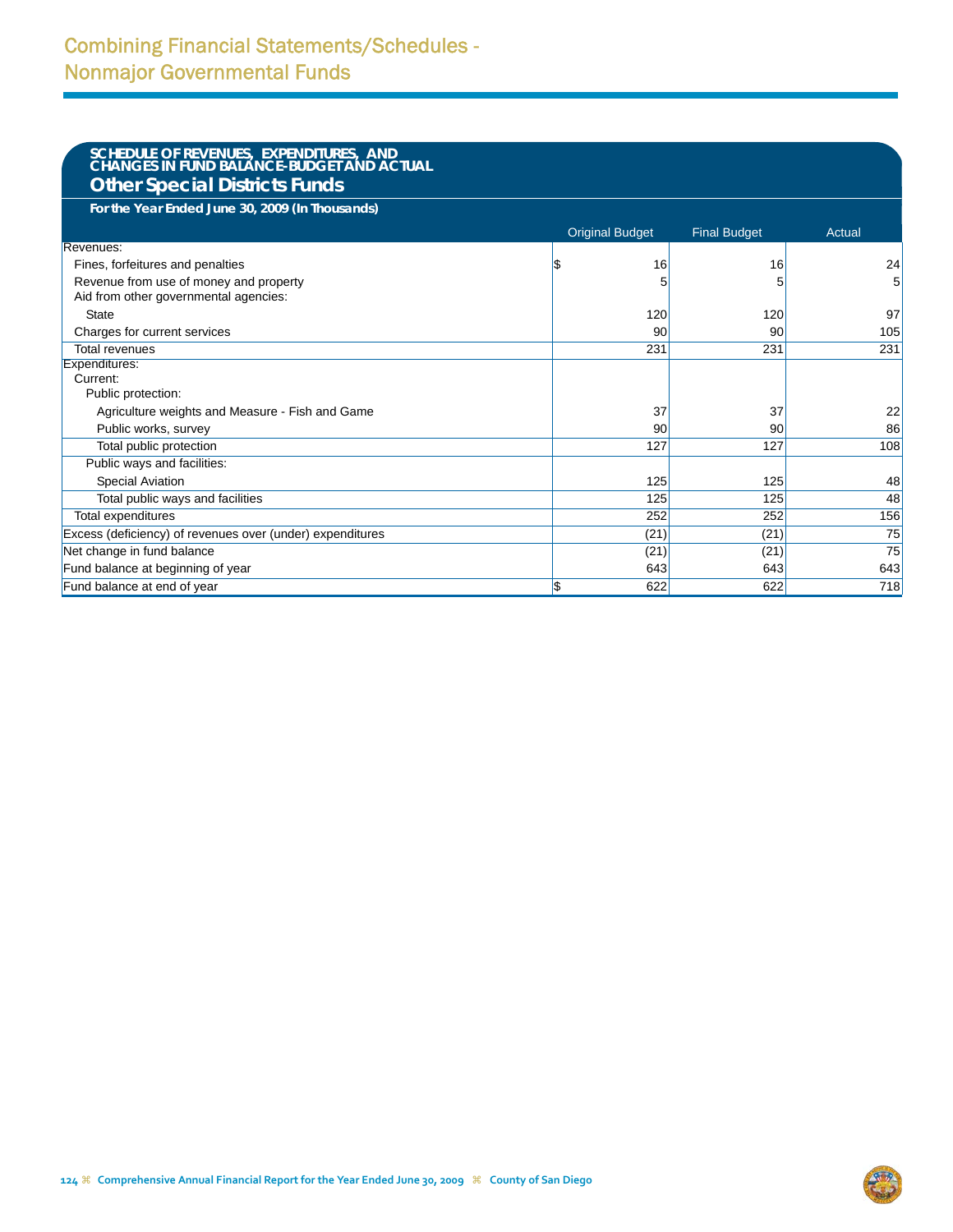# Combining Financial Statements/Schedules - Nonmajor Governmental Funds

## SCHEDULE OF REVENUES, EXPENDITURES, AND CHANGES IN FUND BALANCE-BUDGET AND ACTUAL
## Other Special Districts Funds

**For the Year Ended June 30, 2009 (In Thousands)**

| | Original Budget | Final Budget | Actual |
|---|---|---|---|
| Revenues: | | | |
| Fines, forfeitures and penalties | $ 16 | 16 | 24 |
| Revenue from use of money and property | 5 | 5 | 5 |
| Aid from other governmental agencies: | | | |
| State | 120 | 120 | 97 |
| Charges for current services | 90 | 90 | 105 |
| Total revenues | 231 | 231 | 231 |
| Expenditures: | | | |
| Current: | | | |
| Public protection: | | | |
| Agriculture weights and Measure - Fish and Game | 37 | 37 | 22 |
| Public works, survey | 90 | 90 | 86 |
| Total public protection | 127 | 127 | 108 |
| Public ways and facilities: | | | |
| Special Aviation | 125 | 125 | 48 |
| Total public ways and facilities | 125 | 125 | 48 |
| Total expenditures | 252 | 252 | 156 |
| Excess (deficiency) of revenues over (under) expenditures | (21) | (21) | 75 |
| Net change in fund balance | (21) | (21) | 75 |
| Fund balance at beginning of year | 643 | 643 | 643 |
| Fund balance at end of year | $ 622 | 622 | 718 |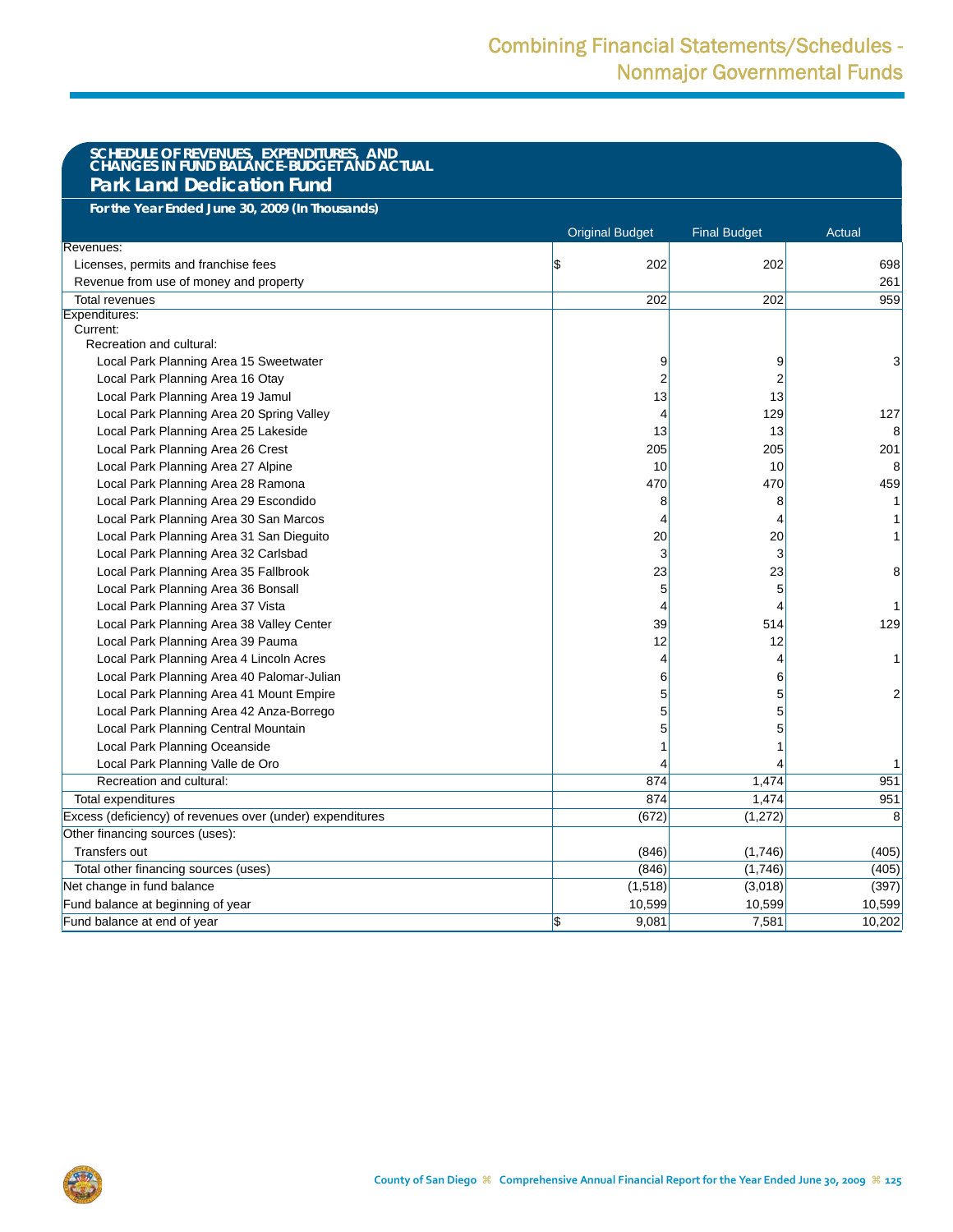## SCHEDULE OF REVENUES, EXPENDITURES, AND CHANGES IN FUND BALANCE-BUDGET AND ACTUAL

### Park Land Dedication Fund

**For the Year Ended June 30, 2009 (In Thousands)**

| | Original Budget | Final Budget | Actual |
|---|---|---|---|
| Revenues: | | | |
| Licenses, permits and franchise fees | $ 202 | 202 | 698 |
| Revenue from use of money and property | | | 261 |
| Total revenues | 202 | 202 | 959 |
| Expenditures: | | | |
| Current: | | | |
| Recreation and cultural: | | | |
| Local Park Planning Area 15 Sweetwater | 9 | 9 | 3 |
| Local Park Planning Area 16 Otay | 2 | 2 | |
| Local Park Planning Area 19 Jamul | 13 | 13 | |
| Local Park Planning Area 20 Spring Valley | 4 | 129 | 127 |
| Local Park Planning Area 25 Lakeside | 13 | 13 | 8 |
| Local Park Planning Area 26 Crest | 205 | 205 | 201 |
| Local Park Planning Area 27 Alpine | 10 | 10 | 8 |
| Local Park Planning Area 28 Ramona | 470 | 470 | 459 |
| Local Park Planning Area 29 Escondido | 8 | 8 | 1 |
| Local Park Planning Area 30 San Marcos | 4 | 4 | 1 |
| Local Park Planning Area 31 San Dieguito | 20 | 20 | 1 |
| Local Park Planning Area 32 Carlsbad | 3 | 3 | |
| Local Park Planning Area 35 Fallbrook | 23 | 23 | 8 |
| Local Park Planning Area 36 Bonsall | 5 | 5 | |
| Local Park Planning Area 37 Vista | 4 | 4 | 1 |
| Local Park Planning Area 38 Valley Center | 39 | 514 | 129 |
| Local Park Planning Area 39 Pauma | 12 | 12 | |
| Local Park Planning Area 4 Lincoln Acres | 4 | 4 | 1 |
| Local Park Planning Area 40 Palomar-Julian | 6 | 6 | |
| Local Park Planning Area 41 Mount Empire | 5 | 5 | 2 |
| Local Park Planning Area 42 Anza-Borrego | 5 | 5 | |
| Local Park Planning Central Mountain | 5 | 5 | |
| Local Park Planning Oceanside | 1 | 1 | |
| Local Park Planning Valle de Oro | 4 | 4 | 1 |
| Recreation and cultural: | 874 | 1,474 | 951 |
| Total expenditures | 874 | 1,474 | 951 |
| Excess (deficiency) of revenues over (under) expenditures | (672) | (1,272) | 8 |
| Other financing sources (uses): | | | |
| Transfers out | (846) | (1,746) | (405) |
| Total other financing sources (uses) | (846) | (1,746) | (405) |
| Net change in fund balance | (1,518) | (3,018) | (397) |
| Fund balance at beginning of year | 10,599 | 10,599 | 10,599 |
| Fund balance at end of year | $ 9,081 | 7,581 | 10,202 |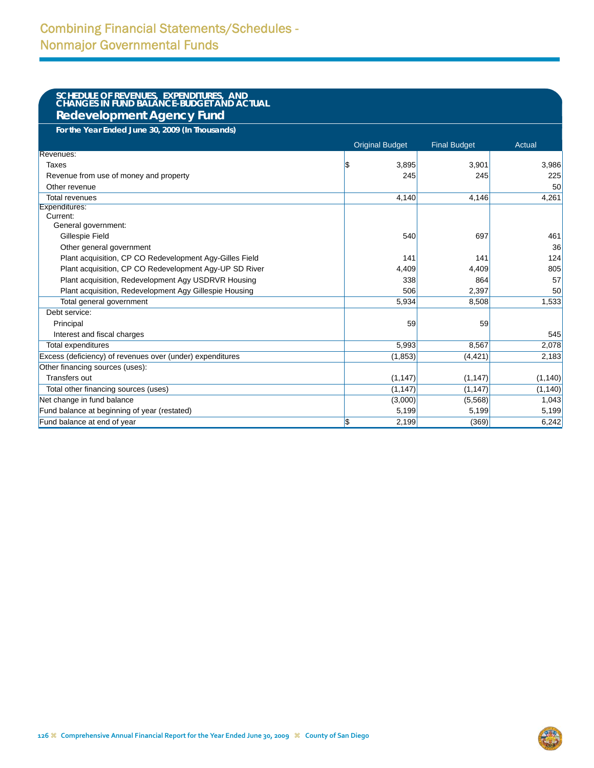# Combining Financial Statements/Schedules - Nonmajor Governmental Funds

## SCHEDULE OF REVENUES, EXPENDITURES, AND CHANGES IN FUND BALANCE-BUDGET AND ACTUAL

### Redevelopment Agency Fund

**For the Year Ended June 30, 2009 (In Thousands)**

| | Original Budget | Final Budget | Actual |
|---|---|---|---|
| Revenues: | | | |
| Taxes | $ 3,895 | 3,901 | 3,986 |
| Revenue from use of money and property | 245 | 245 | 225 |
| Other revenue | | | 50 |
| Total revenues | 4,140 | 4,146 | 4,261 |
| Expenditures: | | | |
| Current: | | | |
| General government: | | | |
| Gillespie Field | 540 | 697 | 461 |
| Other general government | | | 36 |
| Plant acquisition, CP CO Redevelopment Agy-Gilles Field | 141 | 141 | 124 |
| Plant acquisition, CP CO Redevelopment Agy-UP SD River | 4,409 | 4,409 | 805 |
| Plant acquisition, Redevelopment Agy USDRVR Housing | 338 | 864 | 57 |
| Plant acquisition, Redevelopment Agy Gillespie Housing | 506 | 2,397 | 50 |
| Total general government | 5,934 | 8,508 | 1,533 |
| Debt service: | | | |
| Principal | 59 | 59 | |
| Interest and fiscal charges | | | 545 |
| Total expenditures | 5,993 | 8,567 | 2,078 |
| Excess (deficiency) of revenues over (under) expenditures | (1,853) | (4,421) | 2,183 |
| Other financing sources (uses): | | | |
| Transfers out | (1,147) | (1,147) | (1,140) |
| Total other financing sources (uses) | (1,147) | (1,147) | (1,140) |
| Net change in fund balance | (3,000) | (5,568) | 1,043 |
| Fund balance at beginning of year (restated) | 5,199 | 5,199 | 5,199 |
| Fund balance at end of year | $ 2,199 | (369) | 6,242 |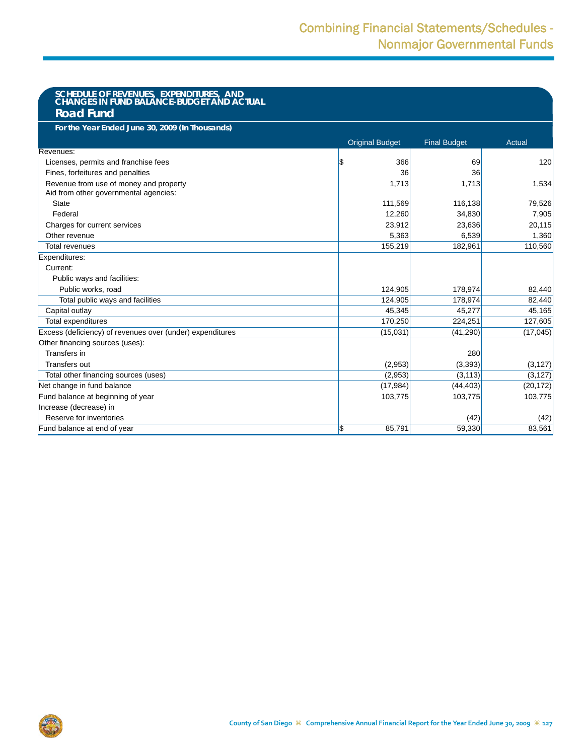## SCHEDULE OF REVENUES, EXPENDITURES, AND CHANGES IN FUND BALANCE-BUDGET AND ACTUAL

### Road Fund

**For the Year Ended June 30, 2009 (In Thousands)**

| | Original Budget | Final Budget | Actual |
|---|---|---|---|
| Revenues: | | | |
| Licenses, permits and franchise fees | $ 366 | 69 | 120 |
| Fines, forfeitures and penalties | 36 | 36 | |
| Revenue from use of money and property | 1,713 | 1,713 | 1,534 |
| Aid from other governmental agencies: | | | |
| State | 111,569 | 116,138 | 79,526 |
| Federal | 12,260 | 34,830 | 7,905 |
| Charges for current services | 23,912 | 23,636 | 20,115 |
| Other revenue | 5,363 | 6,539 | 1,360 |
| Total revenues | 155,219 | 182,961 | 110,560 |
| Expenditures: | | | |
| Current: | | | |
| Public ways and facilities: | | | |
| Public works, road | 124,905 | 178,974 | 82,440 |
| Total public ways and facilities | 124,905 | 178,974 | 82,440 |
| Capital outlay | 45,345 | 45,277 | 45,165 |
| Total expenditures | 170,250 | 224,251 | 127,605 |
| Excess (deficiency) of revenues over (under) expenditures | (15,031) | (41,290) | (17,045) |
| Other financing sources (uses): | | | |
| Transfers in | | 280 | |
| Transfers out | (2,953) | (3,393) | (3,127) |
| Total other financing sources (uses) | (2,953) | (3,113) | (3,127) |
| Net change in fund balance | (17,984) | (44,403) | (20,172) |
| Fund balance at beginning of year | 103,775 | 103,775 | 103,775 |
| Increase (decrease) in | | | |
| Reserve for inventories | | (42) | (42) |
| Fund balance at end of year | $ 85,791 | 59,330 | 83,561 |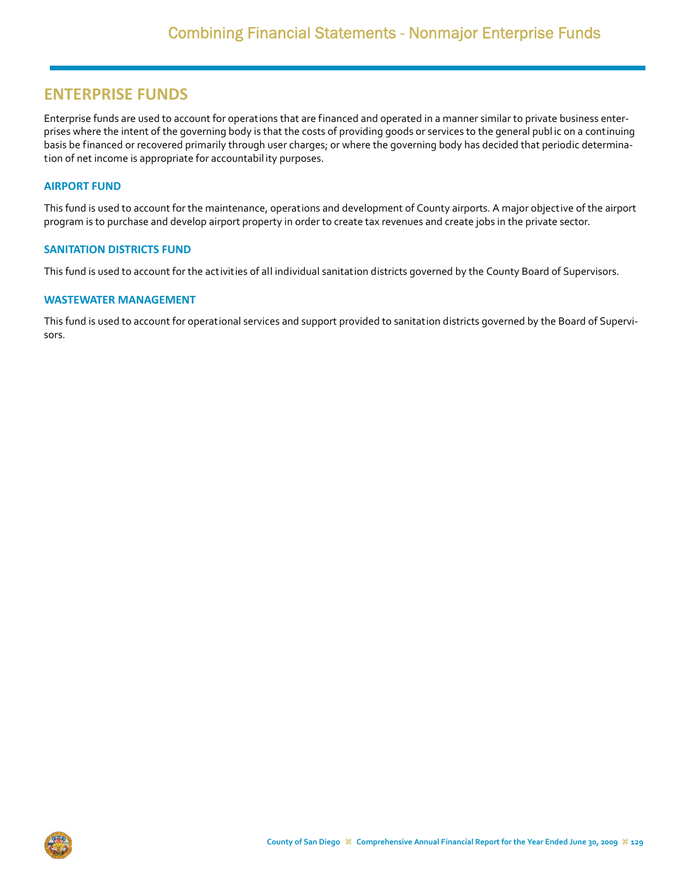# Combining Financial Statements - Nonmajor Enterprise Funds

## ENTERPRISE FUNDS

Enterprise funds are used to account for operations that are financed and operated in a manner similar to private business enterprises where the intent of the governing body is that the costs of providing goods or services to the general public on a continuing basis be financed or recovered primarily through user charges; or where the governing body has decided that periodic determination of net income is appropriate for accountability purposes.

### AIRPORT FUND

This fund is used to account for the maintenance, operations and development of County airports. A major objective of the airport program is to purchase and develop airport property in order to create tax revenues and create jobs in the private sector.

### SANITATION DISTRICTS FUND

This fund is used to account for the activities of all individual sanitation districts governed by the County Board of Supervisors.

### WASTEWATER MANAGEMENT

This fund is used to account for operational services and support provided to sanitation districts governed by the Board of Supervisors.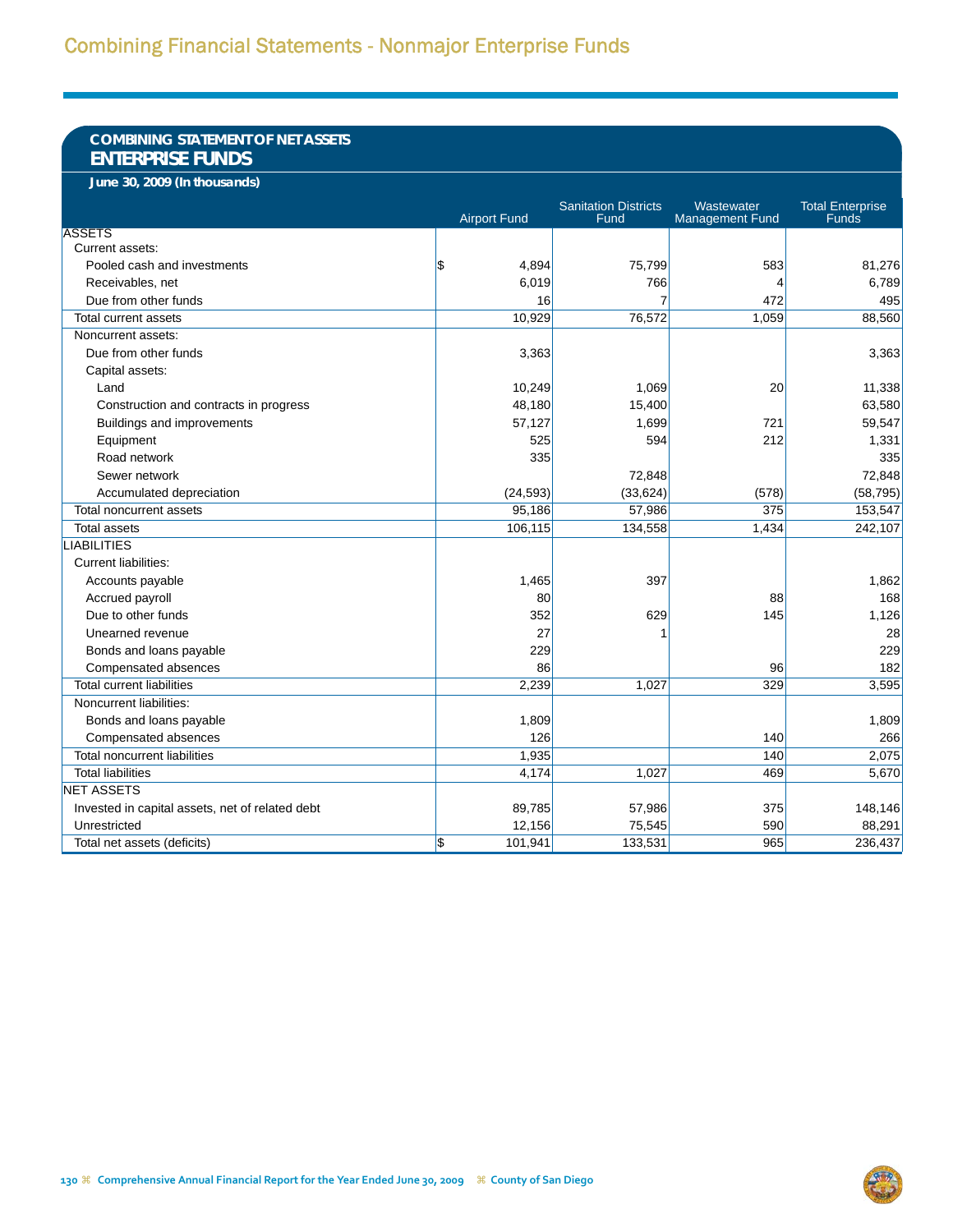# Combining Financial Statements - Nonmajor Enterprise Funds

## COMBINING STATEMENT OF NET ASSETS
## ENTERPRISE FUNDS

**June 30, 2009 (In thousands)**

| | Airport Fund | Sanitation Districts Fund | Wastewater Management Fund | Total Enterprise Funds |
|---|---|---|---|---|
| ASSETS | | | | |
| Current assets: | | | | |
| Pooled cash and investments | $ 4,894 | 75,799 | 583 | 81,276 |
| Receivables, net | 6,019 | 766 | 4 | 6,789 |
| Due from other funds | 16 | 7 | 472 | 495 |
| Total current assets | 10,929 | 76,572 | 1,059 | 88,560 |
| Noncurrent assets: | | | | |
| Due from other funds | 3,363 | | | 3,363 |
| Capital assets: | | | | |
| Land | 10,249 | 1,069 | 20 | 11,338 |
| Construction and contracts in progress | 48,180 | 15,400 | | 63,580 |
| Buildings and improvements | 57,127 | 1,699 | 721 | 59,547 |
| Equipment | 525 | 594 | 212 | 1,331 |
| Road network | 335 | | | 335 |
| Sewer network | | 72,848 | | 72,848 |
| Accumulated depreciation | (24,593) | (33,624) | (578) | (58,795) |
| Total noncurrent assets | 95,186 | 57,986 | 375 | 153,547 |
| Total assets | 106,115 | 134,558 | 1,434 | 242,107 |
| LIABILITIES | | | | |
| Current liabilities: | | | | |
| Accounts payable | 1,465 | 397 | | 1,862 |
| Accrued payroll | 80 | | 88 | 168 |
| Due to other funds | 352 | 629 | 145 | 1,126 |
| Unearned revenue | 27 | 1 | | 28 |
| Bonds and loans payable | 229 | | | 229 |
| Compensated absences | 86 | | 96 | 182 |
| Total current liabilities | 2,239 | 1,027 | 329 | 3,595 |
| Noncurrent liabilities: | | | | |
| Bonds and loans payable | 1,809 | | | 1,809 |
| Compensated absences | 126 | | 140 | 266 |
| Total noncurrent liabilities | 1,935 | | 140 | 2,075 |
| Total liabilities | 4,174 | 1,027 | 469 | 5,670 |
| NET ASSETS | | | | |
| Invested in capital assets, net of related debt | 89,785 | 57,986 | 375 | 148,146 |
| Unrestricted | 12,156 | 75,545 | 590 | 88,291 |
| Total net assets (deficits) | $ 101,941 | 133,531 | 965 | 236,437 |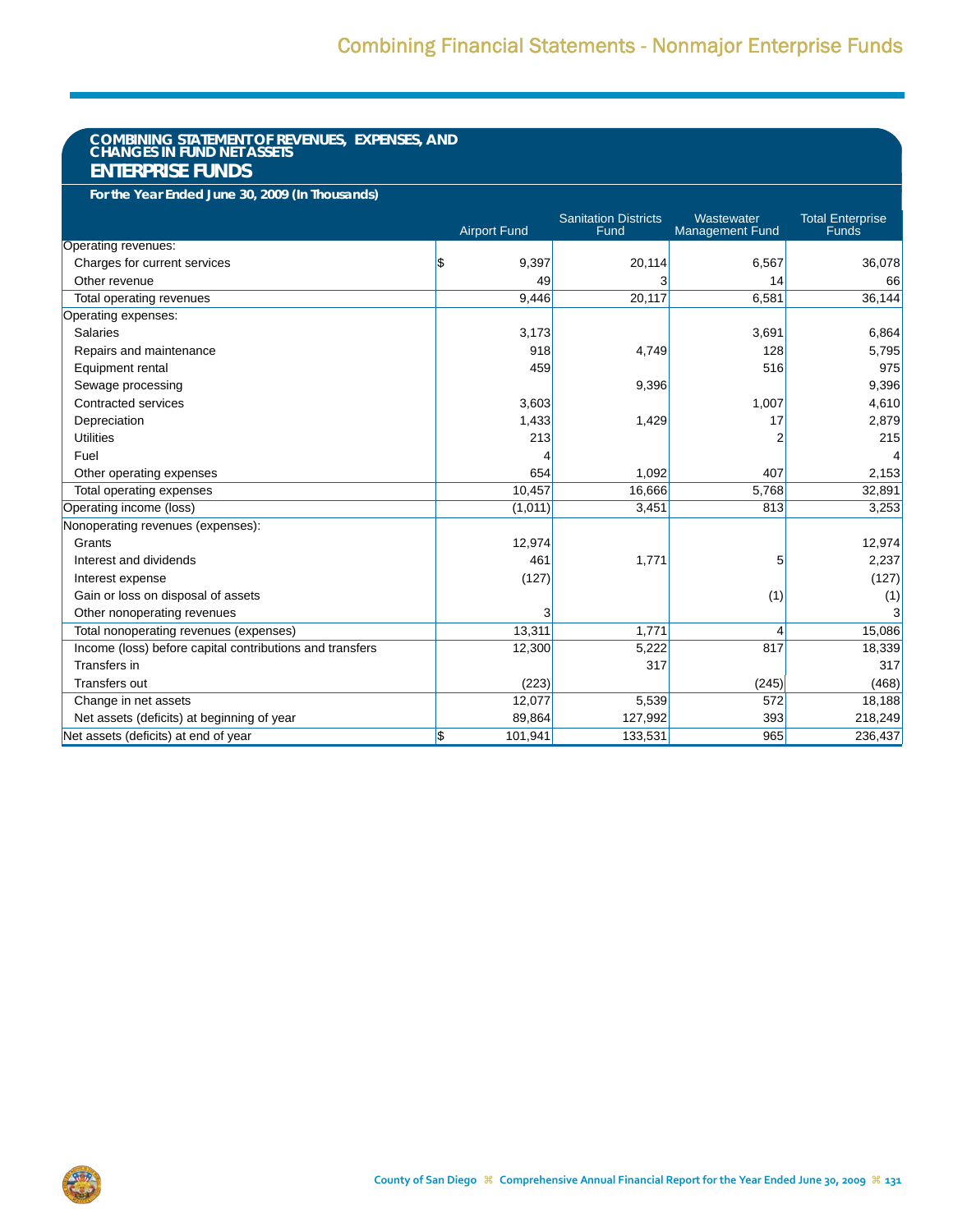## COMBINING STATEMENT OF REVENUES, EXPENSES, AND CHANGES IN FUND NET ASSETS

## ENTERPRISE FUNDS

**For the Year Ended June 30, 2009 (In Thousands)**

| | Airport Fund | Sanitation Districts Fund | Wastewater Management Fund | Total Enterprise Funds |
|---|---|---|---|---|
| Operating revenues: | | | | |
| Charges for current services | $ 9,397 | 20,114 | 6,567 | 36,078 |
| Other revenue | 49 | 3 | 14 | 66 |
| Total operating revenues | 9,446 | 20,117 | 6,581 | 36,144 |
| Operating expenses: | | | | |
| Salaries | 3,173 | | 3,691 | 6,864 |
| Repairs and maintenance | 918 | 4,749 | 128 | 5,795 |
| Equipment rental | 459 | | 516 | 975 |
| Sewage processing | | 9,396 | | 9,396 |
| Contracted services | 3,603 | | 1,007 | 4,610 |
| Depreciation | 1,433 | 1,429 | 17 | 2,879 |
| Utilities | 213 | | 2 | 215 |
| Fuel | 4 | | | 4 |
| Other operating expenses | 654 | 1,092 | 407 | 2,153 |
| Total operating expenses | 10,457 | 16,666 | 5,768 | 32,891 |
| Operating income (loss) | (1,011) | 3,451 | 813 | 3,253 |
| Nonoperating revenues (expenses): | | | | |
| Grants | 12,974 | | | 12,974 |
| Interest and dividends | 461 | 1,771 | 5 | 2,237 |
| Interest expense | (127) | | | (127) |
| Gain or loss on disposal of assets | | | (1) | (1) |
| Other nonoperating revenues | 3 | | | 3 |
| Total nonoperating revenues (expenses) | 13,311 | 1,771 | 4 | 15,086 |
| Income (loss) before capital contributions and transfers | 12,300 | 5,222 | 817 | 18,339 |
| Transfers in | | 317 | | 317 |
| Transfers out | (223) | | (245) | (468) |
| Change in net assets | 12,077 | 5,539 | 572 | 18,188 |
| Net assets (deficits) at beginning of year | 89,864 | 127,992 | 393 | 218,249 |
| Net assets (deficits) at end of year | $ 101,941 | 133,531 | 965 | 236,437 |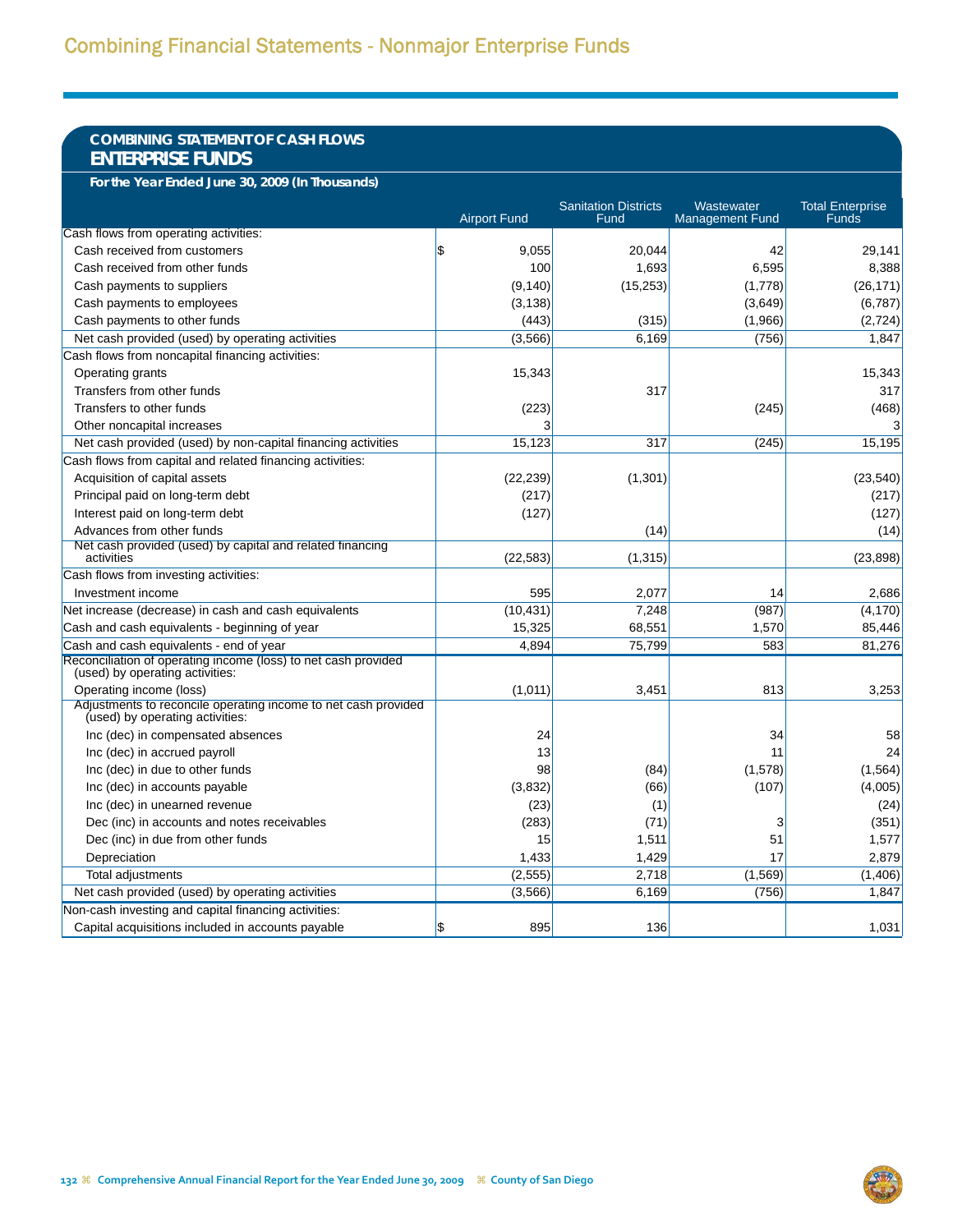# Combining Financial Statements - Nonmajor Enterprise Funds

## COMBINING STATEMENT OF CASH FLOWS
## ENTERPRISE FUNDS

**For the Year Ended June 30, 2009 (In Thousands)**

| | Airport Fund | Sanitation Districts Fund | Wastewater Management Fund | Total Enterprise Funds |
|---|---|---|---|---|
| Cash flows from operating activities: | | | | |
| Cash received from customers | $ 9,055 | 20,044 | 42 | 29,141 |
| Cash received from other funds | 100 | 1,693 | 6,595 | 8,388 |
| Cash payments to suppliers | (9,140) | (15,253) | (1,778) | (26,171) |
| Cash payments to employees | (3,138) | | (3,649) | (6,787) |
| Cash payments to other funds | (443) | (315) | (1,966) | (2,724) |
| Net cash provided (used) by operating activities | (3,566) | 6,169 | (756) | 1,847 |
| Cash flows from noncapital financing activities: | | | | |
| Operating grants | 15,343 | | | 15,343 |
| Transfers from other funds | | 317 | | 317 |
| Transfers to other funds | (223) | | (245) | (468) |
| Other noncapital increases | 3 | | | 3 |
| Net cash provided (used) by non-capital financing activities | 15,123 | 317 | (245) | 15,195 |
| Cash flows from capital and related financing activities: | | | | |
| Acquisition of capital assets | (22,239) | (1,301) | | (23,540) |
| Principal paid on long-term debt | (217) | | | (217) |
| Interest paid on long-term debt | (127) | | | (127) |
| Advances from other funds | | (14) | | (14) |
| Net cash provided (used) by capital and related financing activities | (22,583) | (1,315) | | (23,898) |
| Cash flows from investing activities: | | | | |
| Investment income | 595 | 2,077 | 14 | 2,686 |
| Net increase (decrease) in cash and cash equivalents | (10,431) | 7,248 | (987) | (4,170) |
| Cash and cash equivalents - beginning of year | 15,325 | 68,551 | 1,570 | 85,446 |
| Cash and cash equivalents - end of year | 4,894 | 75,799 | 583 | 81,276 |
| Reconciliation of operating income (loss) to net cash provided (used) by operating activities: | | | | |
| Operating income (loss) | (1,011) | 3,451 | 813 | 3,253 |
| Adjustments to reconcile operating income to net cash provided (used) by operating activities: | | | | |
| Inc (dec) in compensated absences | 24 | | 34 | 58 |
| Inc (dec) in accrued payroll | 13 | | 11 | 24 |
| Inc (dec) in due to other funds | 98 | (84) | (1,578) | (1,564) |
| Inc (dec) in accounts payable | (3,832) | (66) | (107) | (4,005) |
| Inc (dec) in unearned revenue | (23) | (1) | | (24) |
| Dec (inc) in accounts and notes receivables | (283) | (71) | 3 | (351) |
| Dec (inc) in due from other funds | 15 | 1,511 | 51 | 1,577 |
| Depreciation | 1,433 | 1,429 | 17 | 2,879 |
| Total adjustments | (2,555) | 2,718 | (1,569) | (1,406) |
| Net cash provided (used) by operating activities | (3,566) | 6,169 | (756) | 1,847 |
| Non-cash investing and capital financing activities: | | | | |
| Capital acquisitions included in accounts payable | $ 895 | 136 | | 1,031 |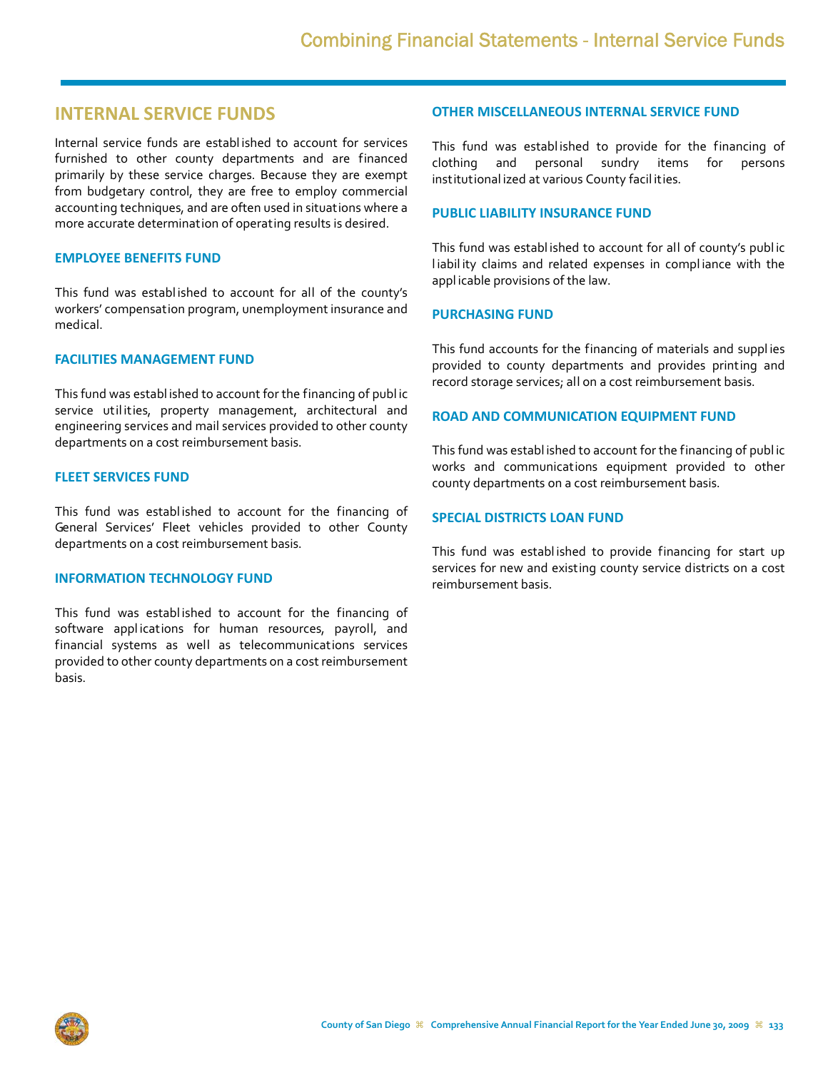# INTERNAL SERVICE FUNDS

Internal service funds are established to account for services furnished to other county departments and are financed primarily by these service charges. Because they are exempt from budgetary control, they are free to employ commercial accounting techniques, and are often used in situations where a more accurate determination of operating results is desired.

### EMPLOYEE BENEFITS FUND

This fund was established to account for all of the county's workers' compensation program, unemployment insurance and medical.

### FACILITIES MANAGEMENT FUND

This fund was established to account for the financing of public service utilities, property management, architectural and engineering services and mail services provided to other county departments on a cost reimbursement basis.

### FLEET SERVICES FUND

This fund was established to account for the financing of General Services' Fleet vehicles provided to other County departments on a cost reimbursement basis.

### INFORMATION TECHNOLOGY FUND

This fund was established to account for the financing of software applications for human resources, payroll, and financial systems as well as telecommunications services provided to other county departments on a cost reimbursement basis.

### OTHER MISCELLANEOUS INTERNAL SERVICE FUND

This fund was established to provide for the financing of clothing and personal sundry items for persons institutionalized at various County facilities.

### PUBLIC LIABILITY INSURANCE FUND

This fund was established to account for all of county's public liability claims and related expenses in compliance with the applicable provisions of the law.

### PURCHASING FUND

This fund accounts for the financing of materials and supplies provided to county departments and provides printing and record storage services; all on a cost reimbursement basis.

### ROAD AND COMMUNICATION EQUIPMENT FUND

This fund was established to account for the financing of public works and communications equipment provided to other county departments on a cost reimbursement basis.

### SPECIAL DISTRICTS LOAN FUND

This fund was established to provide financing for start up services for new and existing county service districts on a cost reimbursement basis.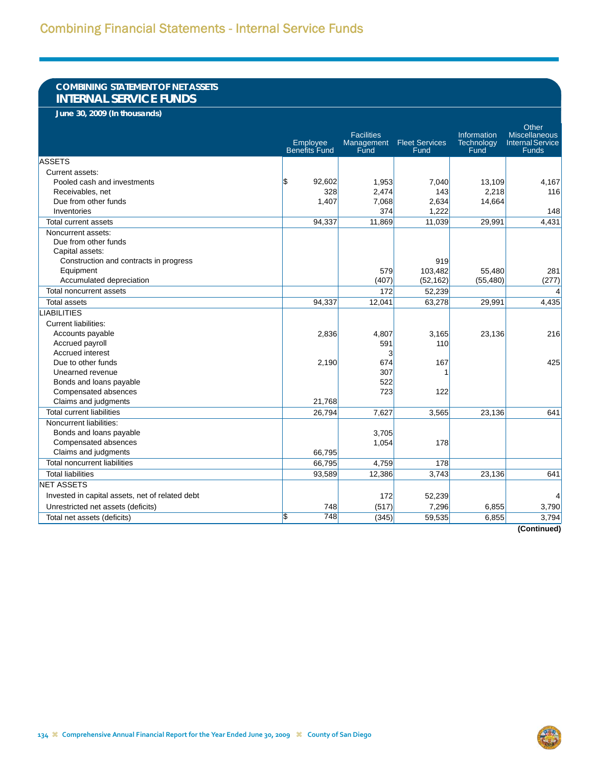# Combining Financial Statements - Internal Service Funds

## COMBINING STATEMENT OF NET ASSETS
## INTERNAL SERVICE FUNDS

**June 30, 2009 (In thousands)**

| | Employee Benefits Fund | Facilities Management Fund | Fleet Services Fund | Information Technology Fund | Other Miscellaneous Internal Service Funds |
|---|---|---|---|---|---|
| ASSETS | | | | | |
| Current assets: | | | | | |
| Pooled cash and investments | $ 92,602 | 1,953 | 7,040 | 13,109 | 4,167 |
| Receivables, net | 328 | 2,474 | 143 | 2,218 | 116 |
| Due from other funds | 1,407 | 7,068 | 2,634 | 14,664 | |
| Inventories | | 374 | 1,222 | | 148 |
| Total current assets | 94,337 | 11,869 | 11,039 | 29,991 | 4,431 |
| Noncurrent assets: | | | | | |
| Due from other funds | | | | | |
| Capital assets: | | | | | |
| Construction and contracts in progress | | | 919 | | |
| Equipment | | 579 | 103,482 | 55,480 | 281 |
| Accumulated depreciation | | (407) | (52,162) | (55,480) | (277) |
| Total noncurrent assets | | 172 | 52,239 | | 4 |
| Total assets | 94,337 | 12,041 | 63,278 | 29,991 | 4,435 |
| LIABILITIES | | | | | |
| Current liabilities: | | | | | |
| Accounts payable | 2,836 | 4,807 | 3,165 | 23,136 | 216 |
| Accrued payroll | | 591 | 110 | | |
| Accrued interest | | 3 | | | |
| Due to other funds | 2,190 | 674 | 167 | | 425 |
| Unearned revenue | | 307 | 1 | | |
| Bonds and loans payable | | 522 | | | |
| Compensated absences | | 723 | 122 | | |
| Claims and judgments | 21,768 | | | | |
| Total current liabilities | 26,794 | 7,627 | 3,565 | 23,136 | 641 |
| Noncurrent liabilities: | | | | | |
| Bonds and loans payable | | 3,705 | | | |
| Compensated absences | | 1,054 | 178 | | |
| Claims and judgments | 66,795 | | | | |
| Total noncurrent liabilities | 66,795 | 4,759 | 178 | | |
| Total liabilities | 93,589 | 12,386 | 3,743 | 23,136 | 641 |
| NET ASSETS | | | | | |
| Invested in capital assets, net of related debt | | 172 | 52,239 | | 4 |
| Unrestricted net assets (deficits) | 748 | (517) | 7,296 | 6,855 | 3,790 |
| Total net assets (deficits) | $ 748 | (345) | 59,535 | 6,855 | 3,794 |

**(Continued)**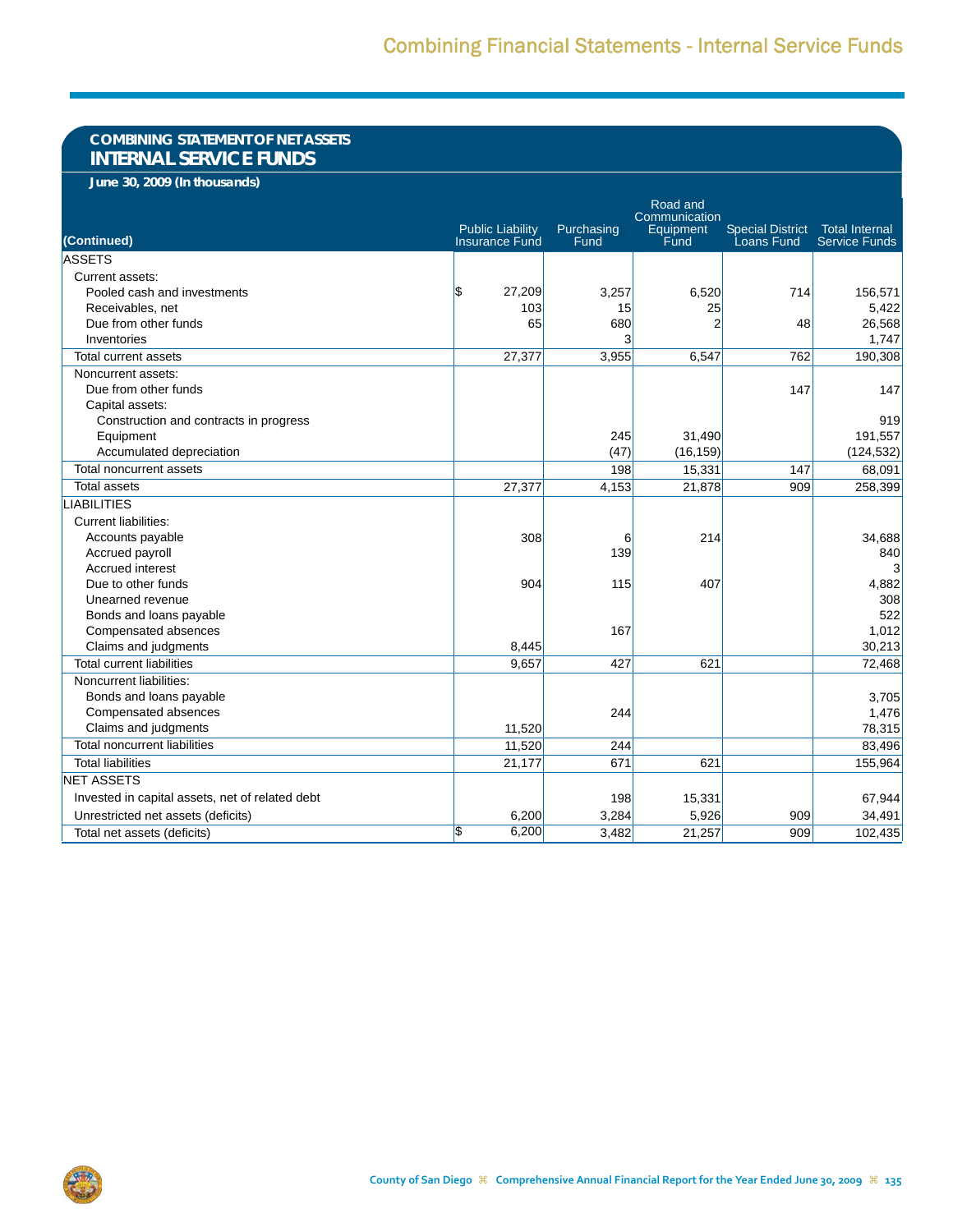## COMBINING STATEMENT OF NET ASSETS
## INTERNAL SERVICE FUNDS

***June 30, 2009 (In thousands)***

| (Continued) | Public Liability Insurance Fund | Purchasing Fund | Road and Communication Equipment Fund | Special District Loans Fund | Total Internal Service Funds |
|---|---|---|---|---|---|
| ASSETS | | | | | |
| Current assets: | | | | | |
| Pooled cash and investments | $ 27,209 | 3,257 | 6,520 | 714 | 156,571 |
| Receivables, net | 103 | 15 | 25 | | 5,422 |
| Due from other funds | 65 | 680 | 2 | 48 | 26,568 |
| Inventories | | 3 | | | 1,747 |
| Total current assets | 27,377 | 3,955 | 6,547 | 762 | 190,308 |
| Noncurrent assets: | | | | | |
| Due from other funds | | | | 147 | 147 |
| Capital assets: | | | | | |
| Construction and contracts in progress | | | | | 919 |
| Equipment | | 245 | 31,490 | | 191,557 |
| Accumulated depreciation | | (47) | (16,159) | | (124,532) |
| Total noncurrent assets | | 198 | 15,331 | 147 | 68,091 |
| Total assets | 27,377 | 4,153 | 21,878 | 909 | 258,399 |
| LIABILITIES | | | | | |
| Current liabilities: | | | | | |
| Accounts payable | 308 | 6 | 214 | | 34,688 |
| Accrued payroll | | 139 | | | 840 |
| Accrued interest | | | | | 3 |
| Due to other funds | 904 | 115 | 407 | | 4,882 |
| Unearned revenue | | | | | 308 |
| Bonds and loans payable | | | | | 522 |
| Compensated absences | | 167 | | | 1,012 |
| Claims and judgments | 8,445 | | | | 30,213 |
| Total current liabilities | 9,657 | 427 | 621 | | 72,468 |
| Noncurrent liabilities: | | | | | |
| Bonds and loans payable | | | | | 3,705 |
| Compensated absences | | 244 | | | 1,476 |
| Claims and judgments | 11,520 | | | | 78,315 |
| Total noncurrent liabilities | 11,520 | 244 | | | 83,496 |
| Total liabilities | 21,177 | 671 | 621 | | 155,964 |
| NET ASSETS | | | | | |
| Invested in capital assets, net of related debt | | 198 | 15,331 | | 67,944 |
| Unrestricted net assets (deficits) | 6,200 | 3,284 | 5,926 | 909 | 34,491 |
| Total net assets (deficits) | $ 6,200 | 3,482 | 21,257 | 909 | 102,435 |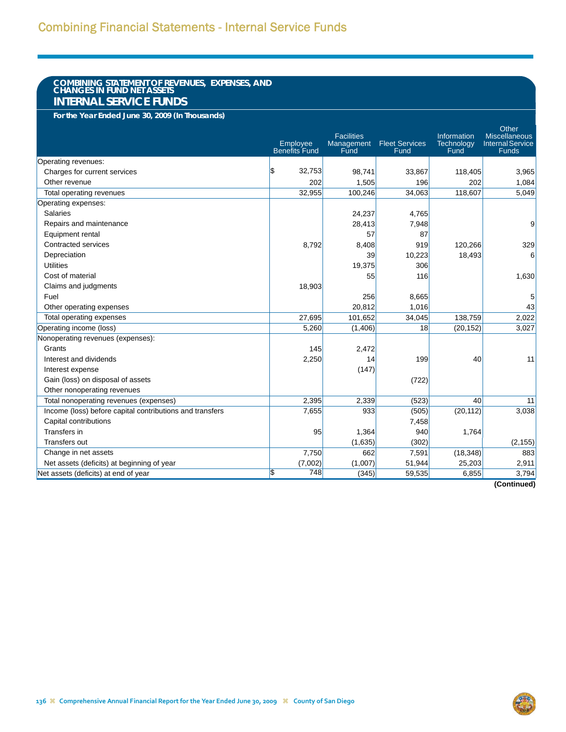# Combining Financial Statements - Internal Service Funds

## COMBINING STATEMENT OF REVENUES, EXPENSES, AND CHANGES IN FUND NET ASSETS
## INTERNAL SERVICE FUNDS

**For the Year Ended June 30, 2009 (In Thousands)**

| | Employee Benefits Fund | Facilities Management Fund | Fleet Services Fund | Information Technology Fund | Other Miscellaneous Internal Service Funds |
|---|---|---|---|---|---|
| Operating revenues: | | | | | |
| Charges for current services | $ 32,753 | 98,741 | 33,867 | 118,405 | 3,965 |
| Other revenue | 202 | 1,505 | 196 | 202 | 1,084 |
| Total operating revenues | 32,955 | 100,246 | 34,063 | 118,607 | 5,049 |
| Operating expenses: | | | | | |
| Salaries | | 24,237 | 4,765 | | |
| Repairs and maintenance | | 28,413 | 7,948 | | 9 |
| Equipment rental | | 57 | 87 | | |
| Contracted services | 8,792 | 8,408 | 919 | 120,266 | 329 |
| Depreciation | | 39 | 10,223 | 18,493 | 6 |
| Utilities | | 19,375 | 306 | | |
| Cost of material | | 55 | 116 | | 1,630 |
| Claims and judgments | 18,903 | | | | |
| Fuel | | 256 | 8,665 | | 5 |
| Other operating expenses | | 20,812 | 1,016 | | 43 |
| Total operating expenses | 27,695 | 101,652 | 34,045 | 138,759 | 2,022 |
| Operating income (loss) | 5,260 | (1,406) | 18 | (20,152) | 3,027 |
| Nonoperating revenues (expenses): | | | | | |
| Grants | 145 | 2,472 | | | |
| Interest and dividends | 2,250 | 14 | 199 | 40 | 11 |
| Interest expense | | (147) | | | |
| Gain (loss) on disposal of assets | | | (722) | | |
| Other nonoperating revenues | | | | | |
| Total nonoperating revenues (expenses) | 2,395 | 2,339 | (523) | 40 | 11 |
| Income (loss) before capital contributions and transfers | 7,655 | 933 | (505) | (20,112) | 3,038 |
| Capital contributions | | | 7,458 | | |
| Transfers in | 95 | 1,364 | 940 | 1,764 | |
| Transfers out | | (1,635) | (302) | | (2,155) |
| Change in net assets | 7,750 | 662 | 7,591 | (18,348) | 883 |
| Net assets (deficits) at beginning of year | (7,002) | (1,007) | 51,944 | 25,203 | 2,911 |
| Net assets (deficits) at end of year | $ 748 | (345) | 59,535 | 6,855 | 3,794 |

**(Continued)**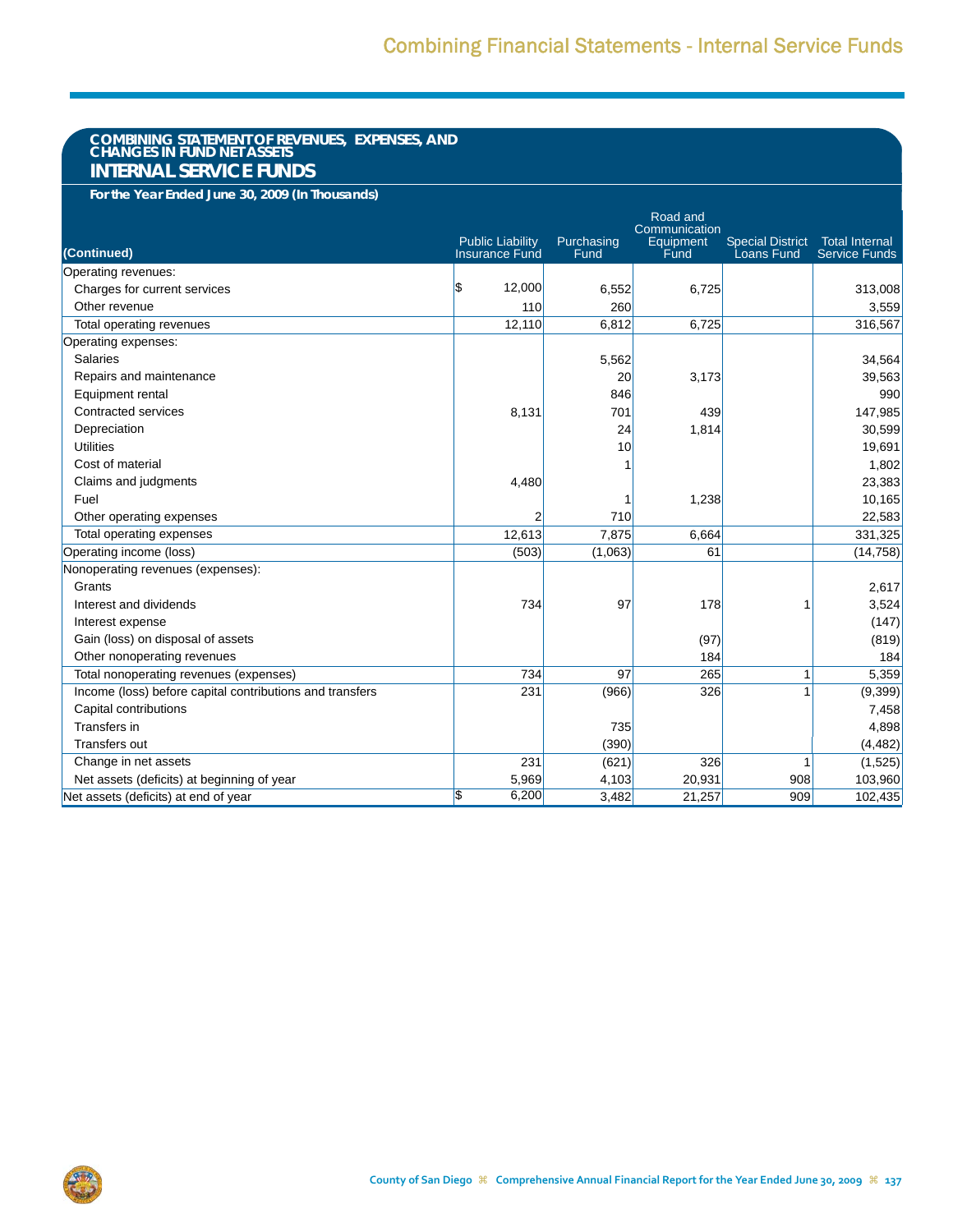## COMBINING STATEMENT OF REVENUES, EXPENSES, AND CHANGES IN FUND NET ASSETS

# INTERNAL SERVICE FUNDS

**For the Year Ended June 30, 2009 (In Thousands)**

| (Continued) | Public Liability Insurance Fund | Purchasing Fund | Road and Communication Equipment Fund | Special District Loans Fund | Total Internal Service Funds |
|---|---|---|---|---|---|
| Operating revenues: | | | | | |
| Charges for current services | $ 12,000 | 6,552 | 6,725 | | 313,008 |
| Other revenue | 110 | 260 | | | 3,559 |
| Total operating revenues | 12,110 | 6,812 | 6,725 | | 316,567 |
| Operating expenses: | | | | | |
| Salaries | | 5,562 | | | 34,564 |
| Repairs and maintenance | | 20 | 3,173 | | 39,563 |
| Equipment rental | | 846 | | | 990 |
| Contracted services | 8,131 | 701 | 439 | | 147,985 |
| Depreciation | | 24 | 1,814 | | 30,599 |
| Utilities | | 10 | | | 19,691 |
| Cost of material | | 1 | | | 1,802 |
| Claims and judgments | 4,480 | | | | 23,383 |
| Fuel | | 1 | 1,238 | | 10,165 |
| Other operating expenses | 2 | 710 | | | 22,583 |
| Total operating expenses | 12,613 | 7,875 | 6,664 | | 331,325 |
| Operating income (loss) | (503) | (1,063) | 61 | | (14,758) |
| Nonoperating revenues (expenses): | | | | | |
| Grants | | | | | 2,617 |
| Interest and dividends | 734 | 97 | 178 | 1 | 3,524 |
| Interest expense | | | | | (147) |
| Gain (loss) on disposal of assets | | | (97) | | (819) |
| Other nonoperating revenues | | | 184 | | 184 |
| Total nonoperating revenues (expenses) | 734 | 97 | 265 | 1 | 5,359 |
| Income (loss) before capital contributions and transfers | 231 | (966) | 326 | 1 | (9,399) |
| Capital contributions | | | | | 7,458 |
| Transfers in | | 735 | | | 4,898 |
| Transfers out | | (390) | | | (4,482) |
| Change in net assets | 231 | (621) | 326 | 1 | (1,525) |
| Net assets (deficits) at beginning of year | 5,969 | 4,103 | 20,931 | 908 | 103,960 |
| Net assets (deficits) at end of year | $ 6,200 | 3,482 | 21,257 | 909 | 102,435 |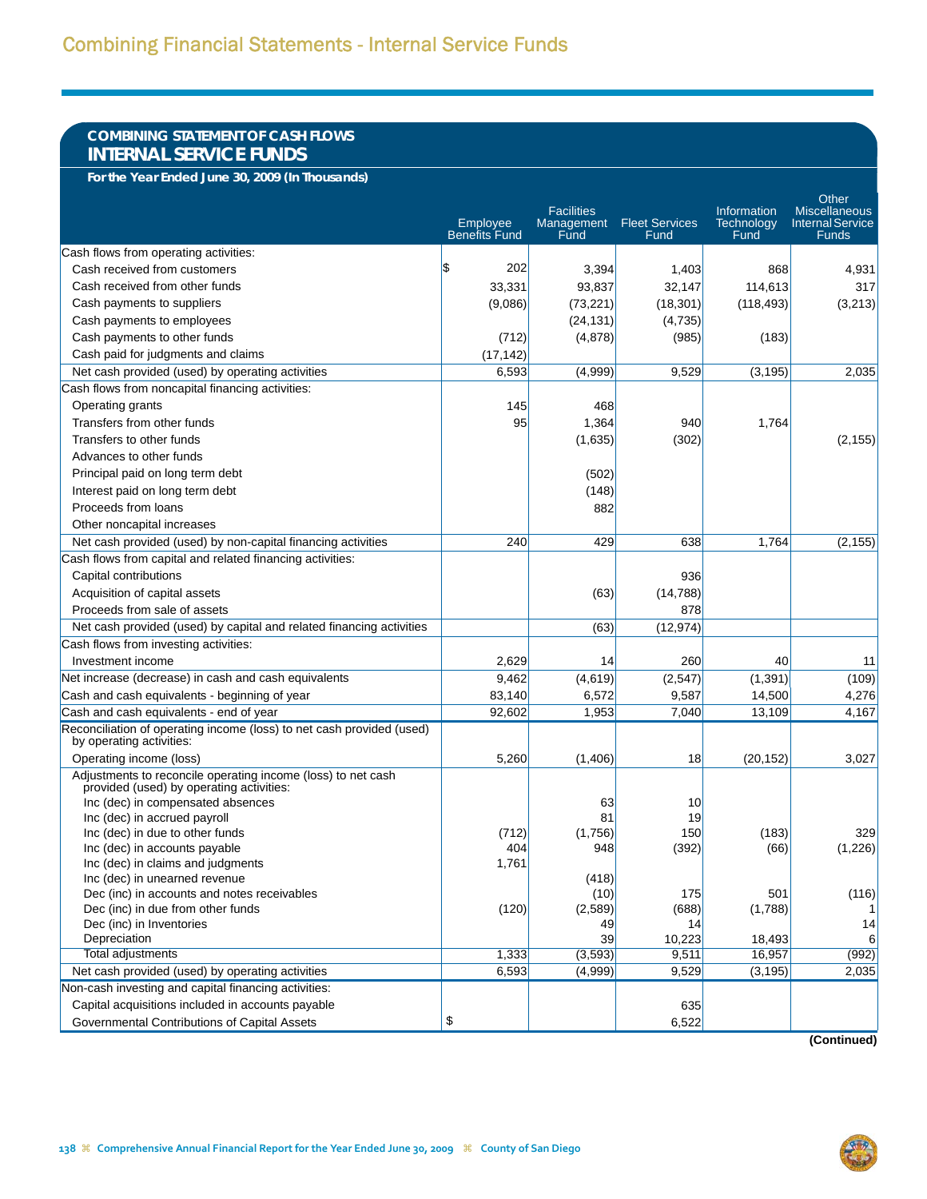# Combining Financial Statements - Internal Service Funds

## COMBINING STATEMENT OF CASH FLOWS
## INTERNAL SERVICE FUNDS

**For the Year Ended June 30, 2009 (In Thousands)**

| | Employee Benefits Fund | Facilities Management Fund | Fleet Services Fund | Information Technology Fund | Other Miscellaneous Internal Service Funds |
|---|---|---|---|---|---|
| Cash flows from operating activities: | | | | | |
| Cash received from customers | $ 202 | 3,394 | 1,403 | 868 | 4,931 |
| Cash received from other funds | 33,331 | 93,837 | 32,147 | 114,613 | 317 |
| Cash payments to suppliers | (9,086) | (73,221) | (18,301) | (118,493) | (3,213) |
| Cash payments to employees | | (24,131) | (4,735) | | |
| Cash payments to other funds | (712) | (4,878) | (985) | (183) | |
| Cash paid for judgments and claims | (17,142) | | | | |
| Net cash provided (used) by operating activities | 6,593 | (4,999) | 9,529 | (3,195) | 2,035 |
| Cash flows from noncapital financing activities: | | | | | |
| Operating grants | 145 | 468 | | | |
| Transfers from other funds | 95 | 1,364 | 940 | 1,764 | |
| Transfers to other funds | | (1,635) | (302) | | (2,155) |
| Advances to other funds | | | | | |
| Principal paid on long term debt | | (502) | | | |
| Interest paid on long term debt | | (148) | | | |
| Proceeds from loans | | 882 | | | |
| Other noncapital increases | | | | | |
| Net cash provided (used) by non-capital financing activities | 240 | 429 | 638 | 1,764 | (2,155) |
| Cash flows from capital and related financing activities: | | | | | |
| Capital contributions | | | 936 | | |
| Acquisition of capital assets | | (63) | (14,788) | | |
| Proceeds from sale of assets | | | 878 | | |
| Net cash provided (used) by capital and related financing activities | | (63) | (12,974) | | |
| Cash flows from investing activities: | | | | | |
| Investment income | 2,629 | 14 | 260 | 40 | 11 |
| Net increase (decrease) in cash and cash equivalents | 9,462 | (4,619) | (2,547) | (1,391) | (109) |
| Cash and cash equivalents - beginning of year | 83,140 | 6,572 | 9,587 | 14,500 | 4,276 |
| Cash and cash equivalents - end of year | 92,602 | 1,953 | 7,040 | 13,109 | 4,167 |
| Reconciliation of operating income (loss) to net cash provided (used) by operating activities: | | | | | |
| Operating income (loss) | 5,260 | (1,406) | 18 | (20,152) | 3,027 |
| Adjustments to reconcile operating income (loss) to net cash provided (used) by operating activities: | | | | | |
| Inc (dec) in compensated absences | | 63 | 10 | | |
| Inc (dec) in accrued payroll | | 81 | 19 | | |
| Inc (dec) in due to other funds | (712) | (1,756) | 150 | (183) | 329 |
| Inc (dec) in accounts payable | 404 | 948 | (392) | (66) | (1,226) |
| Inc (dec) in claims and judgments | 1,761 | | | | |
| Inc (dec) in unearned revenue | | (418) | | | |
| Dec (inc) in accounts and notes receivables | | (10) | 175 | 501 | (116) |
| Dec (inc) in due from other funds | (120) | (2,589) | (688) | (1,788) | 1 |
| Dec (inc) in Inventories | | 49 | 14 | | 14 |
| Depreciation | | 39 | 10,223 | 18,493 | 6 |
| Total adjustments | 1,333 | (3,593) | 9,511 | 16,957 | (992) |
| Net cash provided (used) by operating activities | 6,593 | (4,999) | 9,529 | (3,195) | 2,035 |
| Non-cash investing and capital financing activities: | | | | | |
| Capital acquisitions included in accounts payable | | | 635 | | |
| Governmental Contributions of Capital Assets | $ | | 6,522 | | |

**(Continued)**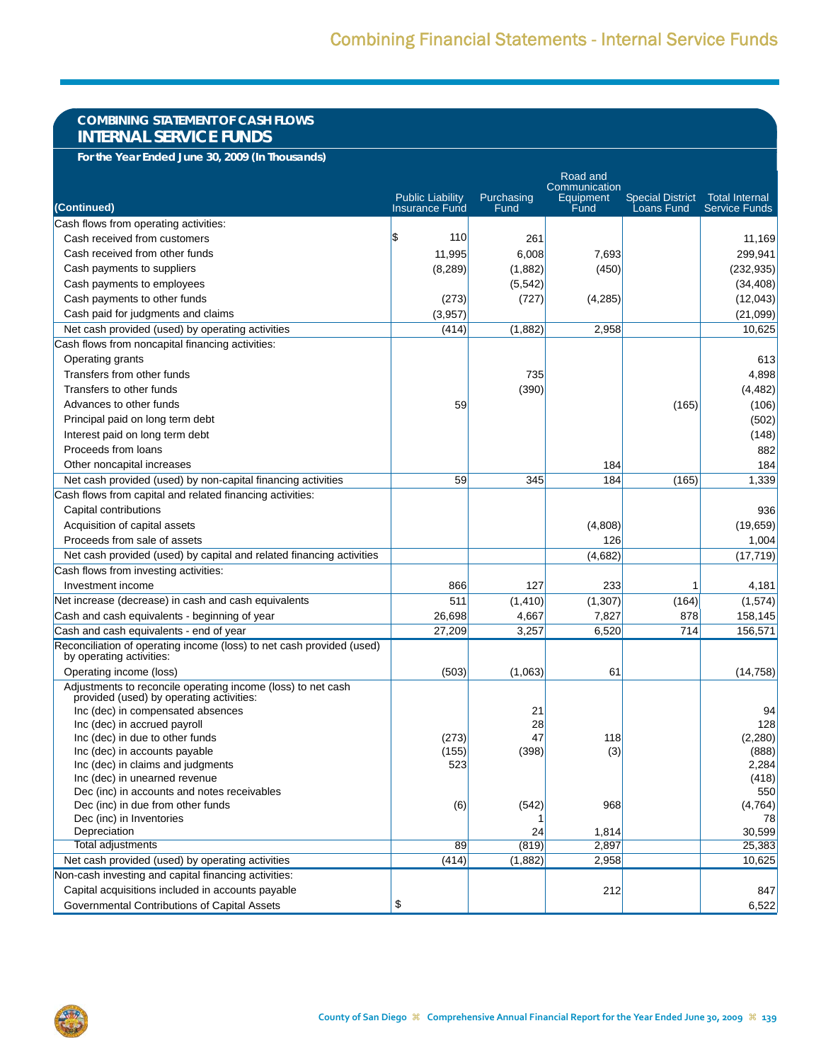## COMBINING STATEMENT OF CASH FLOWS
## INTERNAL SERVICE FUNDS

**For the Year Ended June 30, 2009 (In Thousands)**

| (Continued) | Public Liability Insurance Fund | Purchasing Fund | Road and Communication Equipment Fund | Special District Loans Fund | Total Internal Service Funds |
|---|---|---|---|---|---|
| Cash flows from operating activities: | | | | | |
| Cash received from customers | $ 110 | 261 | | | 11,169 |
| Cash received from other funds | 11,995 | 6,008 | 7,693 | | 299,941 |
| Cash payments to suppliers | (8,289) | (1,882) | (450) | | (232,935) |
| Cash payments to employees | | (5,542) | | | (34,408) |
| Cash payments to other funds | (273) | (727) | (4,285) | | (12,043) |
| Cash paid for judgments and claims | (3,957) | | | | (21,099) |
| Net cash provided (used) by operating activities | (414) | (1,882) | 2,958 | | 10,625 |
| Cash flows from noncapital financing activities: | | | | | |
| Operating grants | | | | | 613 |
| Transfers from other funds | | 735 | | | 4,898 |
| Transfers to other funds | | (390) | | | (4,482) |
| Advances to other funds | 59 | | | (165) | (106) |
| Principal paid on long term debt | | | | | (502) |
| Interest paid on long term debt | | | | | (148) |
| Proceeds from loans | | | | | 882 |
| Other noncapital increases | | | 184 | | 184 |
| Net cash provided (used) by non-capital financing activities | 59 | 345 | 184 | (165) | 1,339 |
| Cash flows from capital and related financing activities: | | | | | |
| Capital contributions | | | | | 936 |
| Acquisition of capital assets | | | (4,808) | | (19,659) |
| Proceeds from sale of assets | | | 126 | | 1,004 |
| Net cash provided (used) by capital and related financing activities | | | (4,682) | | (17,719) |
| Cash flows from investing activities: | | | | | |
| Investment income | 866 | 127 | 233 | 1 | 4,181 |
| Net increase (decrease) in cash and cash equivalents | 511 | (1,410) | (1,307) | (164) | (1,574) |
| Cash and cash equivalents - beginning of year | 26,698 | 4,667 | 7,827 | 878 | 158,145 |
| Cash and cash equivalents - end of year | 27,209 | 3,257 | 6,520 | 714 | 156,571 |
| Reconciliation of operating income (loss) to net cash provided (used) by operating activities: | | | | | |
| Operating income (loss) | (503) | (1,063) | 61 | | (14,758) |
| Adjustments to reconcile operating income (loss) to net cash provided (used) by operating activities: | | | | | |
| Inc (dec) in compensated absences | | 21 | | | 94 |
| Inc (dec) in accrued payroll | | 28 | | | 128 |
| Inc (dec) in due to other funds | (273) | 47 | 118 | | (2,280) |
| Inc (dec) in accounts payable | (155) | (398) | (3) | | (888) |
| Inc (dec) in claims and judgments | 523 | | | | 2,284 |
| Inc (dec) in unearned revenue | | | | | (418) |
| Dec (inc) in accounts and notes receivables | | | | | 550 |
| Dec (inc) in due from other funds | (6) | (542) | 968 | | (4,764) |
| Dec (inc) in Inventories | | 1 | | | 78 |
| Depreciation | | 24 | 1,814 | | 30,599 |
| Total adjustments | 89 | (819) | 2,897 | | 25,383 |
| Net cash provided (used) by operating activities | (414) | (1,882) | 2,958 | | 10,625 |
| Non-cash investing and capital financing activities: | | | | | |
| Capital acquisitions included in accounts payable | | | 212 | | 847 |
| Governmental Contributions of Capital Assets | $ | | | | 6,522 |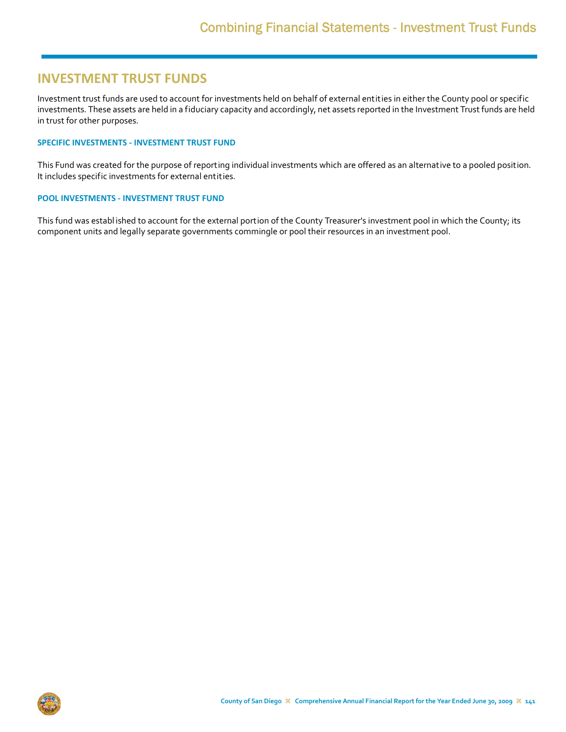# INVESTMENT TRUST FUNDS

Investment trust funds are used to account for investments held on behalf of external entities in either the County pool or specific investments. These assets are held in a fiduciary capacity and accordingly, net assets reported in the Investment Trust funds are held in trust for other purposes.

### SPECIFIC INVESTMENTS - INVESTMENT TRUST FUND

This Fund was created for the purpose of reporting individual investments which are offered as an alternative to a pooled position. It includes specific investments for external entities.

### POOL INVESTMENTS - INVESTMENT TRUST FUND

This fund was established to account for the external portion of the County Treasurer's investment pool in which the County; its component units and legally separate governments commingle or pool their resources in an investment pool.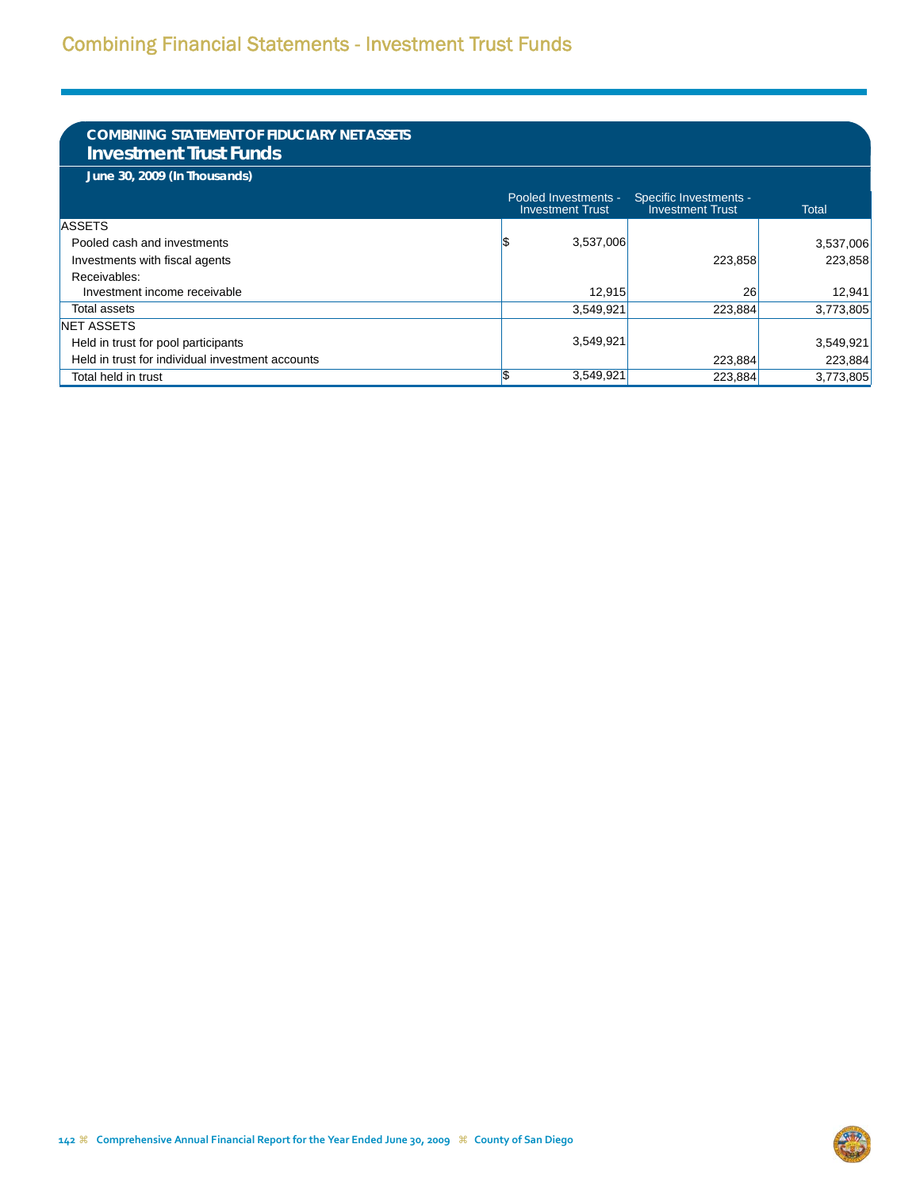# Combining Financial Statements - Investment Trust Funds

## COMBINING STATEMENT OF FIDUCIARY NET ASSETS
### Investment Trust Funds

**June 30, 2009 (In Thousands)**

| | Pooled Investments - Investment Trust | Specific Investments - Investment Trust | Total |
|---|---|---|---|
| ASSETS | | | |
| Pooled cash and investments | $ 3,537,006 | | 3,537,006 |
| Investments with fiscal agents | | 223,858 | 223,858 |
| Receivables: | | | |
| Investment income receivable | 12,915 | 26 | 12,941 |
| Total assets | 3,549,921 | 223,884 | 3,773,805 |
| NET ASSETS | | | |
| Held in trust for pool participants | 3,549,921 | | 3,549,921 |
| Held in trust for individual investment accounts | | 223,884 | 223,884 |
| Total held in trust | $ 3,549,921 | 223,884 | 3,773,805 |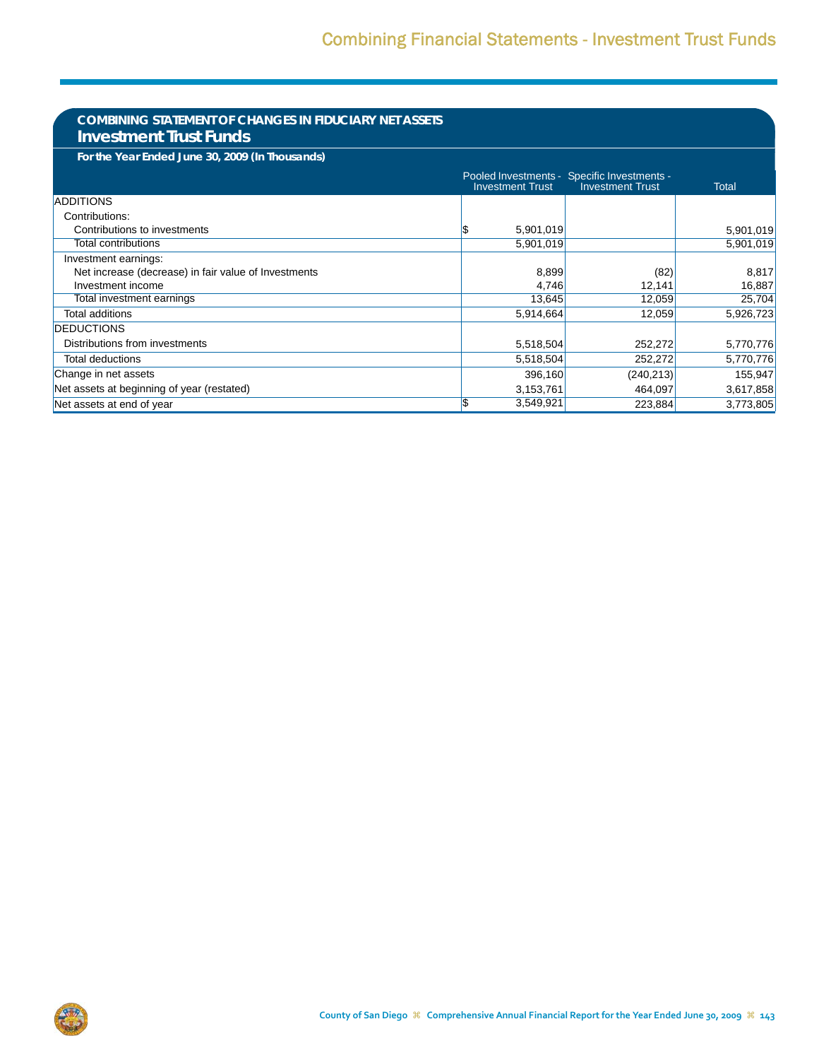## COMBINING STATEMENT OF CHANGES IN FIDUCIARY NET ASSETS

### Investment Trust Funds

**For the Year Ended June 30, 2009 (In Thousands)**

| | Pooled Investments - Investment Trust | Specific Investments - Investment Trust | Total |
|---|---|---|---|
| ADDITIONS | | | |
| Contributions: | | | |
| Contributions to investments | $ 5,901,019 | | 5,901,019 |
| Total contributions | 5,901,019 | | 5,901,019 |
| Investment earnings: | | | |
| Net increase (decrease) in fair value of Investments | 8,899 | (82) | 8,817 |
| Investment income | 4,746 | 12,141 | 16,887 |
| Total investment earnings | 13,645 | 12,059 | 25,704 |
| Total additions | 5,914,664 | 12,059 | 5,926,723 |
| DEDUCTIONS | | | |
| Distributions from investments | 5,518,504 | 252,272 | 5,770,776 |
| Total deductions | 5,518,504 | 252,272 | 5,770,776 |
| Change in net assets | 396,160 | (240,213) | 155,947 |
| Net assets at beginning of year (restated) | 3,153,761 | 464,097 | 3,617,858 |
| Net assets at end of year | $ 3,549,921 | 223,884 | 3,773,805 |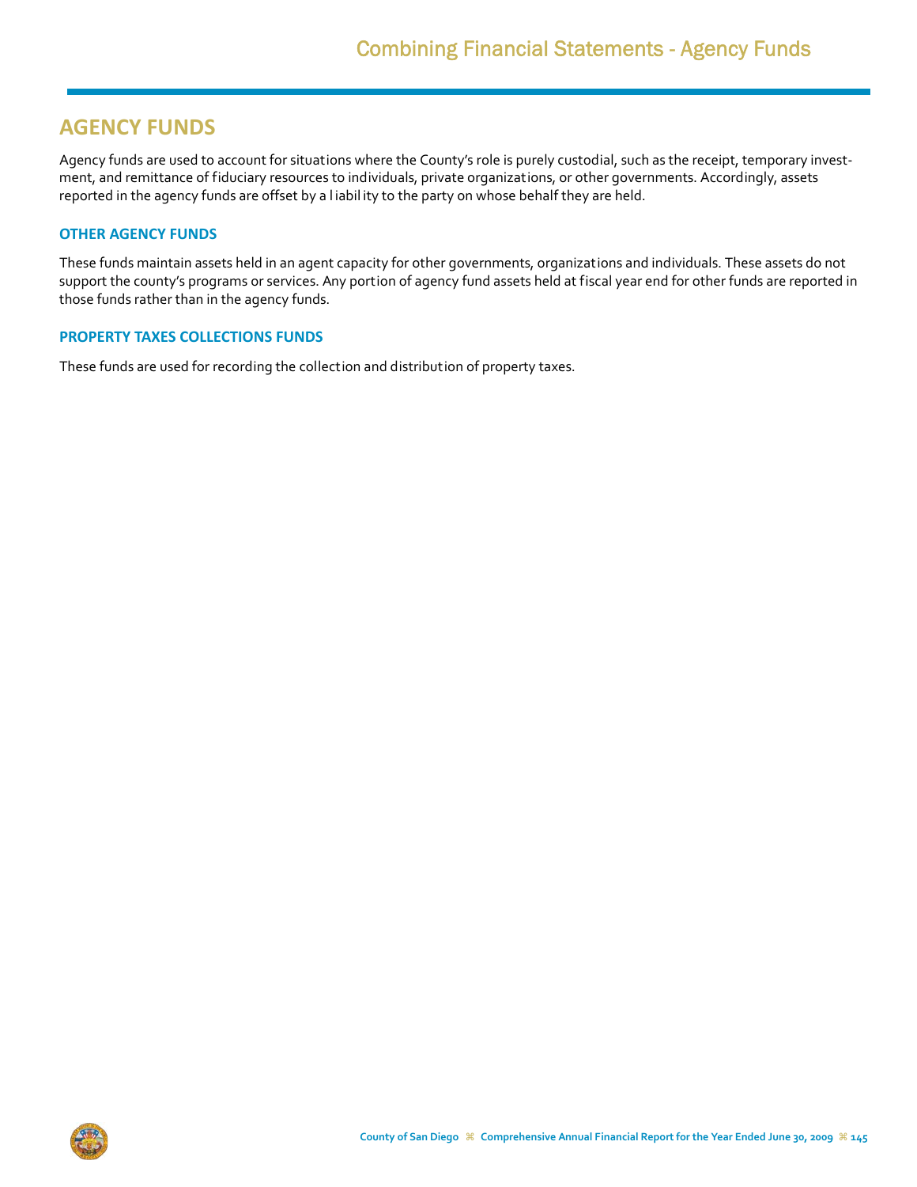# AGENCY FUNDS

Agency funds are used to account for situations where the County's role is purely custodial, such as the receipt, temporary investment, and remittance of fiduciary resources to individuals, private organizations, or other governments. Accordingly, assets reported in the agency funds are offset by a liability to the party on whose behalf they are held.

## OTHER AGENCY FUNDS

These funds maintain assets held in an agent capacity for other governments, organizations and individuals. These assets do not support the county's programs or services. Any portion of agency fund assets held at fiscal year end for other funds are reported in those funds rather than in the agency funds.

## PROPERTY TAXES COLLECTIONS FUNDS

These funds are used for recording the collection and distribution of property taxes.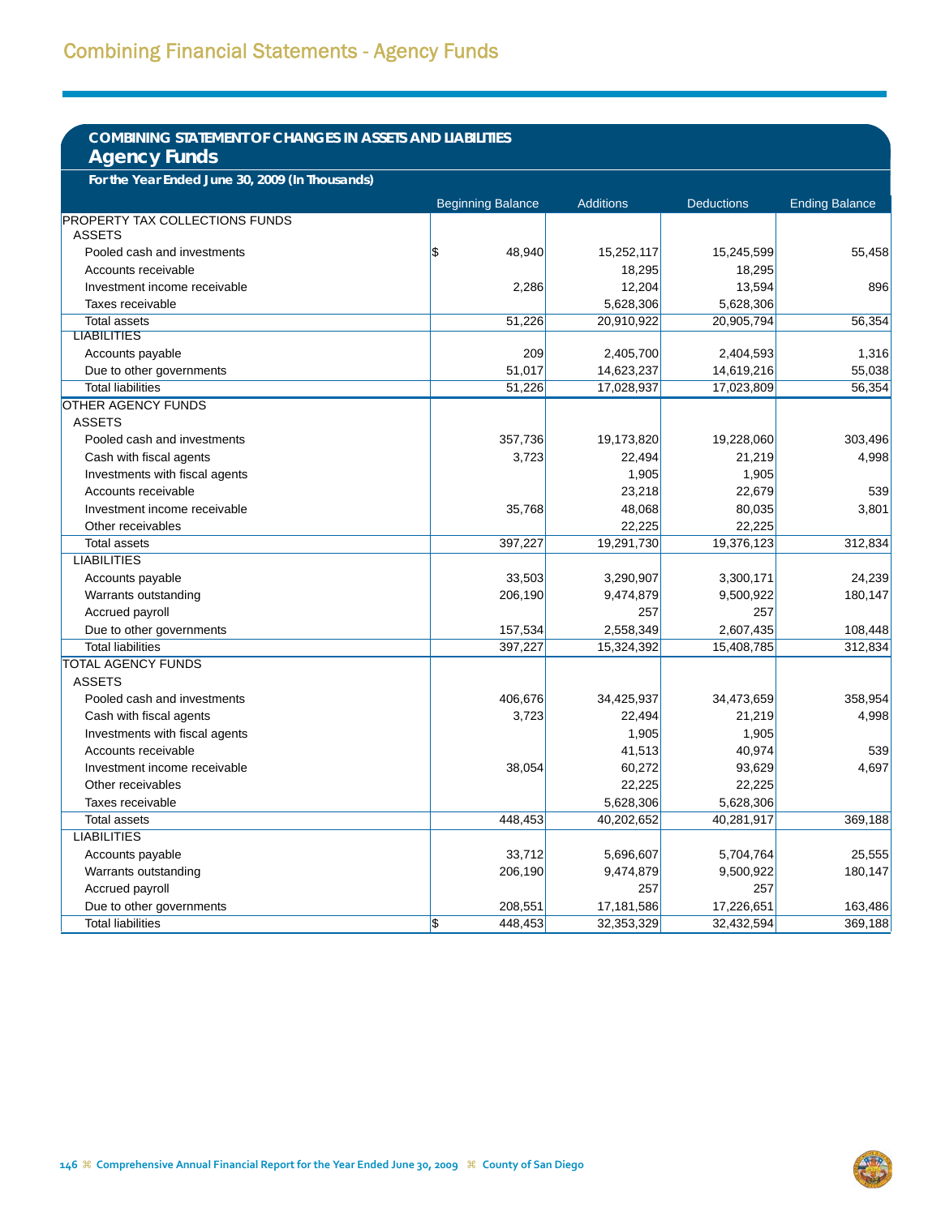# Combining Financial Statements - Agency Funds

## COMBINING STATEMENT OF CHANGES IN ASSETS AND LIABILITIES
## Agency Funds

**For the Year Ended June 30, 2009 (In Thousands)**

| | Beginning Balance | Additions | Deductions | Ending Balance |
|---|---|---|---|---|
| PROPERTY TAX COLLECTIONS FUNDS | | | | |
| ASSETS | | | | |
| Pooled cash and investments | $ 48,940 | 15,252,117 | 15,245,599 | 55,458 |
| Accounts receivable | | 18,295 | 18,295 | |
| Investment income receivable | 2,286 | 12,204 | 13,594 | 896 |
| Taxes receivable | | 5,628,306 | 5,628,306 | |
| Total assets | 51,226 | 20,910,922 | 20,905,794 | 56,354 |
| LIABILITIES | | | | |
| Accounts payable | 209 | 2,405,700 | 2,404,593 | 1,316 |
| Due to other governments | 51,017 | 14,623,237 | 14,619,216 | 55,038 |
| Total liabilities | 51,226 | 17,028,937 | 17,023,809 | 56,354 |
| OTHER AGENCY FUNDS | | | | |
| ASSETS | | | | |
| Pooled cash and investments | 357,736 | 19,173,820 | 19,228,060 | 303,496 |
| Cash with fiscal agents | 3,723 | 22,494 | 21,219 | 4,998 |
| Investments with fiscal agents | | 1,905 | 1,905 | |
| Accounts receivable | | 23,218 | 22,679 | 539 |
| Investment income receivable | 35,768 | 48,068 | 80,035 | 3,801 |
| Other receivables | | 22,225 | 22,225 | |
| Total assets | 397,227 | 19,291,730 | 19,376,123 | 312,834 |
| LIABILITIES | | | | |
| Accounts payable | 33,503 | 3,290,907 | 3,300,171 | 24,239 |
| Warrants outstanding | 206,190 | 9,474,879 | 9,500,922 | 180,147 |
| Accrued payroll | | 257 | 257 | |
| Due to other governments | 157,534 | 2,558,349 | 2,607,435 | 108,448 |
| Total liabilities | 397,227 | 15,324,392 | 15,408,785 | 312,834 |
| TOTAL AGENCY FUNDS | | | | |
| ASSETS | | | | |
| Pooled cash and investments | 406,676 | 34,425,937 | 34,473,659 | 358,954 |
| Cash with fiscal agents | 3,723 | 22,494 | 21,219 | 4,998 |
| Investments with fiscal agents | | 1,905 | 1,905 | |
| Accounts receivable | | 41,513 | 40,974 | 539 |
| Investment income receivable | 38,054 | 60,272 | 93,629 | 4,697 |
| Other receivables | | 22,225 | 22,225 | |
| Taxes receivable | | 5,628,306 | 5,628,306 | |
| Total assets | 448,453 | 40,202,652 | 40,281,917 | 369,188 |
| LIABILITIES | | | | |
| Accounts payable | 33,712 | 5,696,607 | 5,704,764 | 25,555 |
| Warrants outstanding | 206,190 | 9,474,879 | 9,500,922 | 180,147 |
| Accrued payroll | | 257 | 257 | |
| Due to other governments | 208,551 | 17,181,586 | 17,226,651 | 163,486 |
| Total liabilities | $ 448,453 | 32,353,329 | 32,432,594 | 369,188 |